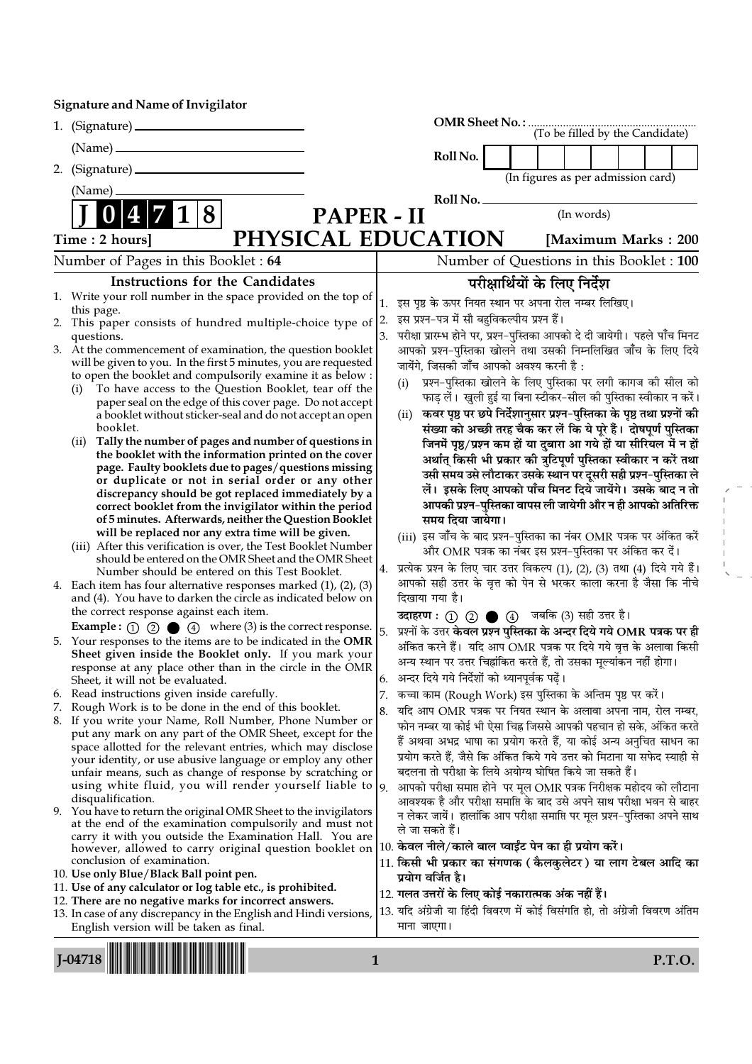**Signature and Name of Invigilator**

1. (Signature) ____________________

   (Name) ____________________

2. (Signature) ____________________

   (Name) ____________________

**OMR Sheet No. :** .................................................
(To be filled by the Candidate)

**Roll No.** | | | | | | | | |
(In figures as per admission card)

**Roll No.** ______________________________
(In words)

**J 0 4 7 1 8**

# PAPER - II
# PHYSICAL EDUCATION

**Time : 2 hours]** **[Maximum Marks : 200**

Number of Pages in this Booklet : 64 | Number of Questions in this Booklet : 100

## Instructions for the Candidates

1. Write your roll number in the space provided on the top of this page.
2. This paper consists of hundred multiple-choice type of questions.
3. At the commencement of examination, the question booklet will be given to you. In the first 5 minutes, you are requested to open the booklet and compulsorily examine it as below :
   (i) To have access to the Question Booklet, tear off the paper seal on the edge of this cover page. Do not accept a booklet without sticker-seal and do not accept an open booklet.
   (ii) **Tally the number of pages and number of questions in the booklet with the information printed on the cover page. Faulty booklets due to pages/questions missing or duplicate or not in serial order or any other discrepancy should be got replaced immediately by a correct booklet from the invigilator within the period of 5 minutes. Afterwards, neither the Question Booklet will be replaced nor any extra time will be given.**
   (iii) After this verification is over, the Test Booklet Number should be entered on the OMR Sheet and the OMR Sheet Number should be entered on this Test Booklet.
4. Each item has four alternative responses marked (1), (2), (3) and (4). You have to darken the circle as indicated below on the correct response against each item.
   **Example :** ① ② ● ④ where (3) is the correct response.
5. Your responses to the items are to be indicated in the **OMR Sheet given inside the Booklet only.** If you mark your response at any place other than in the circle in the OMR Sheet, it will not be evaluated.
6. Read instructions given inside carefully.
7. Rough Work is to be done in the end of this booklet.
8. If you write your Name, Roll Number, Phone Number or put any mark on any part of the OMR Sheet, except for the space allotted for the relevant entries, which may disclose your identity, or use abusive language or employ any other unfair means, such as change of response by scratching or using white fluid, you will render yourself liable to disqualification.
9. You have to return the original OMR Sheet to the invigilators at the end of the examination compulsorily and must not carry it with you outside the Examination Hall. You are however, allowed to carry original question booklet on conclusion of examination.
10. **Use only Blue/Black Ball point pen.**
11. **Use of any calculator or log table etc., is prohibited.**
12. **There are no negative marks for incorrect answers.**
13. In case of any discrepancy in the English and Hindi versions, English version will be taken as final.

## परीक्षार्थियों के लिए निर्देश

1. इस पृष्ठ के ऊपर नियत स्थान पर अपना रोल नम्बर लिखिए।
2. इस प्रश्न-पत्र में सौ बहुविकल्पीय प्रश्न हैं।
3. परीक्षा प्रारम्भ होने पर, प्रश्न-पुस्तिका आपको दे दी जायेगी। पहले पाँच मिनट आपको प्रश्न-पुस्तिका खोलने तथा उसकी निम्नलिखित जाँच के लिए दिये जायेंगे, जिसकी जाँच आपको अवश्य करनी है :
   (i) प्रश्न-पुस्तिका खोलने के लिए पुस्तिका पर लगी कागज की सील को फाड़ लें। खुली हुई या बिना स्टीकर-सील की पुस्तिका स्वीकार न करें।
   (ii) **कवर पृष्ठ पर छपे निर्देशानुसार प्रश्न-पुस्तिका के पृष्ठ तथा प्रश्नों की संख्या को अच्छी तरह चैक कर लें कि ये पूरे हैं। दोषपूर्ण पुस्तिका जिनमें पृष्ठ/प्रश्न कम हों या दुबारा आ गये हों या सीरियल में न हों अर्थात् किसी भी प्रकार की त्रुटिपूर्ण पुस्तिका स्वीकार न करें तथा उसी समय उसे लौटाकर उसके स्थान पर दूसरी सही प्रश्न-पुस्तिका ले लें। इसके लिए आपको पाँच मिनट दिये जायेंगे। उसके बाद न तो आपकी प्रश्न-पुस्तिका वापस ली जायेगी और न ही आपको अतिरिक्त समय दिया जायेगा।**
   (iii) इस जाँच के बाद प्रश्न-पुस्तिका का नंबर OMR पत्रक पर अंकित करें और OMR पत्रक का नंबर इस प्रश्न-पुस्तिका पर अंकित कर दें।
4. प्रत्येक प्रश्न के लिए चार उत्तर विकल्प (1), (2), (3) तथा (4) दिये गये हैं। आपको सही उत्तर के वृत्त को पेन से भरकर काला करना है जैसा कि नीचे दिखाया गया है।
   **उदाहरण :** ① ② ● ④ जबकि (3) सही उत्तर है।
5. प्रश्नों के उत्तर **केवल प्रश्न पुस्तिका के अन्दर दिये गये OMR पत्रक पर ही** अंकित करने हैं। यदि आप OMR पत्रक पर दिये गये वृत्त के अलावा किसी अन्य स्थान पर उत्तर चिह्नांकित करते हैं, तो उसका मूल्यांकन नहीं होगा।
6. अन्दर दिये गये निर्देशों को ध्यानपूर्वक पढ़ें।
7. कच्चा काम (Rough Work) इस पुस्तिका के अन्तिम पृष्ठ पर करें।
8. यदि आप OMR पत्रक पर नियत स्थान के अलावा अपना नाम, रोल नम्बर, फोन नम्बर या कोई भी ऐसा चिह्न जिससे आपकी पहचान हो सके, अंकित करते हैं अथवा अभद्र भाषा का प्रयोग करते हैं, या कोई अन्य अनुचित साधन का प्रयोग करते हैं, जैसे कि अंकित किये गये उत्तर को मिटाना या सफेद स्याही से बदलना तो परीक्षा के लिये अयोग्य घोषित किये जा सकते हैं।
9. आपको परीक्षा समाप्त होने पर मूल OMR पत्रक निरीक्षक महोदय को लौटाना आवश्यक है और परीक्षा समाप्ति के बाद उसे अपने साथ परीक्षा भवन से बाहर न लेकर जायें। हालांकि आप परीक्षा समाप्ति पर मूल प्रश्न-पुस्तिका अपने साथ ले जा सकते हैं।
10. **केवल नीले/काले बाल प्वाईंट पेन का ही प्रयोग करें।**
11. **किसी भी प्रकार का संगणक (कैलकुलेटर) या लाग टेबल आदि का प्रयोग वर्जित है।**
12. **गलत उत्तरों के लिए कोई नकारात्मक अंक नहीं हैं।**
13. यदि अंग्रेजी या हिंदी विवरण में कोई विसंगति हो, तो अंग्रेजी विवरण अंतिम माना जाएगा।

J-04718

P.T.O.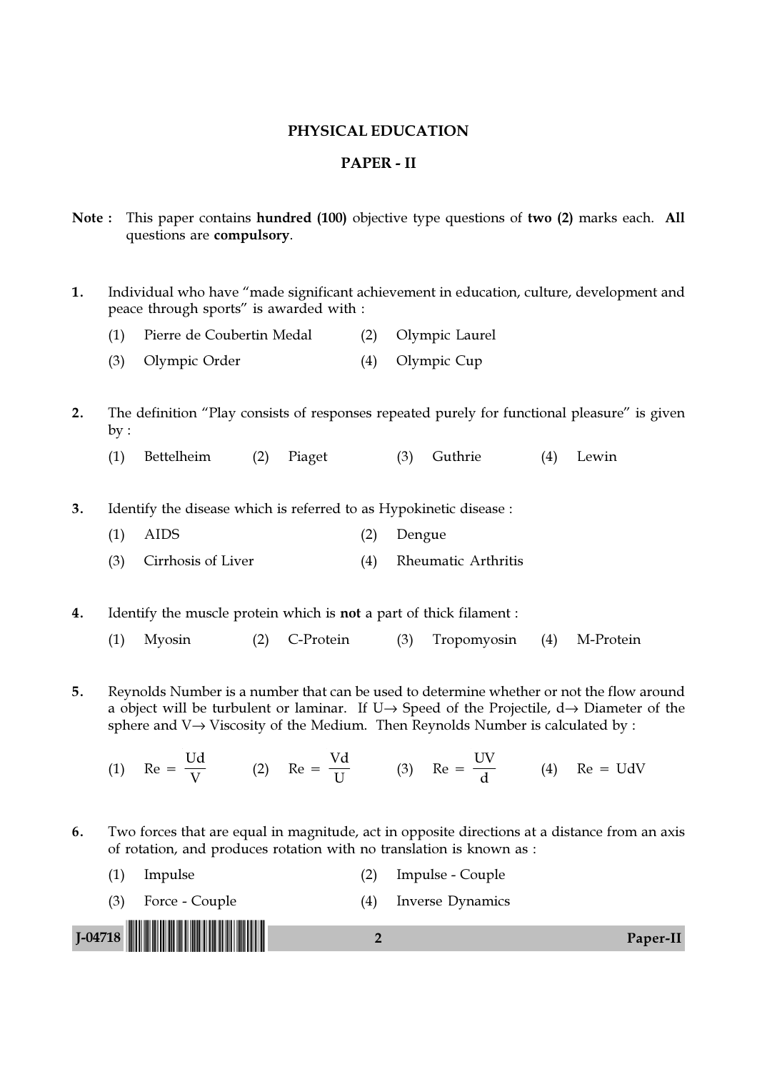# PHYSICAL EDUCATION

## PAPER - II

**Note :** This paper contains **hundred (100)** objective type questions of **two (2)** marks each. **All** questions are **compulsory**.

1. Individual who have "made significant achievement in education, culture, development and peace through sports" is awarded with :
   (1) Pierre de Coubertin Medal (2) Olympic Laurel
   (3) Olympic Order (4) Olympic Cup

2. The definition "Play consists of responses repeated purely for functional pleasure" is given by :
   (1) Bettelheim (2) Piaget (3) Guthrie (4) Lewin

3. Identify the disease which is referred to as Hypokinetic disease :
   (1) AIDS (2) Dengue
   (3) Cirrhosis of Liver (4) Rheumatic Arthritis

4. Identify the muscle protein which is **not** a part of thick filament :
   (1) Myosin (2) C-Protein (3) Tropomyosin (4) M-Protein

5. Reynolds Number is a number that can be used to determine whether or not the flow around a object will be turbulent or laminar. If U→ Speed of the Projectile, d→ Diameter of the sphere and V→ Viscosity of the Medium. Then Reynolds Number is calculated by :
   (1) $Re = \frac{Ud}{V}$ (2) $Re = \frac{Vd}{U}$ (3) $Re = \frac{UV}{d}$ (4) $Re = UdV$

6. Two forces that are equal in magnitude, act in opposite directions at a distance from an axis of rotation, and produces rotation with no translation is known as :
   (1) Impulse (2) Impulse - Couple
   (3) Force - Couple (4) Inverse Dynamics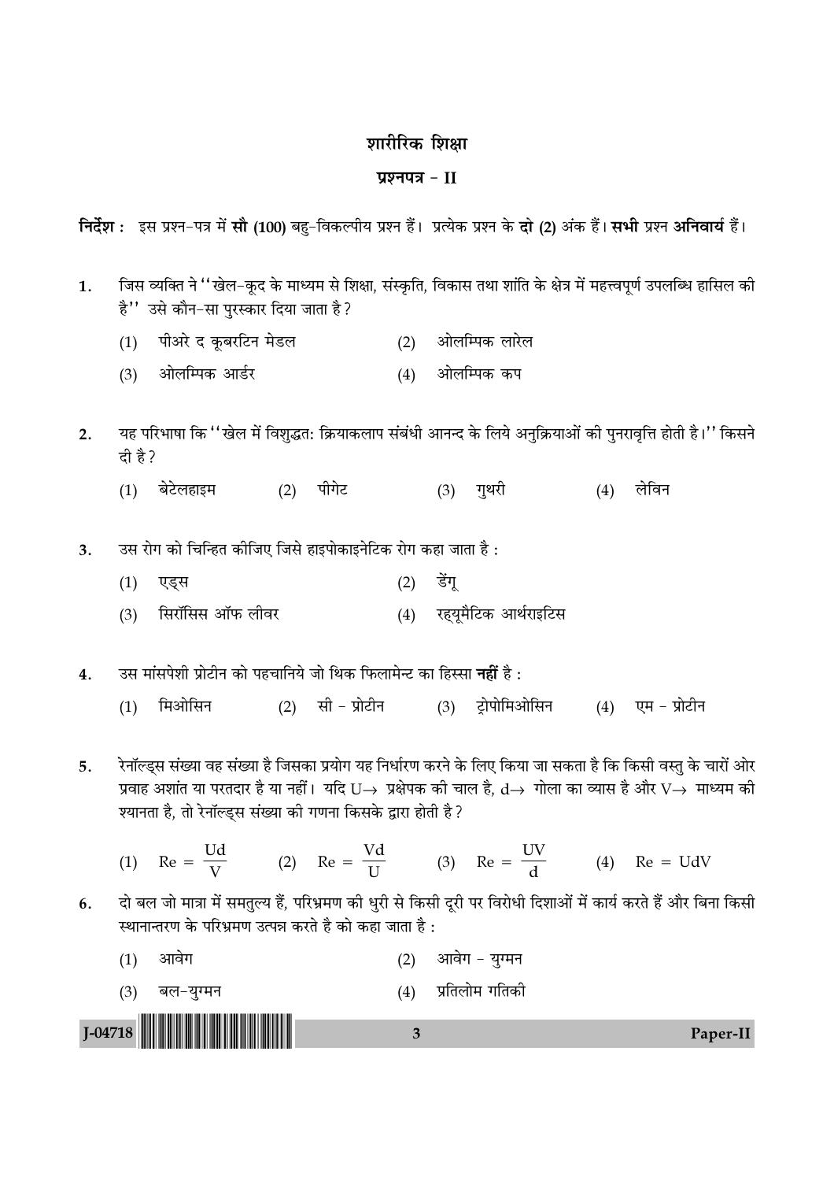# शारीरिक शिक्षा

## प्रश्नपत्र - II

**निर्देश :** इस प्रश्न-पत्र में **सौ (100)** बहु-विकल्पीय प्रश्न हैं। प्रत्येक प्रश्न के **दो (2)** अंक हैं। **सभी** प्रश्न **अनिवार्य** हैं।

**1.** जिस व्यक्ति ने "खेल-कूद के माध्यम से शिक्षा, संस्कृति, विकास तथा शांति के क्षेत्र में महत्त्वपूर्ण उपलब्धि हासिल की है" उसे कौन-सा पुरस्कार दिया जाता है ?

(1) पीअरे द कूबरटिन मेडल
(2) ओलम्पिक लारेल
(3) ओलम्पिक आर्डर
(4) ओलम्पिक कप

**2.** यह परिभाषा कि "खेल में विशुद्धत: क्रियाकलाप संबंधी आनन्द के लिये अनुक्रियाओं की पुनरावृत्ति होती है।" किसने दी है ?

(1) बेटेलहाइम
(2) पीगेट
(3) गुथरी
(4) लेविन

**3.** उस रोग को चिन्हित कीजिए जिसे हाइपोकाइनेटिक रोग कहा जाता है :

(1) एड्स
(2) डेंगू
(3) सिरॉसिस ऑफ लीवर
(4) रह्यूमैटिक आर्थराइटिस

**4.** उस मांसपेशी प्रोटीन को पहचानिये जो थिक फिलामेन्ट का हिस्सा **नहीं** है :

(1) मिओसिन
(2) सी - प्रोटीन
(3) ट्रोपोमिओसिन
(4) एम - प्रोटीन

**5.** रेनॉल्ड्स संख्या वह संख्या है जिसका प्रयोग यह निर्धारण करने के लिए किया जा सकता है कि किसी वस्तु के चारों ओर प्रवाह अशांत या परतदार है या नहीं। यदि U→ प्रक्षेपक की चाल है, d→ गोला का व्यास है और V→ माध्यम की श्यानता है, तो रेनॉल्ड्स संख्या की गणना किसके द्वारा होती है ?

(1) $Re = \frac{Ud}{V}$
(2) $Re = \frac{Vd}{U}$
(3) $Re = \frac{UV}{d}$
(4) $Re = UdV$

**6.** दो बल जो मात्रा में समतुल्य हैं, परिभ्रमण की धुरी से किसी दूरी पर विरोधी दिशाओं में कार्य करते हैं और बिना किसी स्थानान्तरण के परिभ्रमण उत्पन्न करते है को कहा जाता है :

(1) आवेग
(2) आवेग - युग्मन
(3) बल-युग्मन
(4) प्रतिलोम गतिकी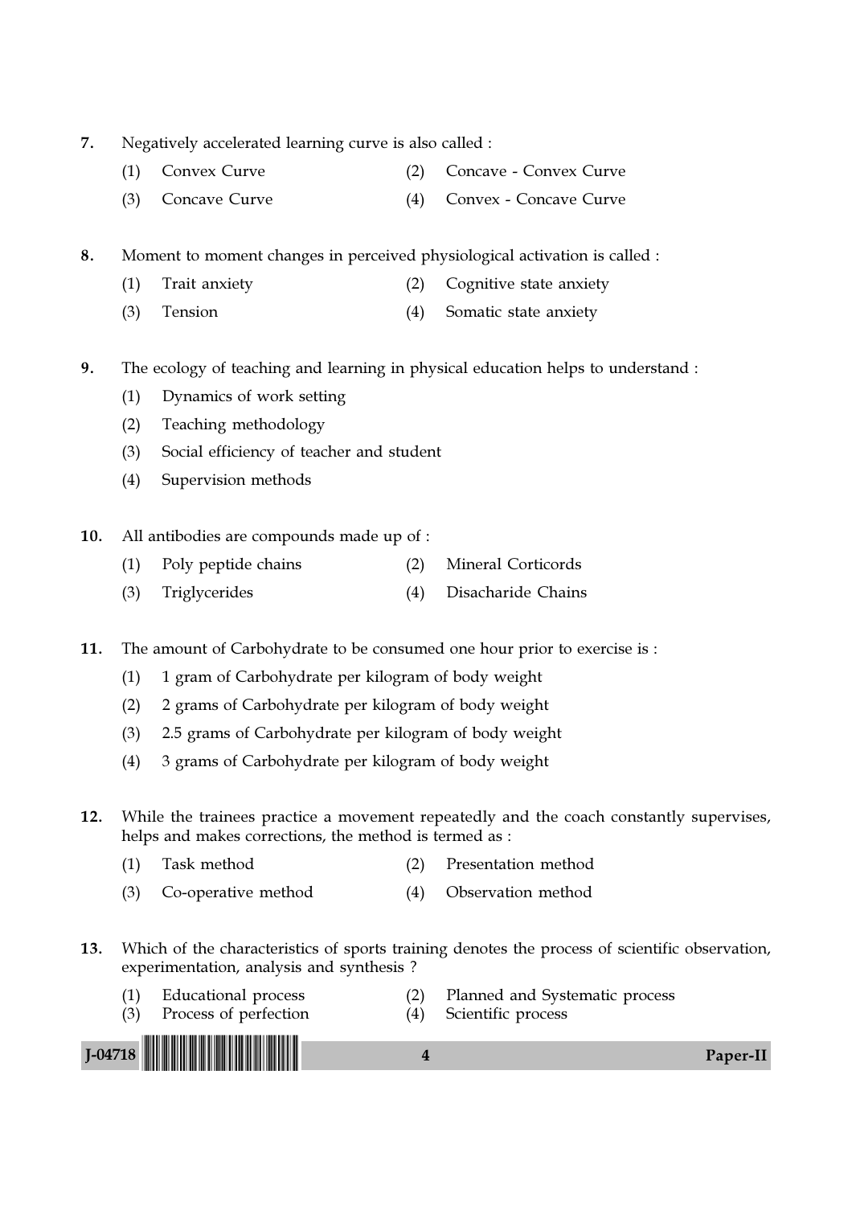7. Negatively accelerated learning curve is also called :

   (1) Convex Curve (2) Concave - Convex Curve

   (3) Concave Curve (4) Convex - Concave Curve

8. Moment to moment changes in perceived physiological activation is called :

   (1) Trait anxiety (2) Cognitive state anxiety

   (3) Tension (4) Somatic state anxiety

9. The ecology of teaching and learning in physical education helps to understand :

   (1) Dynamics of work setting

   (2) Teaching methodology

   (3) Social efficiency of teacher and student

   (4) Supervision methods

10. All antibodies are compounds made up of :

    (1) Poly peptide chains (2) Mineral Corticords

    (3) Triglycerides (4) Disacharide Chains

11. The amount of Carbohydrate to be consumed one hour prior to exercise is :

    (1) 1 gram of Carbohydrate per kilogram of body weight

    (2) 2 grams of Carbohydrate per kilogram of body weight

    (3) 2.5 grams of Carbohydrate per kilogram of body weight

    (4) 3 grams of Carbohydrate per kilogram of body weight

12. While the trainees practice a movement repeatedly and the coach constantly supervises, helps and makes corrections, the method is termed as :

    (1) Task method (2) Presentation method

    (3) Co-operative method (4) Observation method

13. Which of the characteristics of sports training denotes the process of scientific observation, experimentation, analysis and synthesis ?

    (1) Educational process (2) Planned and Systematic process

    (3) Process of perfection (4) Scientific process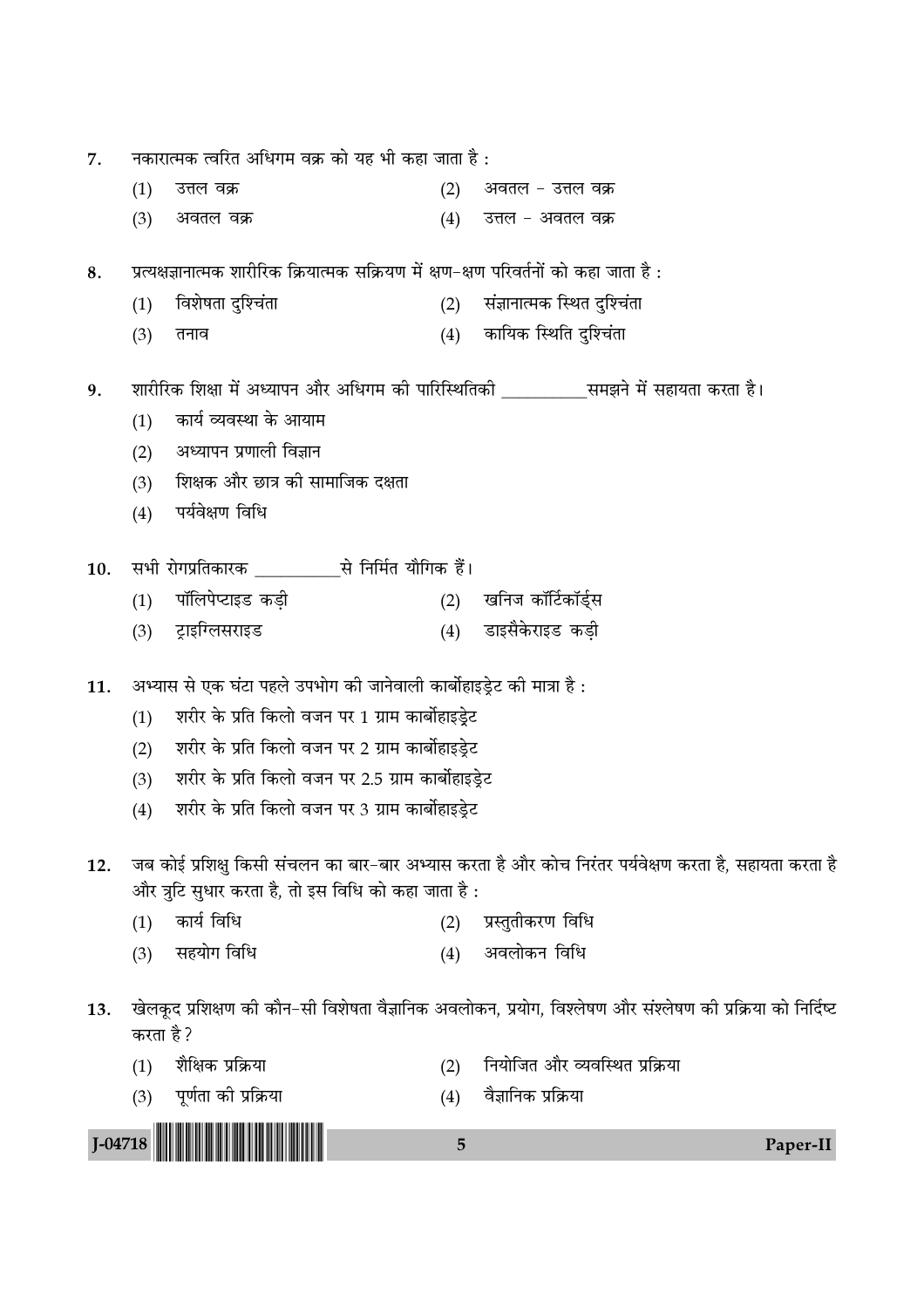7. नकारात्मक त्वरित अधिगम वक्र को यह भी कहा जाता है :

   (1) उत्तल वक्र
   (2) अवतल - उत्तल वक्र
   (3) अवतल वक्र
   (4) उत्तल - अवतल वक्र

8. प्रत्यक्षज्ञानात्मक शारीरिक क्रियात्मक सक्रियण में क्षण-क्षण परिवर्तनों को कहा जाता है :

   (1) विशेषता दुश्चिंता
   (2) संज्ञानात्मक स्थित दुश्चिंता
   (3) तनाव
   (4) कायिक स्थिति दुश्चिंता

9. शारीरिक शिक्षा में अध्यापन और अधिगम की पारिस्थितिकी __________ समझने में सहायता करता है।

   (1) कार्य व्यवस्था के आयाम
   (2) अध्यापन प्रणाली विज्ञान
   (3) शिक्षक और छात्र की सामाजिक दक्षता
   (4) पर्यवेक्षण विधि

10. सभी रोगप्रतिकारक __________ से निर्मित यौगिक हैं।

    (1) पॉलिपेप्टाइड कड़ी
    (2) खनिज कॉर्टिकॉर्ड्स
    (3) ट्राइग्लिसराइड
    (4) डाइसैकेराइड कड़ी

11. अभ्यास से एक घंटा पहले उपभोग की जानेवाली कार्बोहाइड्रेट की मात्रा है :

    (1) शरीर के प्रति किलो वजन पर 1 ग्राम कार्बोहाइड्रेट
    (2) शरीर के प्रति किलो वजन पर 2 ग्राम कार्बोहाइड्रेट
    (3) शरीर के प्रति किलो वजन पर 2.5 ग्राम कार्बोहाइड्रेट
    (4) शरीर के प्रति किलो वजन पर 3 ग्राम कार्बोहाइड्रेट

12. जब कोई प्रशिक्षु किसी संचलन का बार-बार अभ्यास करता है और कोच निरंतर पर्यवेक्षण करता है, सहायता करता है और त्रुटि सुधार करता है, तो इस विधि को कहा जाता है :

    (1) कार्य विधि
    (2) प्रस्तुतीकरण विधि
    (3) सहयोग विधि
    (4) अवलोकन विधि

13. खेलकूद प्रशिक्षण की कौन-सी विशेषता वैज्ञानिक अवलोकन, प्रयोग, विश्लेषण और संश्लेषण की प्रक्रिया को निर्दिष्ट करता है?

    (1) शैक्षिक प्रक्रिया
    (2) नियोजित और व्यवस्थित प्रक्रिया
    (3) पूर्णता की प्रक्रिया
    (4) वैज्ञानिक प्रक्रिया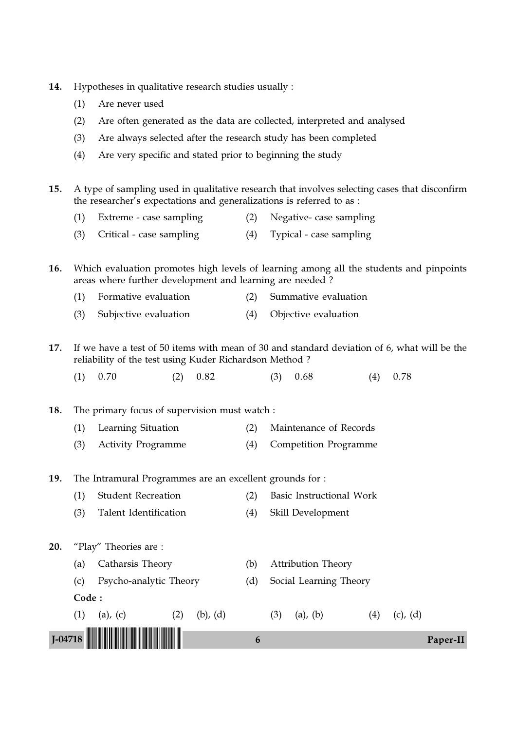14. Hypotheses in qualitative research studies usually :

    (1) Are never used

    (2) Are often generated as the data are collected, interpreted and analysed

    (3) Are always selected after the research study has been completed

    (4) Are very specific and stated prior to beginning the study

15. A type of sampling used in qualitative research that involves selecting cases that disconfirm the researcher's expectations and generalizations is referred to as :

    (1) Extreme - case sampling　　(2) Negative- case sampling

    (3) Critical - case sampling　　(4) Typical - case sampling

16. Which evaluation promotes high levels of learning among all the students and pinpoints areas where further development and learning are needed ?

    (1) Formative evaluation　　(2) Summative evaluation

    (3) Subjective evaluation　　(4) Objective evaluation

17. If we have a test of 50 items with mean of 30 and standard deviation of 6, what will be the reliability of the test using Kuder Richardson Method ?

    (1) 0.70　　(2) 0.82　　(3) 0.68　　(4) 0.78

18. The primary focus of supervision must watch :

    (1) Learning Situation　　(2) Maintenance of Records

    (3) Activity Programme　　(4) Competition Programme

19. The Intramural Programmes are an excellent grounds for :

    (1) Student Recreation　　(2) Basic Instructional Work

    (3) Talent Identification　　(4) Skill Development

20. "Play" Theories are :

    (a) Catharsis Theory　　(b) Attribution Theory

    (c) Psycho-analytic Theory　　(d) Social Learning Theory

    **Code :**

    (1) (a), (c)　　(2) (b), (d)　　(3) (a), (b)　　(4) (c), (d)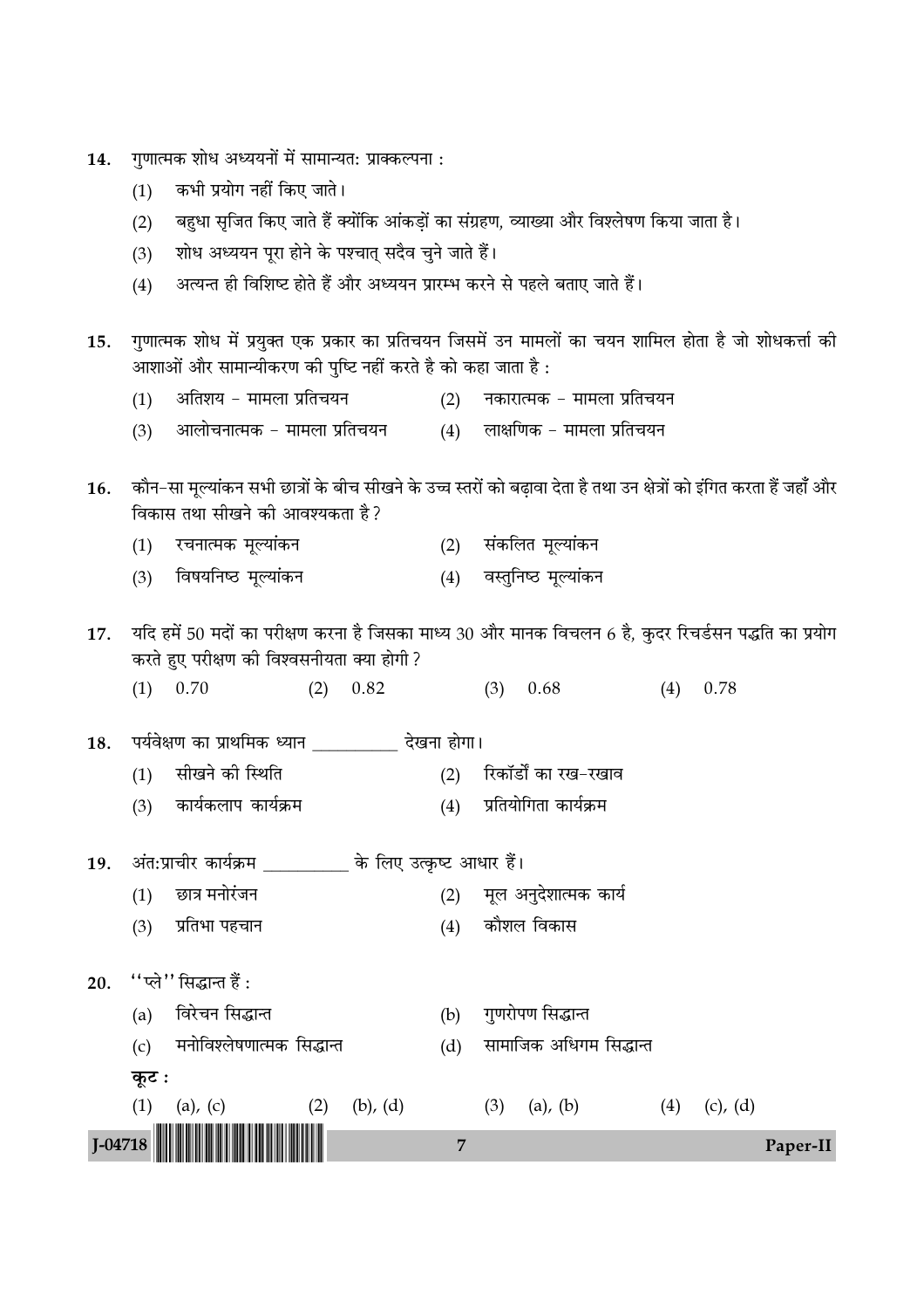14. गुणात्मक शोध अध्ययनों में सामान्यत: प्राक्कल्पना :

    (1) कभी प्रयोग नहीं किए जाते।
    (2) बहुधा सृजित किए जाते हैं क्योंकि आंकड़ों का संग्रहण, व्याख्या और विश्लेषण किया जाता है।
    (3) शोध अध्ययन पूरा होने के पश्चात् सदैव चुने जाते हैं।
    (4) अत्यन्त ही विशिष्ट होते हैं और अध्ययन प्रारम्भ करने से पहले बताए जाते हैं।

15. गुणात्मक शोध में प्रयुक्त एक प्रकार का प्रतिचयन जिसमें उन मामलों का चयन शामिल होता है जो शोधकर्त्ता की आशाओं और सामान्यीकरण की पुष्टि नहीं करते है को कहा जाता है :

    (1) अतिशय - मामला प्रतिचयन
    (2) नकारात्मक - मामला प्रतिचयन
    (3) आलोचनात्मक - मामला प्रतिचयन
    (4) लाक्षणिक - मामला प्रतिचयन

16. कौन-सा मूल्यांकन सभी छात्रों के बीच सीखने के उच्च स्तरों को बढ़ावा देता है तथा उन क्षेत्रों को इंगित करता हैं जहाँ और विकास तथा सीखने की आवश्यकता है?

    (1) रचनात्मक मूल्यांकन
    (2) संकलित मूल्यांकन
    (3) विषयनिष्ठ मूल्यांकन
    (4) वस्तुनिष्ठ मूल्यांकन

17. यदि हमें 50 मदों का परीक्षण करना है जिसका माध्य 30 और मानक विचलन 6 है, कुदर रिचर्डसन पद्धति का प्रयोग करते हुए परीक्षण की विश्वसनीयता क्या होगी?

    (1) 0.70
    (2) 0.82
    (3) 0.68
    (4) 0.78

18. पर्यवेक्षण का प्राथमिक ध्यान __________ देखना होगा।

    (1) सीखने की स्थिति
    (2) रिकॉर्डों का रख-रखाव
    (3) कार्यकलाप कार्यक्रम
    (4) प्रतियोगिता कार्यक्रम

19. अंत:प्राचीर कार्यक्रम __________ के लिए उत्कृष्ट आधार हैं।

    (1) छात्र मनोरंजन
    (2) मूल अनुदेशात्मक कार्य
    (3) प्रतिभा पहचान
    (4) कौशल विकास

20. ''प्ले'' सिद्धान्त हैं :

    (a) विरेचन सिद्धान्त
    (b) गुणरोपण सिद्धान्त
    (c) मनोविश्लेषणात्मक सिद्धान्त
    (d) सामाजिक अधिगम सिद्धान्त

    **कूट :**

    (1) (a), (c)
    (2) (b), (d)
    (3) (a), (b)
    (4) (c), (d)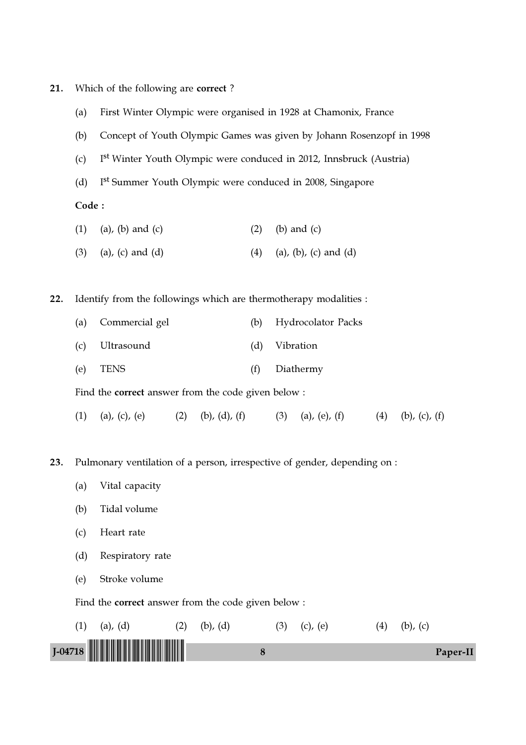21. Which of the following are **correct** ?

   (a) First Winter Olympic were organised in 1928 at Chamonix, France

   (b) Concept of Youth Olympic Games was given by Johann Rosenzopf in 1998

   (c) I[st] Winter Youth Olympic were conduced in 2012, Innsbruck (Austria)

   (d) I[st] Summer Youth Olympic were conduced in 2008, Singapore

   **Code :**

   (1) (a), (b) and (c) (2) (b) and (c)

   (3) (a), (c) and (d) (4) (a), (b), (c) and (d)

22. Identify from the followings which are thermotherapy modalities :

   (a) Commercial gel (b) Hydrocolator Packs

   (c) Ultrasound (d) Vibration

   (e) TENS (f) Diathermy

   Find the **correct** answer from the code given below :

   (1) (a), (c), (e) (2) (b), (d), (f) (3) (a), (e), (f) (4) (b), (c), (f)

23. Pulmonary ventilation of a person, irrespective of gender, depending on :

   (a) Vital capacity

   (b) Tidal volume

   (c) Heart rate

   (d) Respiratory rate

   (e) Stroke volume

   Find the **correct** answer from the code given below :

   (1) (a), (d) (2) (b), (d) (3) (c), (e) (4) (b), (c)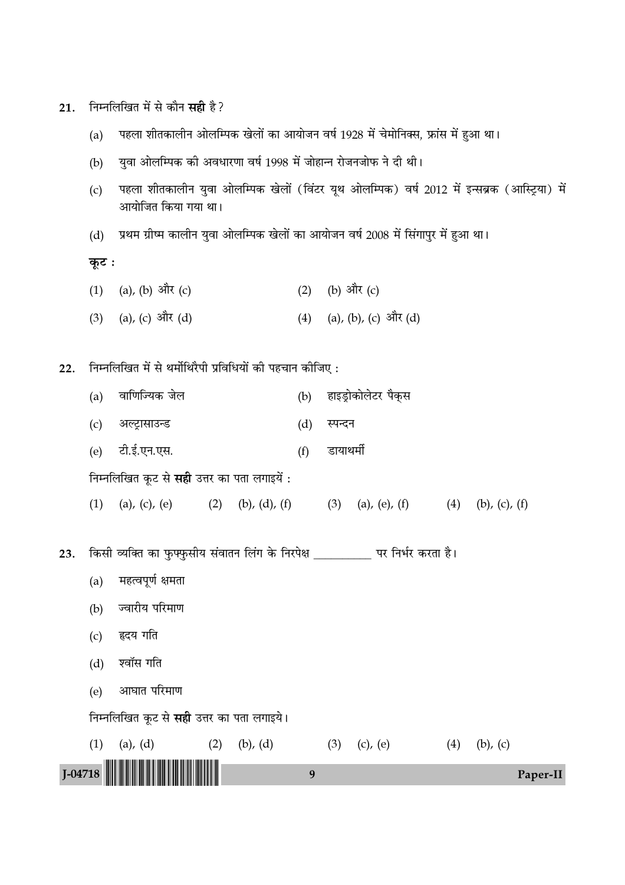21. निम्नलिखित में से कौन **सही** है ?

    (a) पहला शीतकालीन ओलम्पिक खेलों का आयोजन वर्ष 1928 में चेमोनिक्स, फ्रांस में हुआ था।

    (b) युवा ओलम्पिक की अवधारणा वर्ष 1998 में जोहान्न रोजनजोफ ने दी थी।

    (c) पहला शीतकालीन युवा ओलम्पिक खेलों (विंटर यूथ ओलम्पिक) वर्ष 2012 में इन्सब्रक (आस्ट्रिया) में आयोजित किया गया था।

    (d) प्रथम ग्रीष्म कालीन युवा ओलम्पिक खेलों का आयोजन वर्ष 2008 में सिंगापुर में हुआ था।

    **कूट :**

    (1) (a), (b) और (c)
    (2) (b) और (c)
    (3) (a), (c) और (d)
    (4) (a), (b), (c) और (d)

22. निम्नलिखित में से थर्मोथिरैपी प्रविधियों की पहचान कीजिए :

    (a) वाणिज्यिक जेल
    (b) हाइड्रोकोलेटर पैक्स
    (c) अल्ट्रासाउन्ड
    (d) स्पन्दन
    (e) टी.ई.एन.एस.
    (f) डायाथर्मी

    निम्नलिखित कूट से **सही** उत्तर का पता लगाइयें :

    (1) (a), (c), (e)
    (2) (b), (d), (f)
    (3) (a), (e), (f)
    (4) (b), (c), (f)

23. किसी व्यक्ति का फुफ्फुसीय संवातन लिंग के निरपेक्ष __________ पर निर्भर करता है।

    (a) महत्वपूर्ण क्षमता

    (b) ज्वारीय परिमाण

    (c) हृदय गति

    (d) श्वॉस गति

    (e) आघात परिमाण

    निम्नलिखित कूट से **सही** उत्तर का पता लगाइये।

    (1) (a), (d)
    (2) (b), (d)
    (3) (c), (e)
    (4) (b), (c)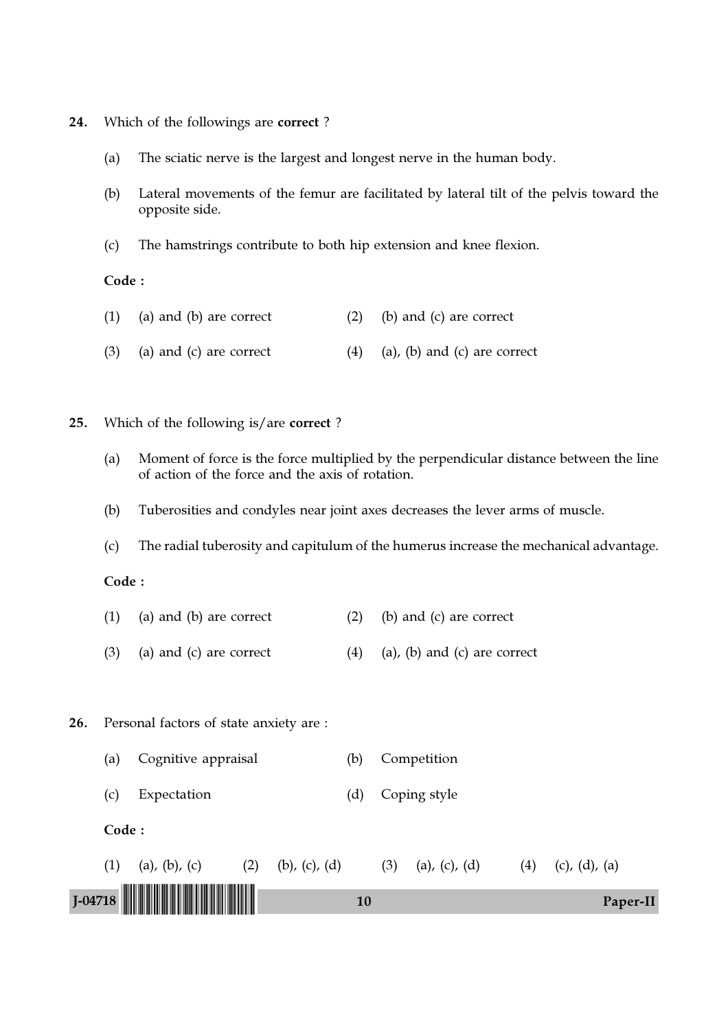24. Which of the followings are **correct** ?

    (a) The sciatic nerve is the largest and longest nerve in the human body.

    (b) Lateral movements of the femur are facilitated by lateral tilt of the pelvis toward the opposite side.

    (c) The hamstrings contribute to both hip extension and knee flexion.

    **Code :**

    (1) (a) and (b) are correct &nbsp;&nbsp;&nbsp;&nbsp; (2) (b) and (c) are correct

    (3) (a) and (c) are correct &nbsp;&nbsp;&nbsp;&nbsp; (4) (a), (b) and (c) are correct

25. Which of the following is/are **correct** ?

    (a) Moment of force is the force multiplied by the perpendicular distance between the line of action of the force and the axis of rotation.

    (b) Tuberosities and condyles near joint axes decreases the lever arms of muscle.

    (c) The radial tuberosity and capitulum of the humerus increase the mechanical advantage.

    **Code :**

    (1) (a) and (b) are correct &nbsp;&nbsp;&nbsp;&nbsp; (2) (b) and (c) are correct

    (3) (a) and (c) are correct &nbsp;&nbsp;&nbsp;&nbsp; (4) (a), (b) and (c) are correct

26. Personal factors of state anxiety are :

    (a) Cognitive appraisal &nbsp;&nbsp;&nbsp;&nbsp; (b) Competition

    (c) Expectation &nbsp;&nbsp;&nbsp;&nbsp; (d) Coping style

    **Code :**

    (1) (a), (b), (c) &nbsp;&nbsp;&nbsp;&nbsp; (2) (b), (c), (d) &nbsp;&nbsp;&nbsp;&nbsp; (3) (a), (c), (d) &nbsp;&nbsp;&nbsp;&nbsp; (4) (c), (d), (a)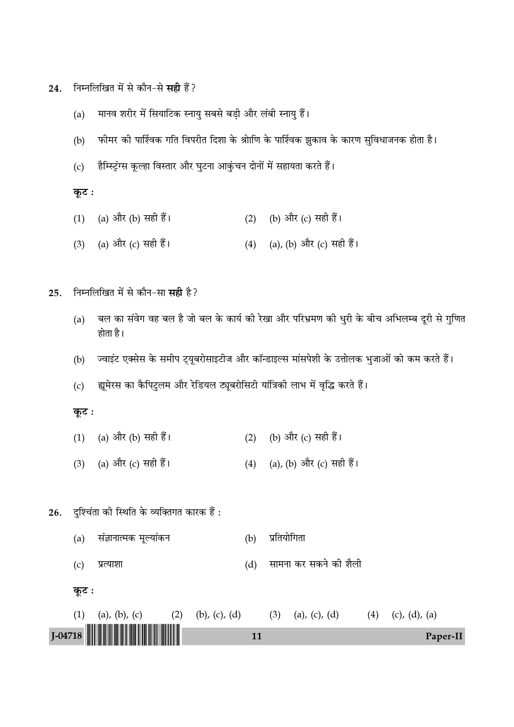24. निम्नलिखित में से कौन-से **सही** हैं ?

(a) मानव शरीर में सियाटिक स्नायु सबसे बड़ी और लंबी स्नायु हैं।

(b) फीमर की पार्श्विक गति विपरीत दिशा के श्रोणि के पार्श्विक झुकाव के कारण सुविधाजनक होता है।

(c) हैम्स्ट्रिंग्स कूल्हा विस्तार और घुटना आकुंचन दोनों में सहायता करते हैं।

**कूट :**

(1) (a) और (b) सही हैं।
(2) (b) और (c) सही हैं।
(3) (a) और (c) सही हैं।
(4) (a), (b) और (c) सही हैं।

25. निम्नलिखित में से कौन-सा **सही** है ?

(a) बल का संवेग वह बल है जो बल के कार्य की रेखा और परिभ्रमण की धुरी के बीच अभिलम्ब दूरी से गुणित होता है।

(b) ज्वाइंट एक्सेस के समीप ट्यूबरोसाइटीज और कॉन्डाइल्स मांसपेशी के उत्तोलक भुजाओं को कम करते हैं।

(c) ह्यूमेरस का कैपिटुलम और रेडियल ट्यूबरोसिटी यांत्रिकी लाभ में वृद्धि करते हैं।

**कूट :**

(1) (a) और (b) सही हैं।
(2) (b) और (c) सही हैं।
(3) (a) और (c) सही हैं।
(4) (a), (b) और (c) सही हैं।

26. दुश्चिंता की स्थिति के व्यक्तिगत कारक हैं :

(a) संज्ञानात्मक मूल्यांकन
(b) प्रतियोगिता
(c) प्रत्याशा
(d) सामना कर सकने की शैली

**कूट :**

(1) (a), (b), (c)
(2) (b), (c), (d)
(3) (a), (c), (d)
(4) (c), (d), (a)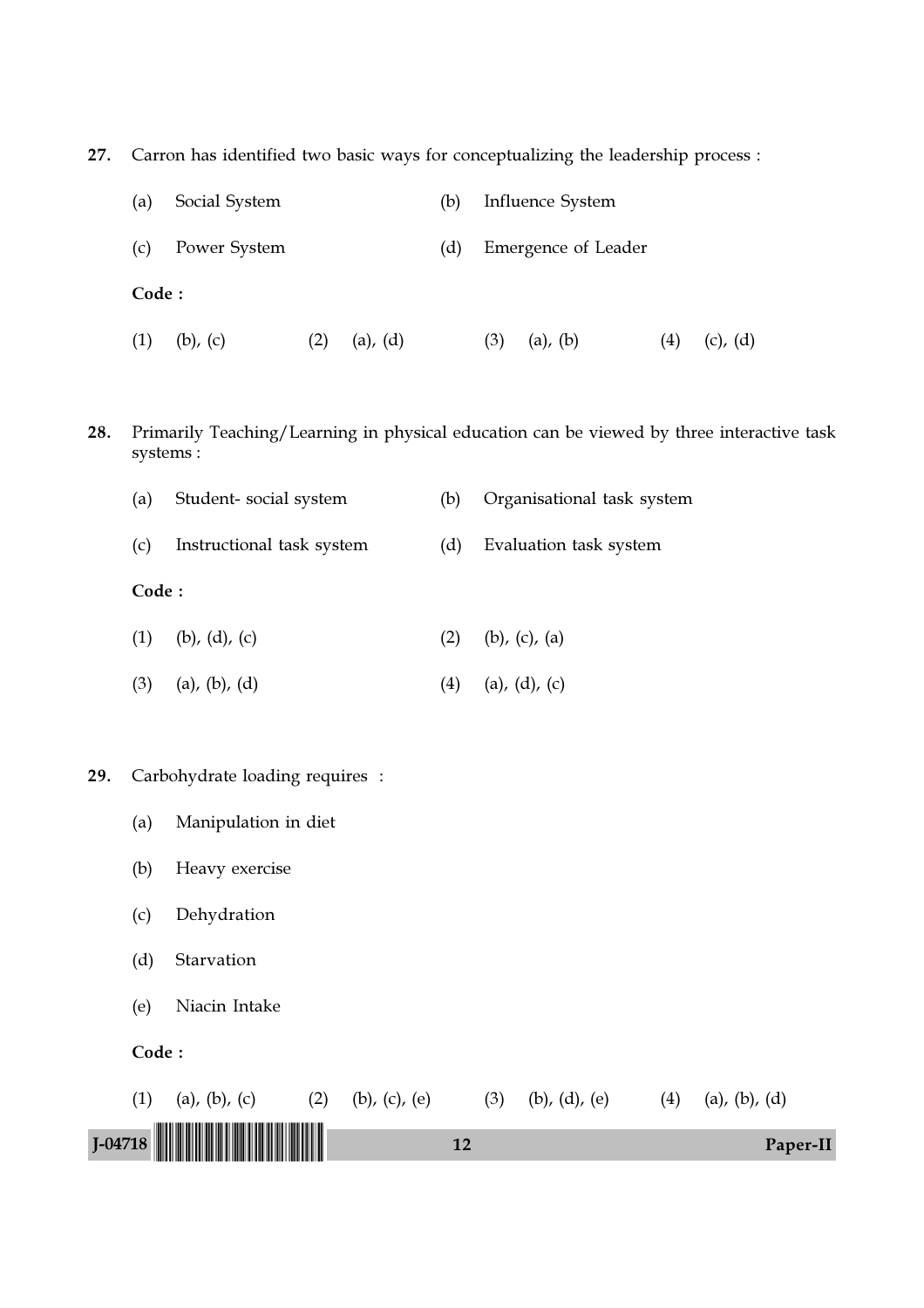27. Carron has identified two basic ways for conceptualizing the leadership process :

(a) Social System

(b) Influence System

(c) Power System

(d) Emergence of Leader

**Code :**

(1) (b), (c)  (2) (a), (d)  (3) (a), (b)  (4) (c), (d)

28. Primarily Teaching/Learning in physical education can be viewed by three interactive task systems :

(a) Student- social system

(b) Organisational task system

(c) Instructional task system

(d) Evaluation task system

**Code :**

(1) (b), (d), (c)

(2) (b), (c), (a)

(3) (a), (b), (d)

(4) (a), (d), (c)

29. Carbohydrate loading requires :

(a) Manipulation in diet

(b) Heavy exercise

(c) Dehydration

(d) Starvation

(e) Niacin Intake

**Code :**

(1) (a), (b), (c)  (2) (b), (c), (e)  (3) (b), (d), (e)  (4) (a), (b), (d)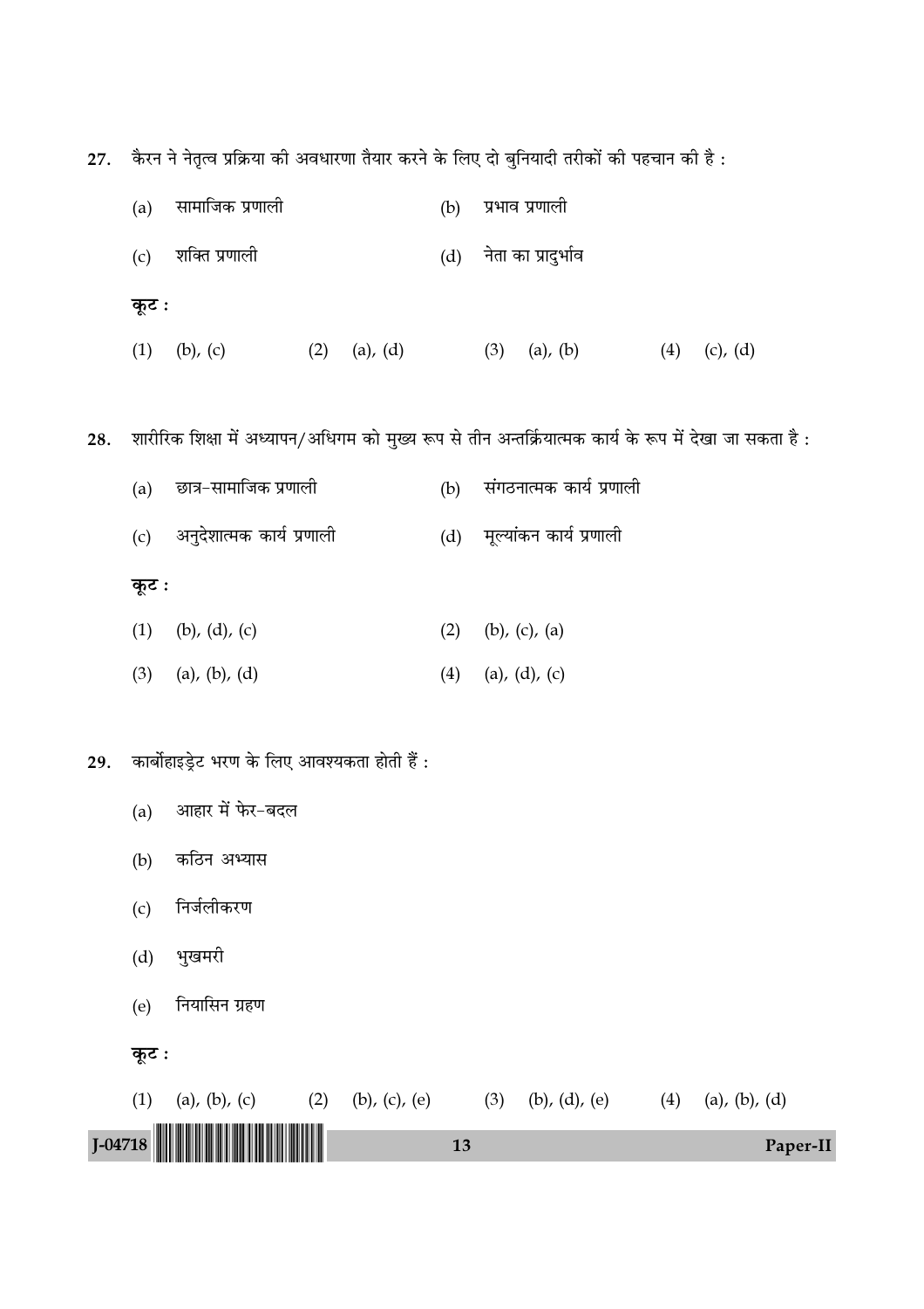27. कैरन ने नेतृत्व प्रक्रिया की अवधारणा तैयार करने के लिए दो बुनियादी तरीकों की पहचान की है :

(a) सामाजिक प्रणाली

(b) प्रभाव प्रणाली

(c) शक्ति प्रणाली

(d) नेता का प्रादुर्भाव

कूट :

(1) (b), (c)
(2) (a), (d)
(3) (a), (b)
(4) (c), (d)

28. शारीरिक शिक्षा में अध्यापन/अधिगम को मुख्य रूप से तीन अन्तर्क्रियात्मक कार्य के रूप में देखा जा सकता है :

(a) छात्र-सामाजिक प्रणाली

(b) संगठनात्मक कार्य प्रणाली

(c) अनुदेशात्मक कार्य प्रणाली

(d) मूल्यांकन कार्य प्रणाली

कूट :

(1) (b), (d), (c)
(2) (b), (c), (a)
(3) (a), (b), (d)
(4) (a), (d), (c)

29. कार्बोहाइड्रेट भरण के लिए आवश्यकता होती हैं :

(a) आहार में फेर-बदल

(b) कठिन अभ्यास

(c) निर्जलीकरण

(d) भुखमरी

(e) नियासिन ग्रहण

कूट :

(1) (a), (b), (c)
(2) (b), (c), (e)
(3) (b), (d), (e)
(4) (a), (b), (d)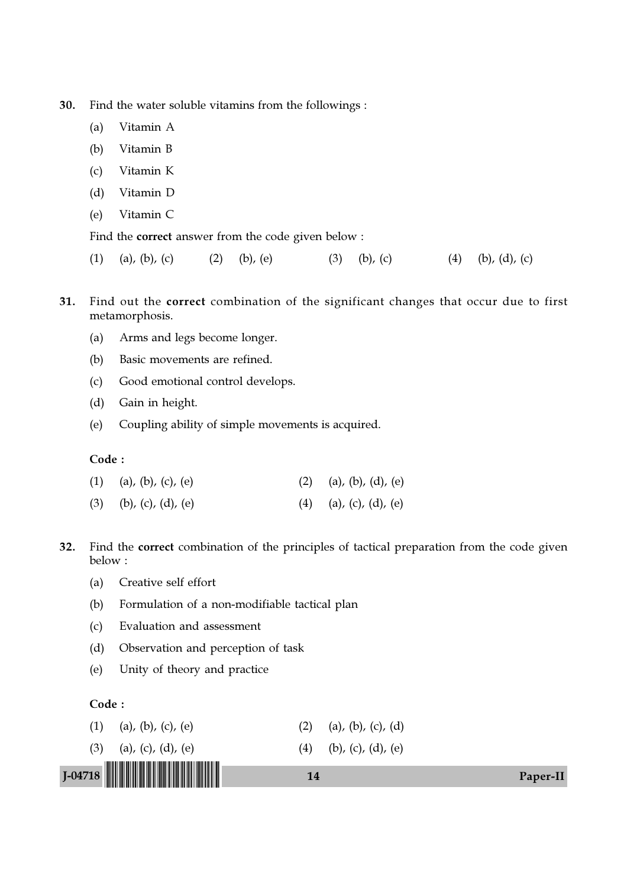30. Find the water soluble vitamins from the followings :

    (a) Vitamin A

    (b) Vitamin B

    (c) Vitamin K

    (d) Vitamin D

    (e) Vitamin C

    Find the **correct** answer from the code given below :

    (1) (a), (b), (c) (2) (b), (e) (3) (b), (c) (4) (b), (d), (c)

31. Find out the **correct** combination of the significant changes that occur due to first metamorphosis.

    (a) Arms and legs become longer.

    (b) Basic movements are refined.

    (c) Good emotional control develops.

    (d) Gain in height.

    (e) Coupling ability of simple movements is acquired.

    **Code :**

    (1) (a), (b), (c), (e) (2) (a), (b), (d), (e)

    (3) (b), (c), (d), (e) (4) (a), (c), (d), (e)

32. Find the **correct** combination of the principles of tactical preparation from the code given below :

    (a) Creative self effort

    (b) Formulation of a non-modifiable tactical plan

    (c) Evaluation and assessment

    (d) Observation and perception of task

    (e) Unity of theory and practice

    **Code :**

    (1) (a), (b), (c), (e) (2) (a), (b), (c), (d)

    (3) (a), (c), (d), (e) (4) (b), (c), (d), (e)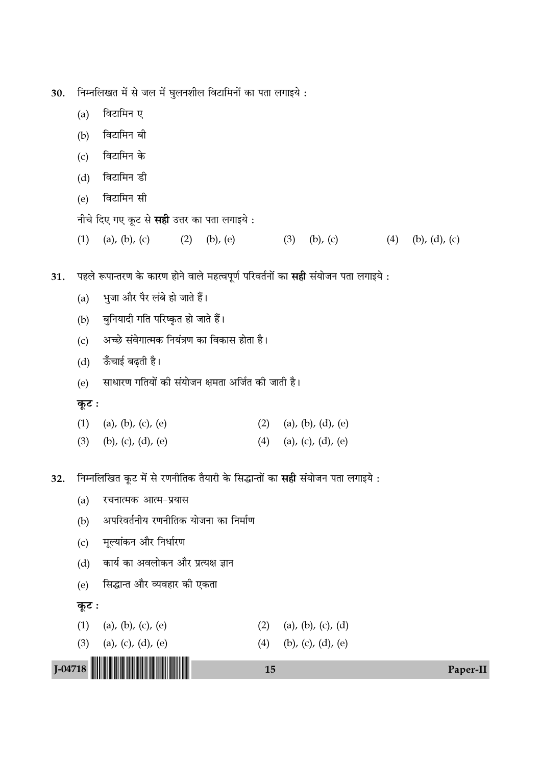30. निम्नलिखत में से जल में घुलनशील विटामिनों का पता लगाइये :

(a) विटामिन ए

(b) विटामिन बी

(c) विटामिन के

(d) विटामिन डी

(e) विटामिन सी

नीचे दिए गए कूट से **सही** उत्तर का पता लगाइये :

(1) (a), (b), (c) (2) (b), (e) (3) (b), (c) (4) (b), (d), (c)

31. पहले रूपान्तरण के कारण होने वाले महत्वपूर्ण परिवर्तनों का **सही** संयोजन पता लगाइये :

(a) भुजा और पैर लंबे हो जाते हैं।

(b) बुनियादी गति परिष्कृत हो जाते हैं।

(c) अच्छे संवेगात्मक नियंत्रण का विकास होता है।

(d) ऊँचाई बढ़ती है।

(e) साधारण गतियों की संयोजन क्षमता अर्जित की जाती है।

**कूट :**

(1) (a), (b), (c), (e) (2) (a), (b), (d), (e)

(3) (b), (c), (d), (e) (4) (a), (c), (d), (e)

32. निम्नलिखित कूट में से रणनीतिक तैयारी के सिद्धान्तों का **सही** संयोजन पता लगाइये :

(a) रचनात्मक आत्म-प्रयास

(b) अपरिवर्तनीय रणनीतिक योजना का निर्माण

(c) मूल्यांकन और निर्धारण

(d) कार्य का अवलोकन और प्रत्यक्ष ज्ञान

(e) सिद्धान्त और व्यवहार की एकता

**कूट :**

(1) (a), (b), (c), (e) (2) (a), (b), (c), (d)

(3) (a), (c), (d), (e) (4) (b), (c), (d), (e)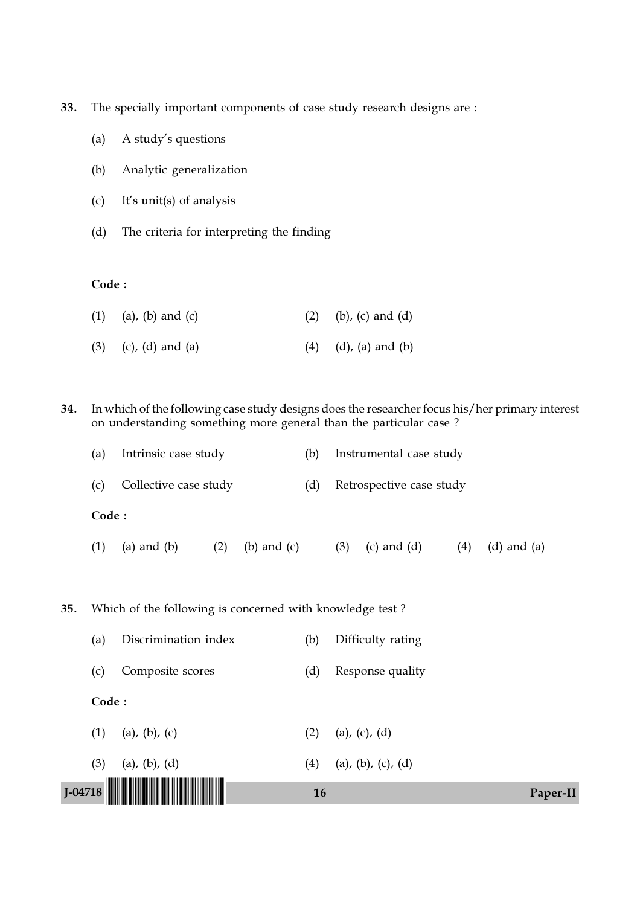33. The specially important components of case study research designs are :

    (a) A study's questions

    (b) Analytic generalization

    (c) It's unit(s) of analysis

    (d) The criteria for interpreting the finding

    **Code :**

    (1) (a), (b) and (c)   (2) (b), (c) and (d)

    (3) (c), (d) and (a)   (4) (d), (a) and (b)

34. In which of the following case study designs does the researcher focus his/her primary interest on understanding something more general than the particular case ?

    (a) Intrinsic case study   (b) Instrumental case study

    (c) Collective case study   (d) Retrospective case study

    **Code :**

    (1) (a) and (b)   (2) (b) and (c)   (3) (c) and (d)   (4) (d) and (a)

35. Which of the following is concerned with knowledge test ?

    (a) Discrimination index   (b) Difficulty rating

    (c) Composite scores   (d) Response quality

    **Code :**

    (1) (a), (b), (c)   (2) (a), (c), (d)

    (3) (a), (b), (d)   (4) (a), (b), (c), (d)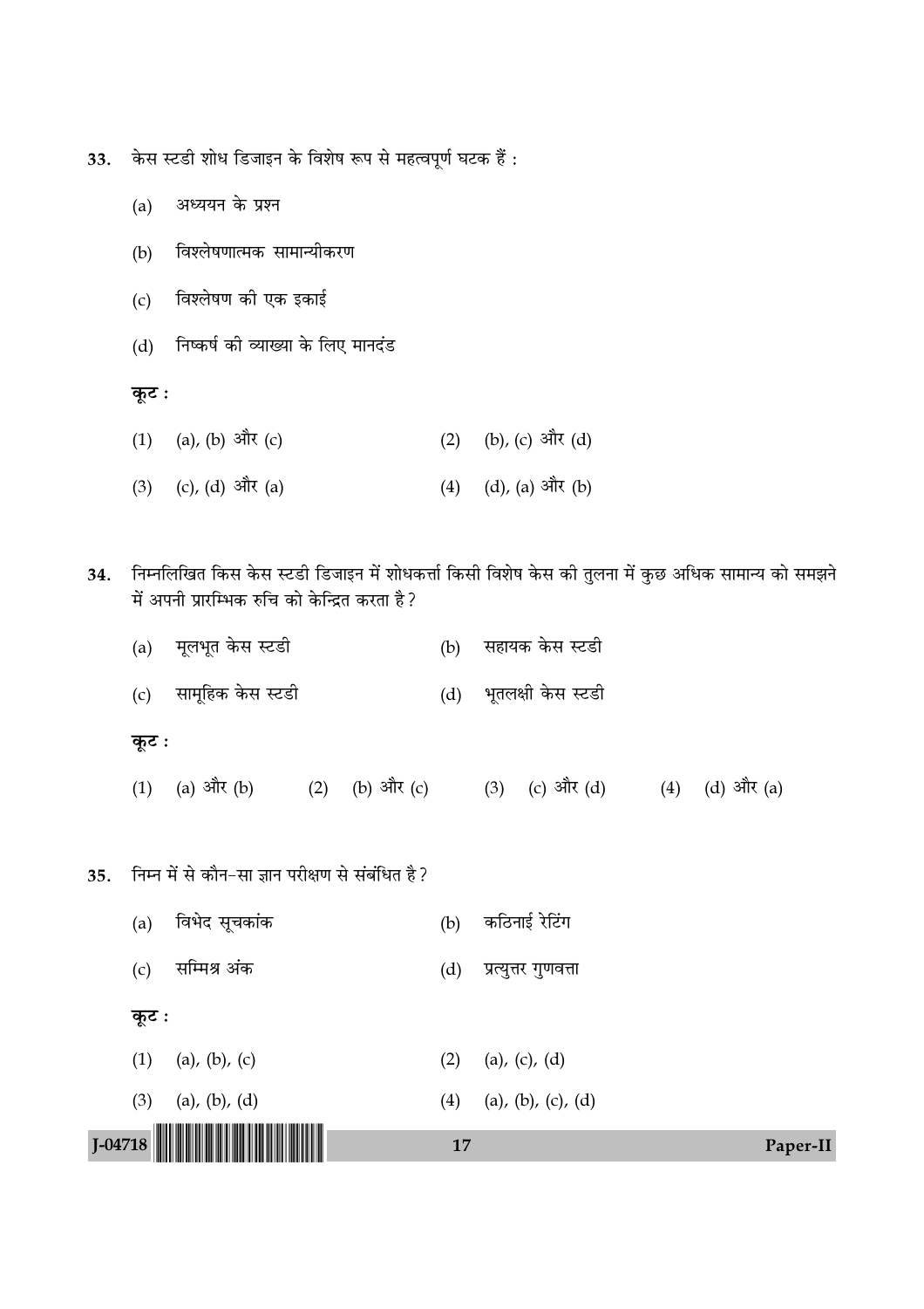33. केस स्टडी शोध डिजाइन के विशेष रूप से महत्वपूर्ण घटक हैं :

(a) अध्ययन के प्रश्न

(b) विश्लेषणात्मक सामान्यीकरण

(c) विश्लेषण की एक इकाई

(d) निष्कर्ष की व्याख्या के लिए मानदंड

**कूट :**

(1) (a), (b) और (c)
(2) (b), (c) और (d)
(3) (c), (d) और (a)
(4) (d), (a) और (b)

34. निम्नलिखित किस केस स्टडी डिजाइन में शोधकर्त्ता किसी विशेष केस की तुलना में कुछ अधिक सामान्य को समझने में अपनी प्रारम्भिक रुचि को केन्द्रित करता है?

(a) मूलभूत केस स्टडी
(b) सहायक केस स्टडी
(c) सामूहिक केस स्टडी
(d) भूतलक्षी केस स्टडी

**कूट :**

(1) (a) और (b)
(2) (b) और (c)
(3) (c) और (d)
(4) (d) और (a)

35. निम्न में से कौन-सा ज्ञान परीक्षण से संबंधित है?

(a) विभेद सूचकांक
(b) कठिनाई रेटिंग
(c) सम्मिश्र अंक
(d) प्रत्युत्तर गुणवत्ता

**कूट :**

(1) (a), (b), (c)
(2) (a), (c), (d)
(3) (a), (b), (d)
(4) (a), (b), (c), (d)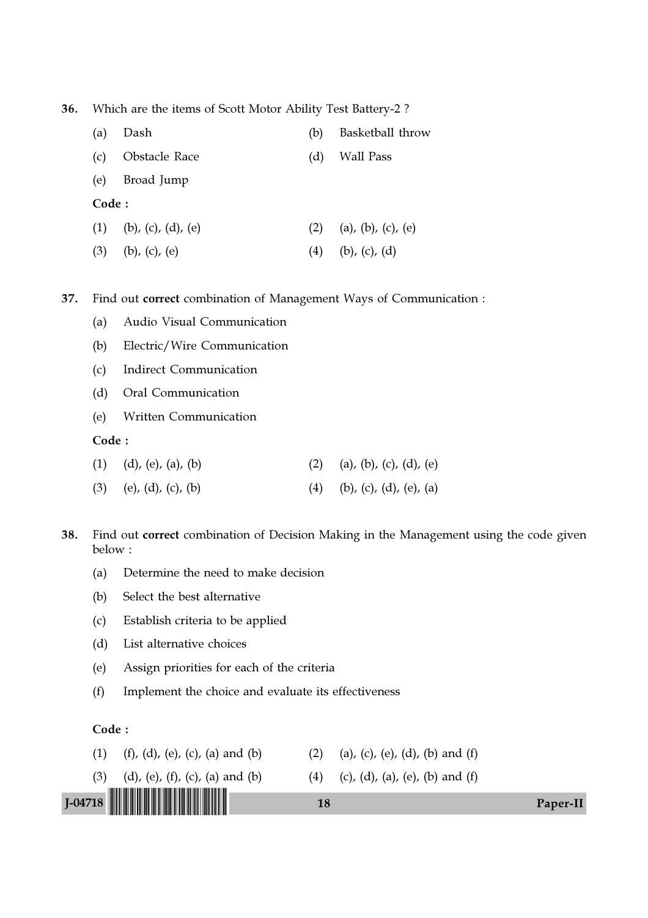36. Which are the items of Scott Motor Ability Test Battery-2 ?

(a) Dash

(b) Basketball throw

(c) Obstacle Race

(d) Wall Pass

(e) Broad Jump

**Code :**

(1) (b), (c), (d), (e)

(2) (a), (b), (c), (e)

(3) (b), (c), (e)

(4) (b), (c), (d)

37. Find out **correct** combination of Management Ways of Communication :

(a) Audio Visual Communication

(b) Electric/Wire Communication

(c) Indirect Communication

(d) Oral Communication

(e) Written Communication

**Code :**

(1) (d), (e), (a), (b)

(2) (a), (b), (c), (d), (e)

(3) (e), (d), (c), (b)

(4) (b), (c), (d), (e), (a)

38. Find out **correct** combination of Decision Making in the Management using the code given below :

(a) Determine the need to make decision

(b) Select the best alternative

(c) Establish criteria to be applied

(d) List alternative choices

(e) Assign priorities for each of the criteria

(f) Implement the choice and evaluate its effectiveness

**Code :**

(1) (f), (d), (e), (c), (a) and (b)

(2) (a), (c), (e), (d), (b) and (f)

(3) (d), (e), (f), (c), (a) and (b)

(4) (c), (d), (a), (e), (b) and (f)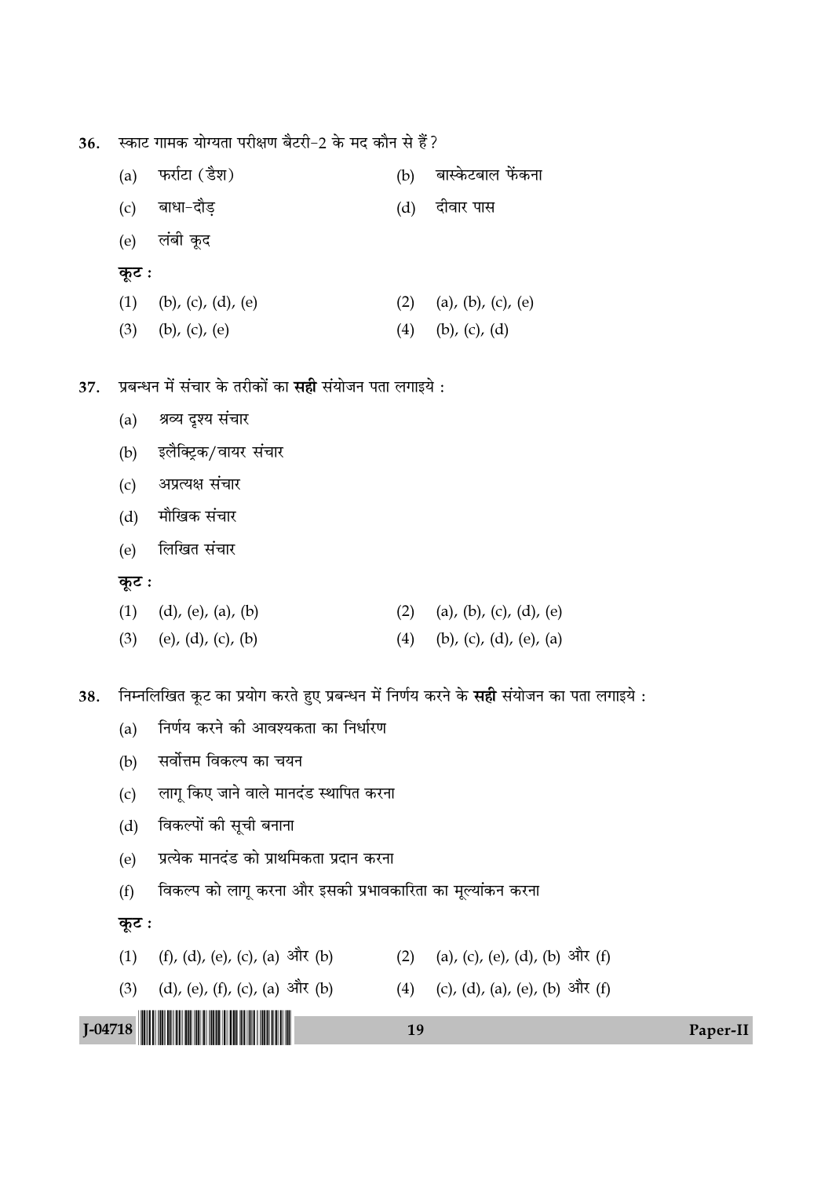36. स्काट गामक योग्यता परीक्षण बैटरी-2 के मद कौन से हैं?

(a) फर्राटा (डैश)
(b) बास्केटबाल फेंकना
(c) बाधा-दौड़
(d) दीवार पास
(e) लंबी कूद

**कूट :**

(1) (b), (c), (d), (e)
(2) (a), (b), (c), (e)
(3) (b), (c), (e)
(4) (b), (c), (d)

37. प्रबन्धन में संचार के तरीकों का **सही** संयोजन पता लगाइये :

(a) श्रव्य दृश्य संचार
(b) इलैक्ट्रिक/वायर संचार
(c) अप्रत्यक्ष संचार
(d) मौखिक संचार
(e) लिखित संचार

**कूट :**

(1) (d), (e), (a), (b)
(2) (a), (b), (c), (d), (e)
(3) (e), (d), (c), (b)
(4) (b), (c), (d), (e), (a)

38. निम्नलिखित कूट का प्रयोग करते हुए प्रबन्धन में निर्णय करने के **सही** संयोजन का पता लगाइये :

(a) निर्णय करने की आवश्यकता का निर्धारण
(b) सर्वोत्तम विकल्प का चयन
(c) लागू किए जाने वाले मानदंड स्थापित करना
(d) विकल्पों की सूची बनाना
(e) प्रत्येक मानदंड को प्राथमिकता प्रदान करना
(f) विकल्प को लागू करना और इसकी प्रभावकारिता का मूल्यांकन करना

**कूट :**

(1) (f), (d), (e), (c), (a) और (b)
(2) (a), (c), (e), (d), (b) और (f)
(3) (d), (e), (f), (c), (a) और (b)
(4) (c), (d), (a), (e), (b) और (f)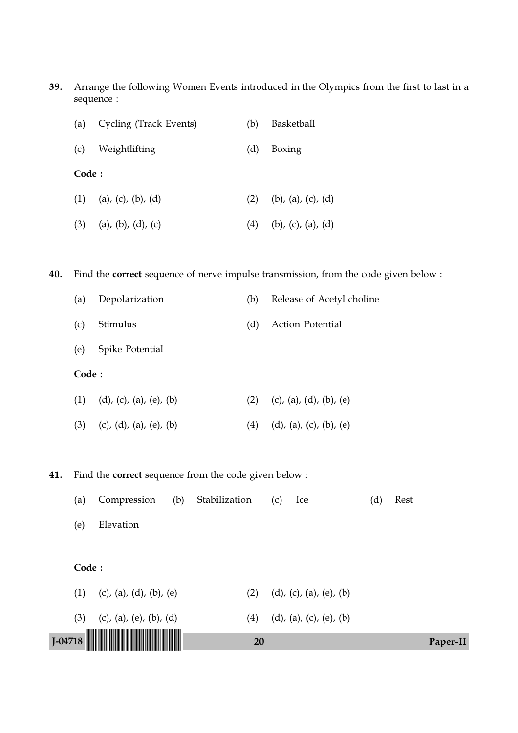39. Arrange the following Women Events introduced in the Olympics from the first to last in a sequence :

    (a) Cycling (Track Events) (b) Basketball

    (c) Weightlifting (d) Boxing

    **Code :**

    (1) (a), (c), (b), (d) (2) (b), (a), (c), (d)

    (3) (a), (b), (d), (c) (4) (b), (c), (a), (d)

40. Find the **correct** sequence of nerve impulse transmission, from the code given below :

    (a) Depolarization (b) Release of Acetyl choline

    (c) Stimulus (d) Action Potential

    (e) Spike Potential

    **Code :**

    (1) (d), (c), (a), (e), (b) (2) (c), (a), (d), (b), (e)

    (3) (c), (d), (a), (e), (b) (4) (d), (a), (c), (b), (e)

41. Find the **correct** sequence from the code given below :

    (a) Compression (b) Stabilization (c) Ice (d) Rest

    (e) Elevation

    **Code :**

    (1) (c), (a), (d), (b), (e) (2) (d), (c), (a), (e), (b)

    (3) (c), (a), (e), (b), (d) (4) (d), (a), (c), (e), (b)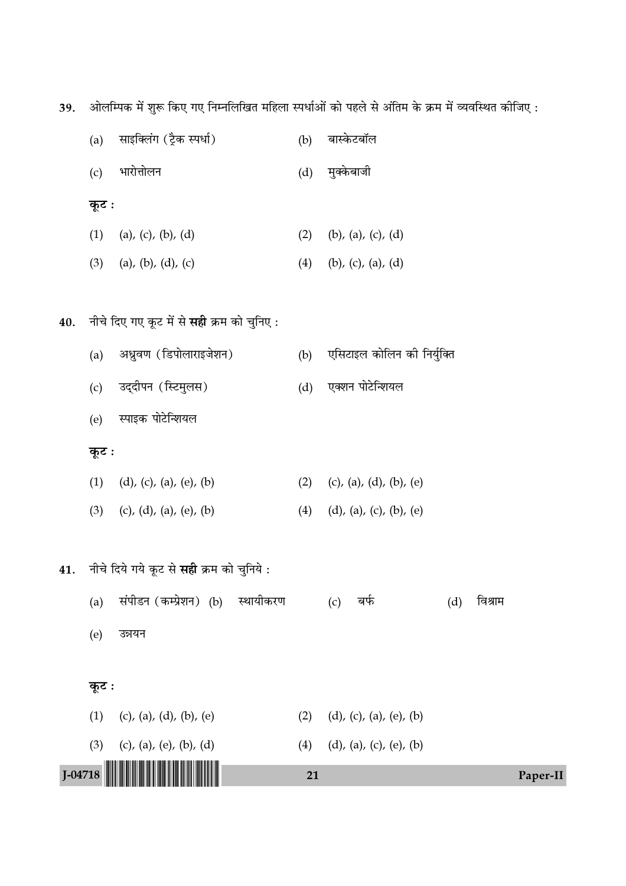39. ओलम्पिक में शुरू किए गए निम्नलिखित महिला स्पर्धाओं को पहले से अंतिम के क्रम में व्यवस्थित कीजिए :

(a) साइक्लिंग (ट्रैक स्पर्धा)
(b) बास्केटबॉल
(c) भारोत्तोलन
(d) मुक्केबाजी

**कूट :**

(1) (a), (c), (b), (d)
(2) (b), (a), (c), (d)
(3) (a), (b), (d), (c)
(4) (b), (c), (a), (d)

40. नीचे दिए गए कूट में से **सही** क्रम को चुनिए :

(a) अध्रुवण (डिपोलाराइजेशन)
(b) एसिटाइल कोलिन की निर्युक्ति
(c) उद्दीपन (स्टिमुलस)
(d) एक्शन पोटेन्शियल
(e) स्पाइक पोटेन्शियल

**कूट :**

(1) (d), (c), (a), (e), (b)
(2) (c), (a), (d), (b), (e)
(3) (c), (d), (a), (e), (b)
(4) (d), (a), (c), (b), (e)

41. नीचे दिये गये कूट से **सही** क्रम को चुनिये :

(a) संपीडन (कम्प्रेशन)
(b) स्थायीकरण
(c) बर्फ
(d) विश्राम
(e) उन्नयन

**कूट :**

(1) (c), (a), (d), (b), (e)
(2) (d), (c), (a), (e), (b)
(3) (c), (a), (e), (b), (d)
(4) (d), (a), (c), (e), (b)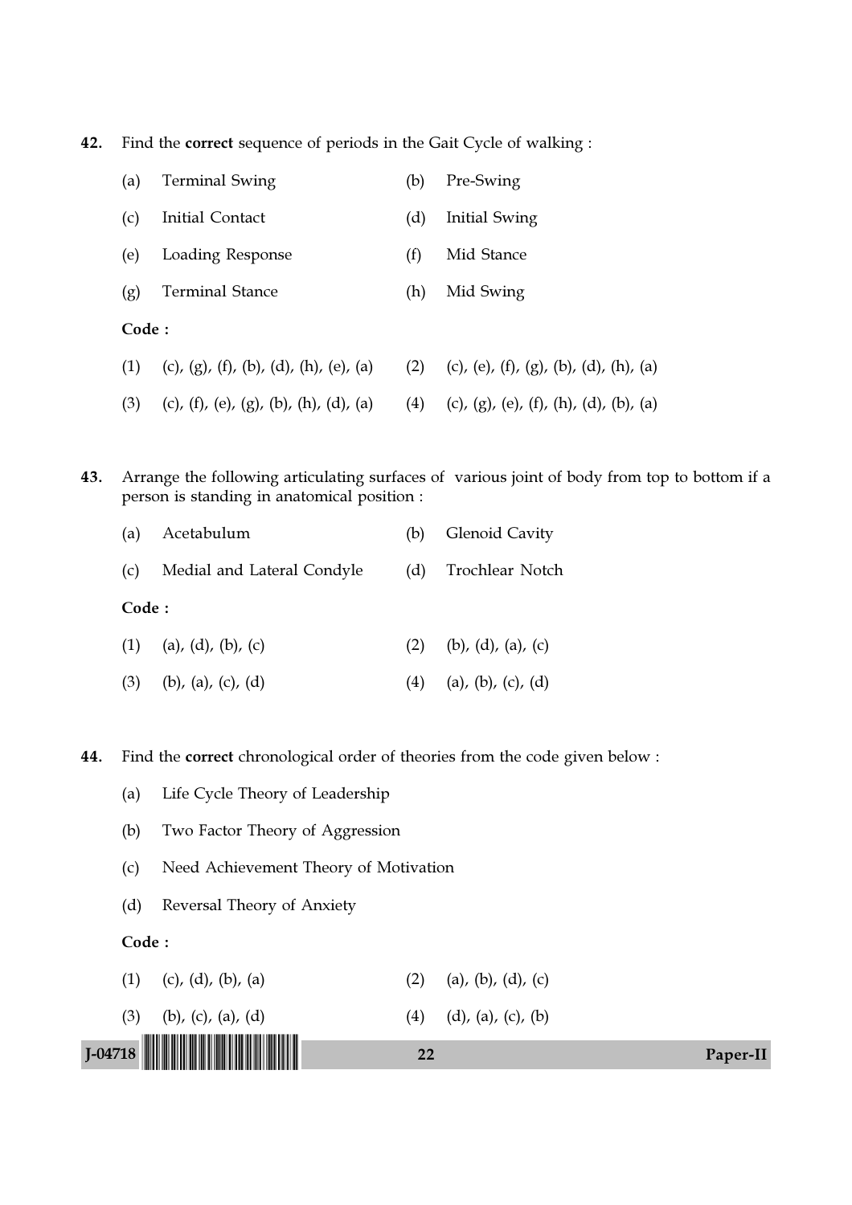42. Find the **correct** sequence of periods in the Gait Cycle of walking :

| | | | |
|---|---|---|---|
| (a) | Terminal Swing | (b) | Pre-Swing |
| (c) | Initial Contact | (d) | Initial Swing |
| (e) | Loading Response | (f) | Mid Stance |
| (g) | Terminal Stance | (h) | Mid Swing |

**Code :**

(1) (c), (g), (f), (b), (d), (h), (e), (a)
(2) (c), (e), (f), (g), (b), (d), (h), (a)
(3) (c), (f), (e), (g), (b), (h), (d), (a)
(4) (c), (g), (e), (f), (h), (d), (b), (a)

43. Arrange the following articulating surfaces of various joint of body from top to bottom if a person is standing in anatomical position :

| | | | |
|---|---|---|---|
| (a) | Acetabulum | (b) | Glenoid Cavity |
| (c) | Medial and Lateral Condyle | (d) | Trochlear Notch |

**Code :**

(1) (a), (d), (b), (c)
(2) (b), (d), (a), (c)
(3) (b), (a), (c), (d)
(4) (a), (b), (c), (d)

44. Find the **correct** chronological order of theories from the code given below :

(a) Life Cycle Theory of Leadership

(b) Two Factor Theory of Aggression

(c) Need Achievement Theory of Motivation

(d) Reversal Theory of Anxiety

**Code :**

(1) (c), (d), (b), (a)
(2) (a), (b), (d), (c)
(3) (b), (c), (a), (d)
(4) (d), (a), (c), (b)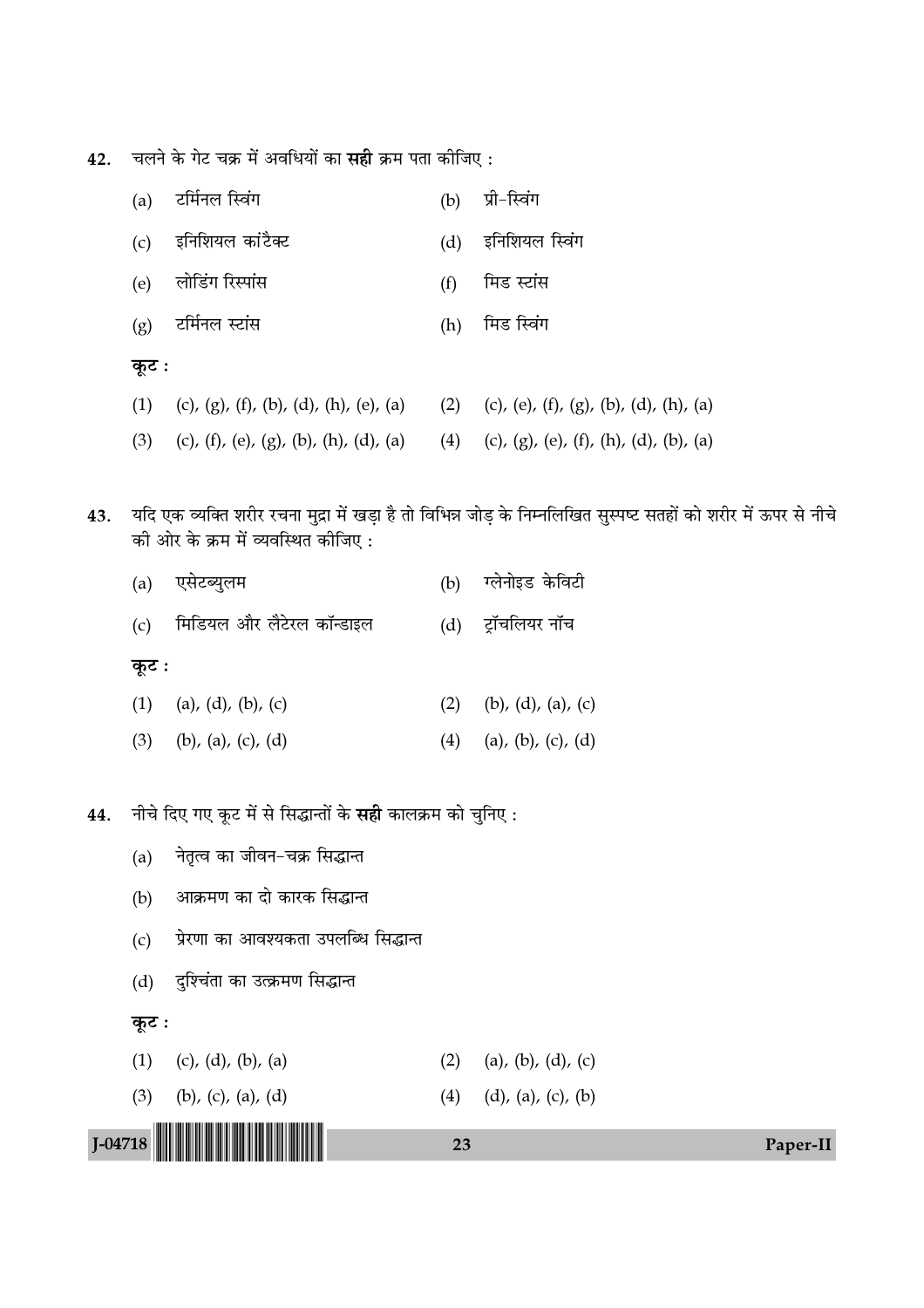42. चलने के गेट चक्र में अवधियों का **सही** क्रम पता कीजिए :

(a) टर्मिनल स्विंग
(b) प्री-स्विंग
(c) इनिशियल कांटैक्ट
(d) इनिशियल स्विंग
(e) लोडिंग रिस्पांस
(f) मिड स्टांस
(g) टर्मिनल स्टांस
(h) मिड स्विंग

**कूट :**

(1) (c), (g), (f), (b), (d), (h), (e), (a)
(2) (c), (e), (f), (g), (b), (d), (h), (a)
(3) (c), (f), (e), (g), (b), (h), (d), (a)
(4) (c), (g), (e), (f), (h), (d), (b), (a)

43. यदि एक व्यक्ति शरीर रचना मुद्रा में खड़ा है तो विभिन्न जोड़ के निम्नलिखित सुस्पष्ट सतहों को शरीर में ऊपर से नीचे की ओर के क्रम में व्यवस्थित कीजिए :

(a) एसेटब्युलम
(b) ग्लेनोइड केविटी
(c) मिडियल और लैटेरल कॉन्डाइल
(d) ट्रॉचलियर नॉच

**कूट :**

(1) (a), (d), (b), (c)
(2) (b), (d), (a), (c)
(3) (b), (a), (c), (d)
(4) (a), (b), (c), (d)

44. नीचे दिए गए कूट में से सिद्धान्तों के **सही** कालक्रम को चुनिए :

(a) नेतृत्व का जीवन-चक्र सिद्धान्त
(b) आक्रमण का दो कारक सिद्धान्त
(c) प्रेरणा का आवश्यकता उपलब्धि सिद्धान्त
(d) दुश्चिंता का उत्क्रमण सिद्धान्त

**कूट :**

(1) (c), (d), (b), (a)
(2) (a), (b), (d), (c)
(3) (b), (c), (a), (d)
(4) (d), (a), (c), (b)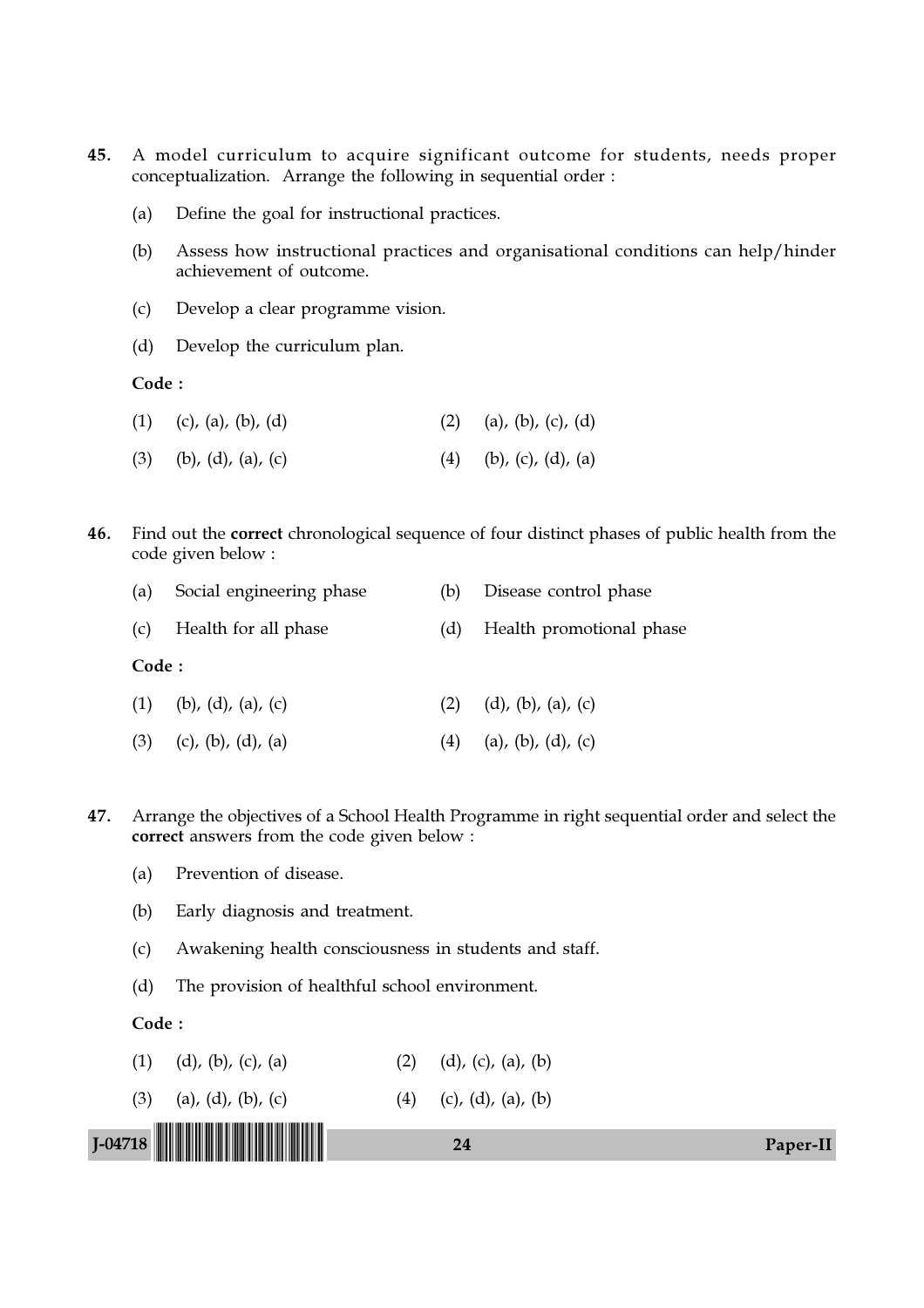45. A model curriculum to acquire significant outcome for students, needs proper conceptualization. Arrange the following in sequential order :

    (a) Define the goal for instructional practices.

    (b) Assess how instructional practices and organisational conditions can help/hinder achievement of outcome.

    (c) Develop a clear programme vision.

    (d) Develop the curriculum plan.

    **Code :**

    (1) (c), (a), (b), (d)    (2) (a), (b), (c), (d)

    (3) (b), (d), (a), (c)    (4) (b), (c), (d), (a)

46. Find out the **correct** chronological sequence of four distinct phases of public health from the code given below :

    (a) Social engineering phase    (b) Disease control phase

    (c) Health for all phase    (d) Health promotional phase

    **Code :**

    (1) (b), (d), (a), (c)    (2) (d), (b), (a), (c)

    (3) (c), (b), (d), (a)    (4) (a), (b), (d), (c)

47. Arrange the objectives of a School Health Programme in right sequential order and select the **correct** answers from the code given below :

    (a) Prevention of disease.

    (b) Early diagnosis and treatment.

    (c) Awakening health consciousness in students and staff.

    (d) The provision of healthful school environment.

    **Code :**

    (1) (d), (b), (c), (a)    (2) (d), (c), (a), (b)

    (3) (a), (d), (b), (c)    (4) (c), (d), (a), (b)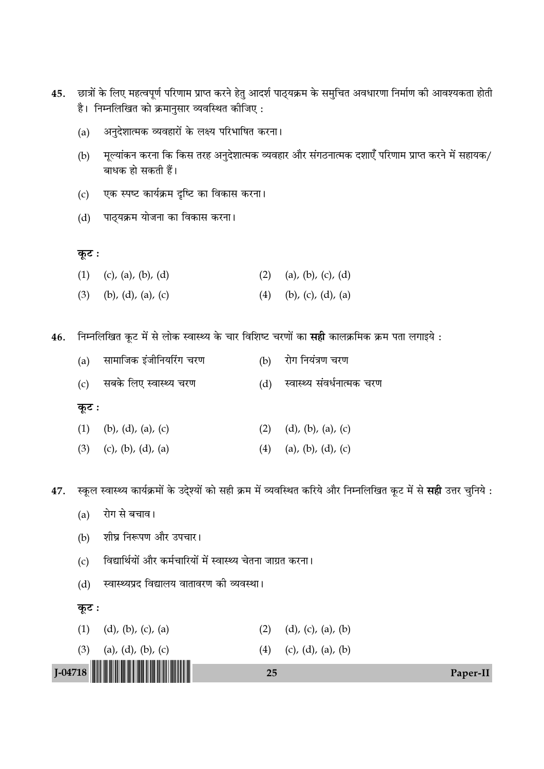45. छात्रों के लिए महत्वपूर्ण परिणाम प्राप्त करने हेतु आदर्श पाठ्यक्रम के समुचित अवधारणा निर्माण की आवश्यकता होती है। निम्नलिखित को क्रमानुसार व्यवस्थित कीजिए :

(a) अनुदेशात्मक व्यवहारों के लक्ष्य परिभाषित करना।

(b) मूल्यांकन करना कि किस तरह अनुदेशात्मक व्यवहार और संगठनात्मक दशाएँ परिणाम प्राप्त करने में सहायक/बाधक हो सकती हैं।

(c) एक स्पष्ट कार्यक्रम दृष्टि का विकास करना।

(d) पाठ्यक्रम योजना का विकास करना।

**कूट :**

(1) (c), (a), (b), (d)     (2) (a), (b), (c), (d)

(3) (b), (d), (a), (c)     (4) (b), (c), (d), (a)

46. निम्नलिखित कूट में से लोक स्वास्थ्य के चार विशिष्ट चरणों का **सही** कालक्रमिक क्रम पता लगाइये :

(a) सामाजिक इंजीनियरिंग चरण     (b) रोग नियंत्रण चरण

(c) सबके लिए स्वास्थ्य चरण     (d) स्वास्थ्य संवर्धनात्मक चरण

**कूट :**

(1) (b), (d), (a), (c)     (2) (d), (b), (a), (c)

(3) (c), (b), (d), (a)     (4) (a), (b), (d), (c)

47. स्कूल स्वास्थ्य कार्यक्रमों के उद्देश्यों को सही क्रम में व्यवस्थित करिये और निम्नलिखित कूट में से **सही** उत्तर चुनिये :

(a) रोग से बचाव।

(b) शीघ्र निरूपण और उपचार।

(c) विद्यार्थियों और कर्मचारियों में स्वास्थ्य चेतना जाग्रत करना।

(d) स्वास्थ्यप्रद विद्यालय वातावरण की व्यवस्था।

**कूट :**

(1) (d), (b), (c), (a)     (2) (d), (c), (a), (b)

(3) (a), (d), (b), (c)     (4) (c), (d), (a), (b)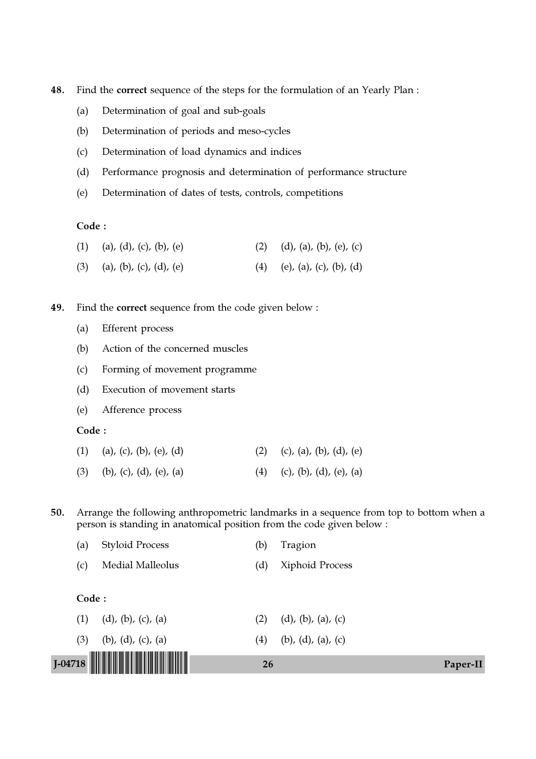48. Find the **correct** sequence of the steps for the formulation of an Yearly Plan :

    (a) Determination of goal and sub-goals

    (b) Determination of periods and meso-cycles

    (c) Determination of load dynamics and indices

    (d) Performance prognosis and determination of performance structure

    (e) Determination of dates of tests, controls, competitions

    **Code :**

    (1) (a), (d), (c), (b), (e)  (2) (d), (a), (b), (e), (c)

    (3) (a), (b), (c), (d), (e)  (4) (e), (a), (c), (b), (d)

49. Find the **correct** sequence from the code given below :

    (a) Efferent process

    (b) Action of the concerned muscles

    (c) Forming of movement programme

    (d) Execution of movement starts

    (e) Afference process

    **Code :**

    (1) (a), (c), (b), (e), (d)  (2) (c), (a), (b), (d), (e)

    (3) (b), (c), (d), (e), (a)  (4) (c), (b), (d), (e), (a)

50. Arrange the following anthropometric landmarks in a sequence from top to bottom when a person is standing in anatomical position from the code given below :

    (a) Styloid Process  (b) Tragion

    (c) Medial Malleolus  (d) Xiphoid Process

    **Code :**

    (1) (d), (b), (c), (a)  (2) (d), (b), (a), (c)

    (3) (b), (d), (c), (a)  (4) (b), (d), (a), (c)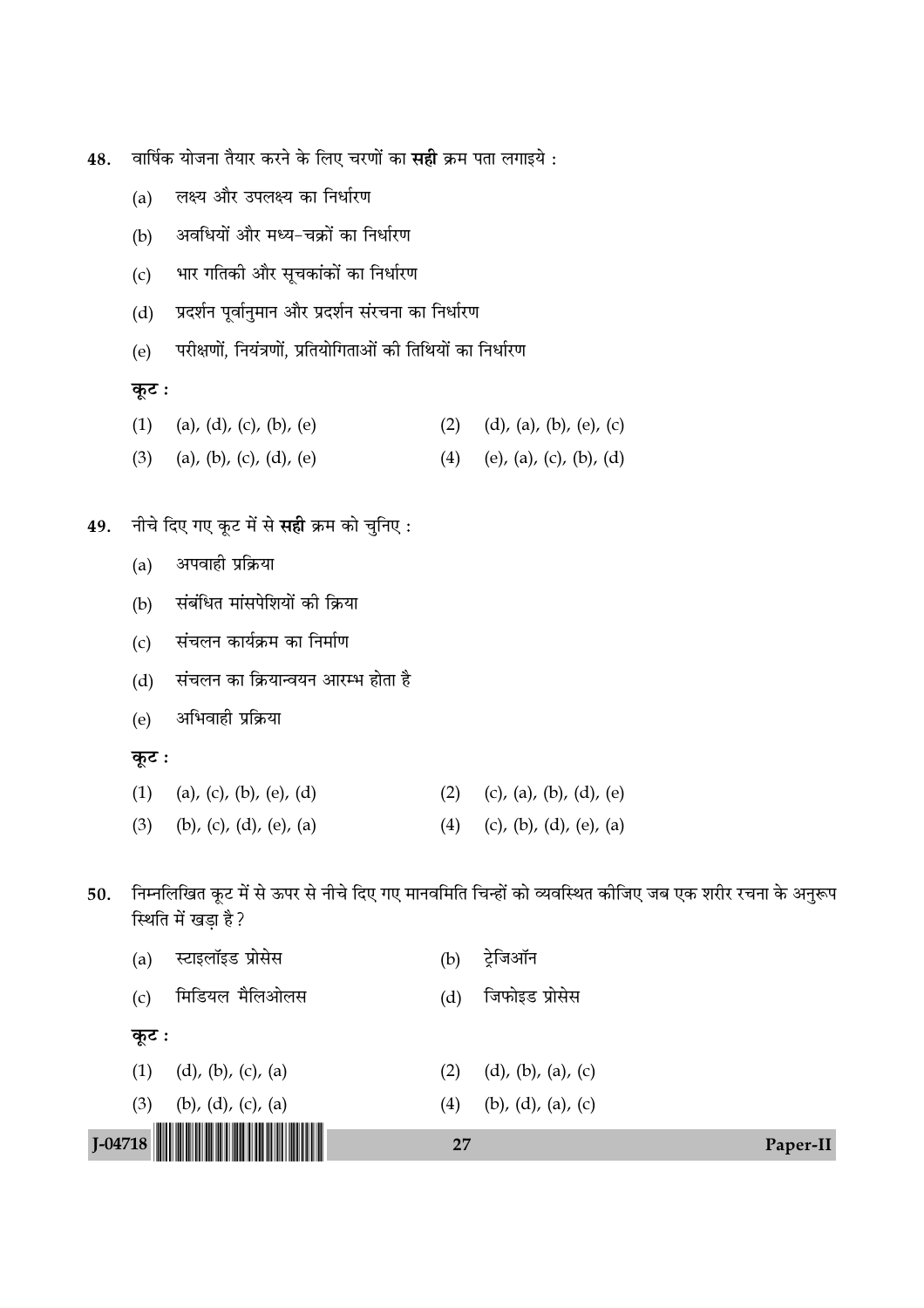48. वार्षिक योजना तैयार करने के लिए चरणों का **सही** क्रम पता लगाइये :

    (a) लक्ष्य और उपलक्ष्य का निर्धारण

    (b) अवधियों और मध्य-चक्रों का निर्धारण

    (c) भार गतिकी और सूचकांकों का निर्धारण

    (d) प्रदर्शन पूर्वानुमान और प्रदर्शन संरचना का निर्धारण

    (e) परीक्षणों, नियंत्रणों, प्रतियोगिताओं की तिथियों का निर्धारण

    **कूट :**

    (1) (a), (d), (c), (b), (e)
    (2) (d), (a), (b), (e), (c)
    (3) (a), (b), (c), (d), (e)
    (4) (e), (a), (c), (b), (d)

49. नीचे दिए गए कूट में से **सही** क्रम को चुनिए :

    (a) अपवाही प्रक्रिया

    (b) संबंधित मांसपेशियों की क्रिया

    (c) संचलन कार्यक्रम का निर्माण

    (d) संचलन का क्रियान्वयन आरम्भ होता है

    (e) अभिवाही प्रक्रिया

    **कूट :**

    (1) (a), (c), (b), (e), (d)
    (2) (c), (a), (b), (d), (e)
    (3) (b), (c), (d), (e), (a)
    (4) (c), (b), (d), (e), (a)

50. निम्नलिखित कूट में से ऊपर से नीचे दिए गए मानवमिति चिन्हों को व्यवस्थित कीजिए जब एक शरीर रचना के अनुरूप स्थिति में खड़ा है?

    (a) स्टाइलॉइड प्रोसेस
    (b) ट्रेजिऑन
    (c) मिडियल मैलिओलस
    (d) जिफोइड प्रोसेस

    **कूट :**

    (1) (d), (b), (c), (a)
    (2) (d), (b), (a), (c)
    (3) (b), (d), (c), (a)
    (4) (b), (d), (a), (c)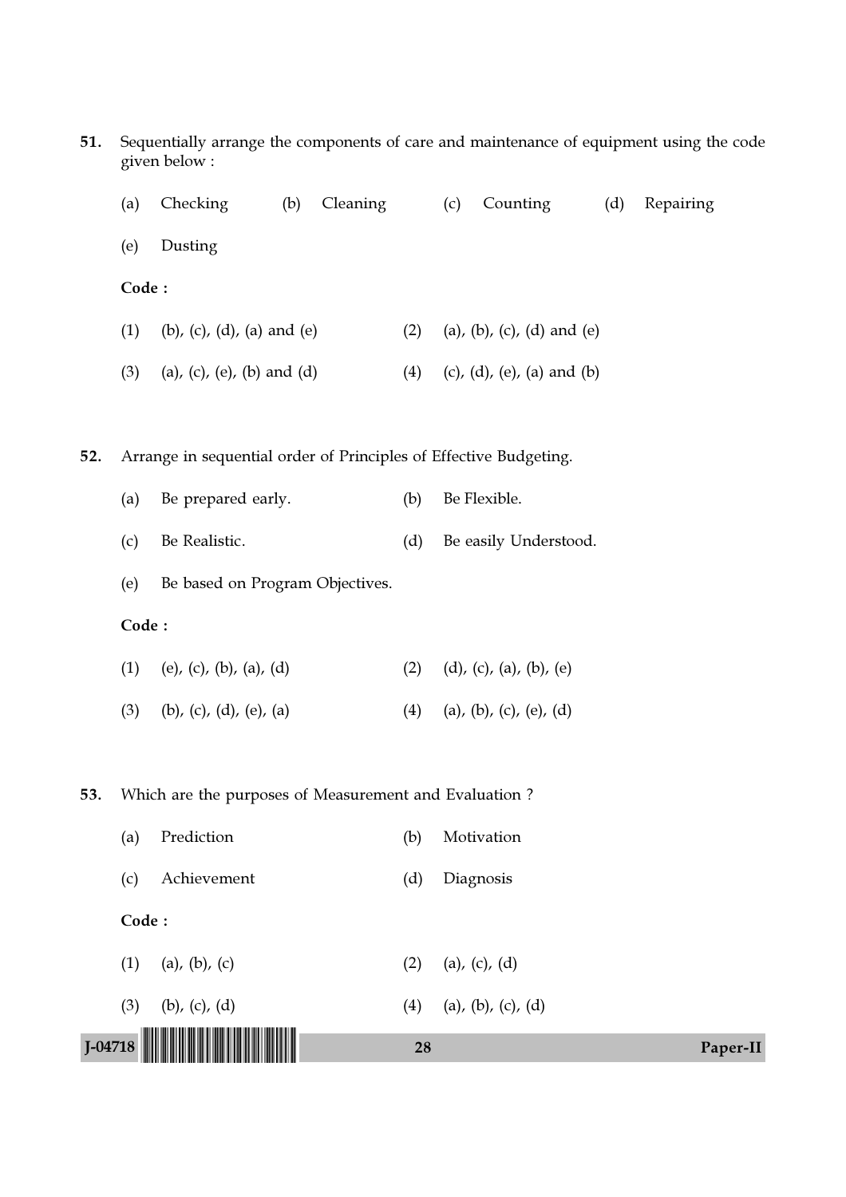51. Sequentially arrange the components of care and maintenance of equipment using the code given below :

(a) Checking (b) Cleaning (c) Counting (d) Repairing

(e) Dusting

**Code :**

(1) (b), (c), (d), (a) and (e) (2) (a), (b), (c), (d) and (e)

(3) (a), (c), (e), (b) and (d) (4) (c), (d), (e), (a) and (b)

52. Arrange in sequential order of Principles of Effective Budgeting.

(a) Be prepared early. (b) Be Flexible.

(c) Be Realistic. (d) Be easily Understood.

(e) Be based on Program Objectives.

**Code :**

(1) (e), (c), (b), (a), (d) (2) (d), (c), (a), (b), (e)

(3) (b), (c), (d), (e), (a) (4) (a), (b), (c), (e), (d)

53. Which are the purposes of Measurement and Evaluation ?

(a) Prediction (b) Motivation

(c) Achievement (d) Diagnosis

**Code :**

(1) (a), (b), (c) (2) (a), (c), (d)

(3) (b), (c), (d) (4) (a), (b), (c), (d)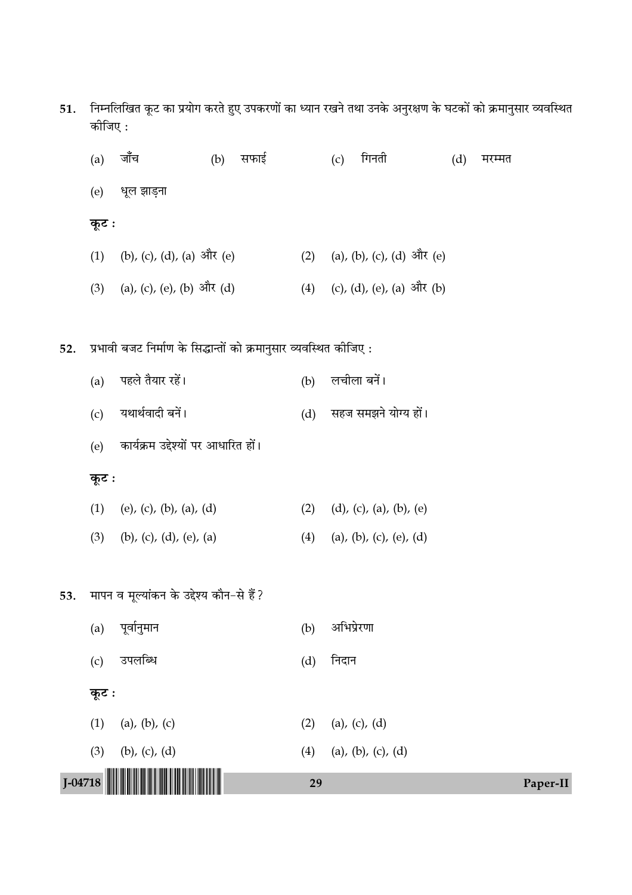51. निम्नलिखित कूट का प्रयोग करते हुए उपकरणों का ध्यान रखने तथा उनके अनुरक्षण के घटकों को क्रमानुसार व्यवस्थित कीजिए :

(a) जाँच (b) सफाई (c) गिनती (d) मरम्मत

(e) धूल झाड़ना

**कूट :**

(1) (b), (c), (d), (a) और (e)
(2) (a), (b), (c), (d) और (e)
(3) (a), (c), (e), (b) और (d)
(4) (c), (d), (e), (a) और (b)

52. प्रभावी बजट निर्माण के सिद्धान्तों को क्रमानुसार व्यवस्थित कीजिए :

(a) पहले तैयार रहें।
(b) लचीला बनें।
(c) यथार्थवादी बनें।
(d) सहज समझने योग्य हों।
(e) कार्यक्रम उद्देश्यों पर आधारित हों।

**कूट :**

(1) (e), (c), (b), (a), (d)
(2) (d), (c), (a), (b), (e)
(3) (b), (c), (d), (e), (a)
(4) (a), (b), (c), (e), (d)

53. मापन व मूल्यांकन के उद्देश्य कौन-से हैं ?

(a) पूर्वानुमान
(b) अभिप्रेरणा
(c) उपलब्धि
(d) निदान

**कूट :**

(1) (a), (b), (c)
(2) (a), (c), (d)
(3) (b), (c), (d)
(4) (a), (b), (c), (d)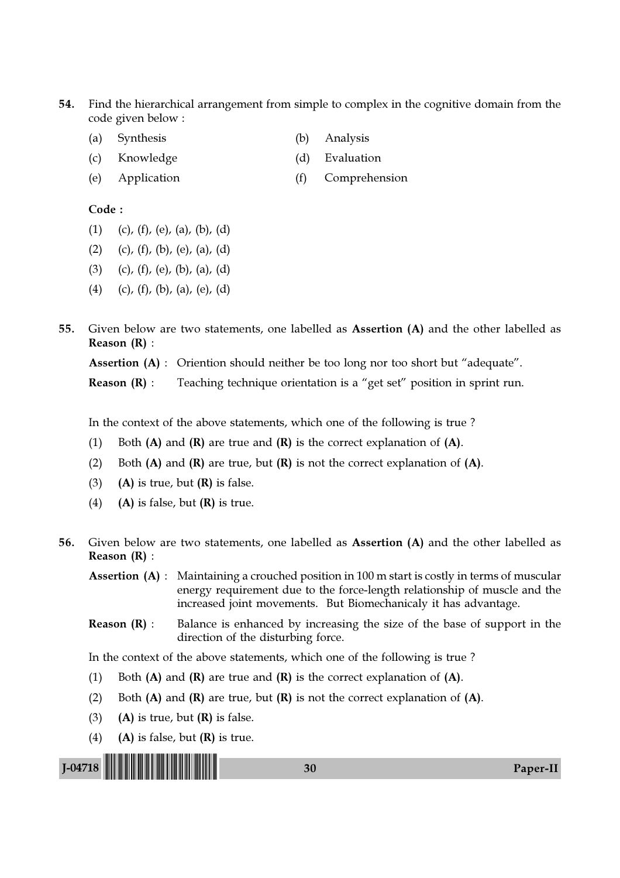54. Find the hierarchical arrangement from simple to complex in the cognitive domain from the code given below :

(a) Synthesis  (b) Analysis

(c) Knowledge  (d) Evaluation

(e) Application  (f) Comprehension

**Code :**

(1) (c), (f), (e), (a), (b), (d)

(2) (c), (f), (b), (e), (a), (d)

(3) (c), (f), (e), (b), (a), (d)

(4) (c), (f), (b), (a), (e), (d)

55. Given below are two statements, one labelled as **Assertion (A)** and the other labelled as **Reason (R)** :

**Assertion (A)** : Oriention should neither be too long nor too short but "adequate".

**Reason (R)** : Teaching technique orientation is a "get set" position in sprint run.

In the context of the above statements, which one of the following is true ?

(1) Both **(A)** and **(R)** are true and **(R)** is the correct explanation of **(A)**.

(2) Both **(A)** and **(R)** are true, but **(R)** is not the correct explanation of **(A)**.

(3) **(A)** is true, but **(R)** is false.

(4) **(A)** is false, but **(R)** is true.

56. Given below are two statements, one labelled as **Assertion (A)** and the other labelled as **Reason (R)** :

**Assertion (A)** : Maintaining a crouched position in 100 m start is costly in terms of muscular energy requirement due to the force-length relationship of muscle and the increased joint movements. But Biomechanicaly it has advantage.

**Reason (R)** : Balance is enhanced by increasing the size of the base of support in the direction of the disturbing force.

In the context of the above statements, which one of the following is true ?

(1) Both **(A)** and **(R)** are true and **(R)** is the correct explanation of **(A)**.

(2) Both **(A)** and **(R)** are true, but **(R)** is not the correct explanation of **(A)**.

(3) **(A)** is true, but **(R)** is false.

(4) **(A)** is false, but **(R)** is true.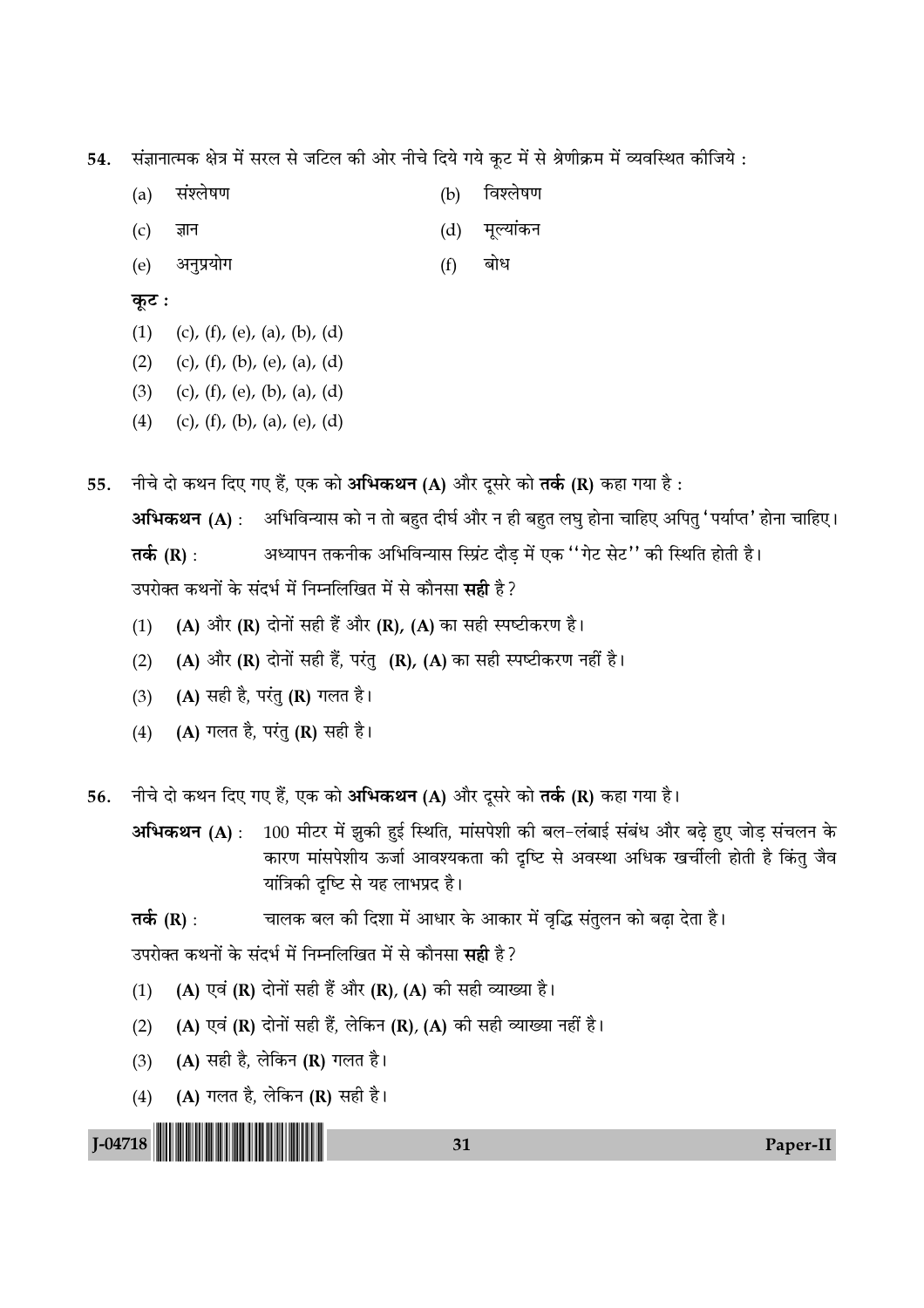54. संज्ञानात्मक क्षेत्र में सरल से जटिल की ओर नीचे दिये गये कूट में से श्रेणीक्रम में व्यवस्थित कीजिये :

(a) संश्लेषण
(b) विश्लेषण
(c) ज्ञान
(d) मूल्यांकन
(e) अनुप्रयोग
(f) बोध

**कूट :**

(1) (c), (f), (e), (a), (b), (d)
(2) (c), (f), (b), (e), (a), (d)
(3) (c), (f), (e), (b), (a), (d)
(4) (c), (f), (b), (a), (e), (d)

55. नीचे दो कथन दिए गए हैं, एक को **अभिकथन (A)** और दूसरे को **तर्क (R)** कहा गया है :

**अभिकथन (A)** : अभिविन्यास को न तो बहुत दीर्घ और न ही बहुत लघु होना चाहिए अपितु 'पर्याप्त' होना चाहिए।

**तर्क (R)** : अध्यापन तकनीक अभिविन्यास स्प्रिंट दौड़ में एक ''गेट सेट'' की स्थिति होती है।

उपरोक्त कथनों के संदर्भ में निम्नलिखित में से कौनसा **सही** है?

(1) **(A)** और **(R)** दोनों सही हैं और **(R)**, **(A)** का सही स्पष्टीकरण है।
(2) **(A)** और **(R)** दोनों सही हैं, परंतु **(R)**, **(A)** का सही स्पष्टीकरण नहीं है।
(3) **(A)** सही है, परंतु **(R)** गलत है।
(4) **(A)** गलत है, परंतु **(R)** सही है।

56. नीचे दो कथन दिए गए हैं, एक को **अभिकथन (A)** और दूसरे को **तर्क (R)** कहा गया है।

**अभिकथन (A)** : 100 मीटर में झुकी हुई स्थिति, मांसपेशी की बल-लंबाई संबंध और बढ़े हुए जोड़ संचलन के कारण मांसपेशीय ऊर्जा आवश्यकता की दृष्टि से अवस्था अधिक खर्चीली होती है किंतु जैव यांत्रिकी दृष्टि से यह लाभप्रद है।

**तर्क (R)** : चालक बल की दिशा में आधार के आकार में वृद्धि संतुलन को बढ़ा देता है।

उपरोक्त कथनों के संदर्भ में निम्नलिखित में से कौनसा **सही** है?

(1) **(A)** एवं **(R)** दोनों सही हैं और **(R)**, **(A)** की सही व्याख्या है।
(2) **(A)** एवं **(R)** दोनों सही हैं, लेकिन **(R)**, **(A)** की सही व्याख्या नहीं है।
(3) **(A)** सही है, लेकिन **(R)** गलत है।
(4) **(A)** गलत है, लेकिन **(R)** सही है।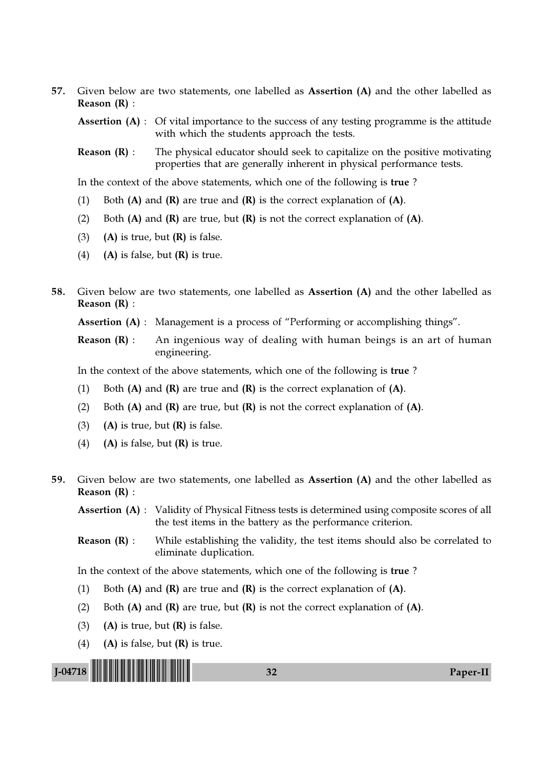57. Given below are two statements, one labelled as **Assertion (A)** and the other labelled as **Reason (R)** :

**Assertion (A)** : Of vital importance to the success of any testing programme is the attitude with which the students approach the tests.

**Reason (R)** : The physical educator should seek to capitalize on the positive motivating properties that are generally inherent in physical performance tests.

In the context of the above statements, which one of the following is **true** ?

(1) Both **(A)** and **(R)** are true and **(R)** is the correct explanation of **(A)**.

(2) Both **(A)** and **(R)** are true, but **(R)** is not the correct explanation of **(A)**.

(3) **(A)** is true, but **(R)** is false.

(4) **(A)** is false, but **(R)** is true.

58. Given below are two statements, one labelled as **Assertion (A)** and the other labelled as **Reason (R)** :

**Assertion (A)** : Management is a process of "Performing or accomplishing things".

**Reason (R)** : An ingenious way of dealing with human beings is an art of human engineering.

In the context of the above statements, which one of the following is **true** ?

(1) Both **(A)** and **(R)** are true and **(R)** is the correct explanation of **(A)**.

(2) Both **(A)** and **(R)** are true, but **(R)** is not the correct explanation of **(A)**.

(3) **(A)** is true, but **(R)** is false.

(4) **(A)** is false, but **(R)** is true.

59. Given below are two statements, one labelled as **Assertion (A)** and the other labelled as **Reason (R)** :

**Assertion (A)** : Validity of Physical Fitness tests is determined using composite scores of all the test items in the battery as the performance criterion.

**Reason (R)** : While establishing the validity, the test items should also be correlated to eliminate duplication.

In the context of the above statements, which one of the following is **true** ?

(1) Both **(A)** and **(R)** are true and **(R)** is the correct explanation of **(A)**.

(2) Both **(A)** and **(R)** are true, but **(R)** is not the correct explanation of **(A)**.

(3) **(A)** is true, but **(R)** is false.

(4) **(A)** is false, but **(R)** is true.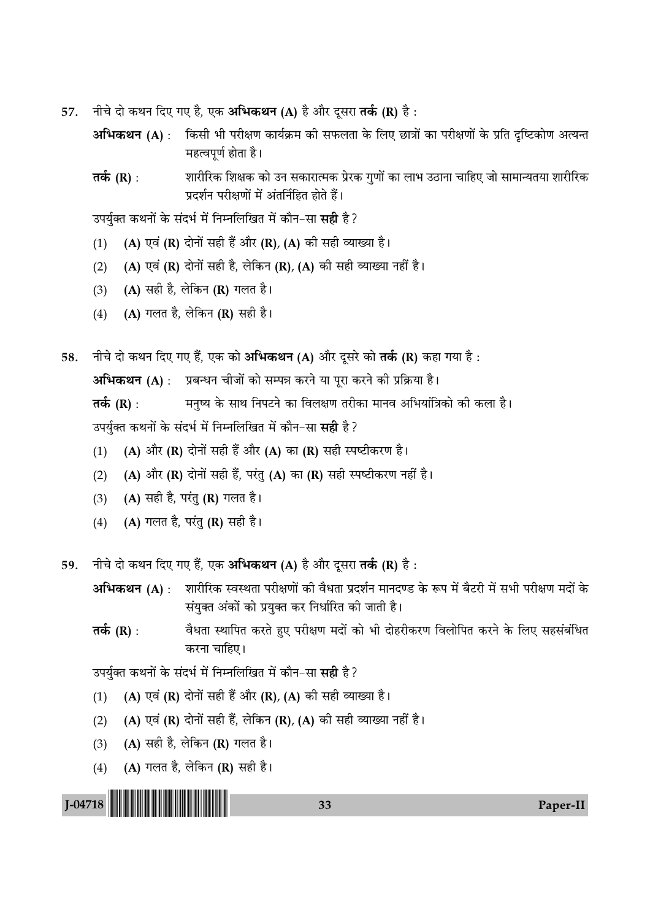57. नीचे दो कथन दिए गए है, एक **अभिकथन (A)** है और दूसरा **तर्क (R)** है :

**अभिकथन (A) :** किसी भी परीक्षण कार्यक्रम की सफलता के लिए छात्रों का परीक्षणों के प्रति दृष्टिकोण अत्यन्त महत्वपूर्ण होता है।

**तर्क (R) :** शारीरिक शिक्षक को उन सकारात्मक प्रेरक गुणों का लाभ उठाना चाहिए जो सामान्यतया शारीरिक प्रदर्शन परीक्षणों में अंतर्निहित होते हैं।

उपर्युक्त कथनों के संदर्भ में निम्नलिखित में कौन-सा **सही** है ?

(1) **(A)** एवं **(R)** दोनों सही हैं और **(R)**, **(A)** की सही व्याख्या है।

(2) **(A)** एवं **(R)** दोनों सही है, लेकिन **(R)**, **(A)** की सही व्याख्या नहीं है।

(3) **(A)** सही है, लेकिन **(R)** गलत है।

(4) **(A)** गलत है, लेकिन **(R)** सही है।

58. नीचे दो कथन दिए गए हैं, एक को **अभिकथन (A)** और दूसरे को **तर्क (R)** कहा गया है :

**अभिकथन (A) :** प्रबन्धन चीजों को सम्पन्न करने या पूरा करने की प्रक्रिया है।

**तर्क (R) :** मनुष्य के साथ निपटने का विलक्षण तरीका मानव अभियांत्रिको की कला है।

उपर्युक्त कथनों के संदर्भ में निम्नलिखित में कौन-सा **सही** है ?

(1) **(A)** और **(R)** दोनों सही हैं और **(A)** का **(R)** सही स्पष्टीकरण है।

(2) **(A)** और **(R)** दोनों सही हैं, परंतु **(A)** का **(R)** सही स्पष्टीकरण नहीं है।

(3) **(A)** सही है, परंतु **(R)** गलत है।

(4) **(A)** गलत है, परंतु **(R)** सही है।

59. नीचे दो कथन दिए गए हैं, एक **अभिकथन (A)** है और दूसरा **तर्क (R)** है :

**अभिकथन (A) :** शारीरिक स्वस्थता परीक्षणों की वैधता प्रदर्शन मानदण्ड के रूप में बैटरी में सभी परीक्षण मदों के संयुक्त अंकों को प्रयुक्त कर निर्धारित की जाती है।

**तर्क (R) :** वैधता स्थापित करते हुए परीक्षण मदों को भी दोहरीकरण विलोपित करने के लिए सहसंबंधित करना चाहिए।

उपर्युक्त कथनों के संदर्भ में निम्नलिखित में कौन-सा **सही** है ?

(1) **(A)** एवं **(R)** दोनों सही हैं और **(R)**, **(A)** की सही व्याख्या है।

(2) **(A)** एवं **(R)** दोनों सही हैं, लेकिन **(R)**, **(A)** की सही व्याख्या नहीं है।

(3) **(A)** सही है, लेकिन **(R)** गलत है।

(4) **(A)** गलत है, लेकिन **(R)** सही है।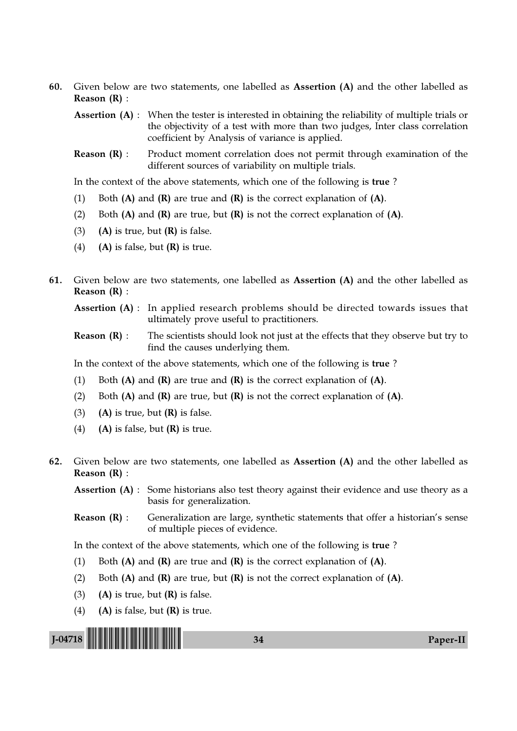60. Given below are two statements, one labelled as **Assertion (A)** and the other labelled as **Reason (R)** :

**Assertion (A)** : When the tester is interested in obtaining the reliability of multiple trials or the objectivity of a test with more than two judges, Inter class correlation coefficient by Analysis of variance is applied.

**Reason (R)** : Product moment correlation does not permit through examination of the different sources of variability on multiple trials.

In the context of the above statements, which one of the following is **true** ?

(1) Both **(A)** and **(R)** are true and **(R)** is the correct explanation of **(A)**.

(2) Both **(A)** and **(R)** are true, but **(R)** is not the correct explanation of **(A)**.

(3) **(A)** is true, but **(R)** is false.

(4) **(A)** is false, but **(R)** is true.

61. Given below are two statements, one labelled as **Assertion (A)** and the other labelled as **Reason (R)** :

**Assertion (A)** : In applied research problems should be directed towards issues that ultimately prove useful to practitioners.

**Reason (R)** : The scientists should look not just at the effects that they observe but try to find the causes underlying them.

In the context of the above statements, which one of the following is **true** ?

(1) Both **(A)** and **(R)** are true and **(R)** is the correct explanation of **(A)**.

(2) Both **(A)** and **(R)** are true, but **(R)** is not the correct explanation of **(A)**.

(3) **(A)** is true, but **(R)** is false.

(4) **(A)** is false, but **(R)** is true.

62. Given below are two statements, one labelled as **Assertion (A)** and the other labelled as **Reason (R)** :

**Assertion (A)** : Some historians also test theory against their evidence and use theory as a basis for generalization.

**Reason (R)** : Generalization are large, synthetic statements that offer a historian's sense of multiple pieces of evidence.

In the context of the above statements, which one of the following is **true** ?

(1) Both **(A)** and **(R)** are true and **(R)** is the correct explanation of **(A)**.

(2) Both **(A)** and **(R)** are true, but **(R)** is not the correct explanation of **(A)**.

(3) **(A)** is true, but **(R)** is false.

(4) **(A)** is false, but **(R)** is true.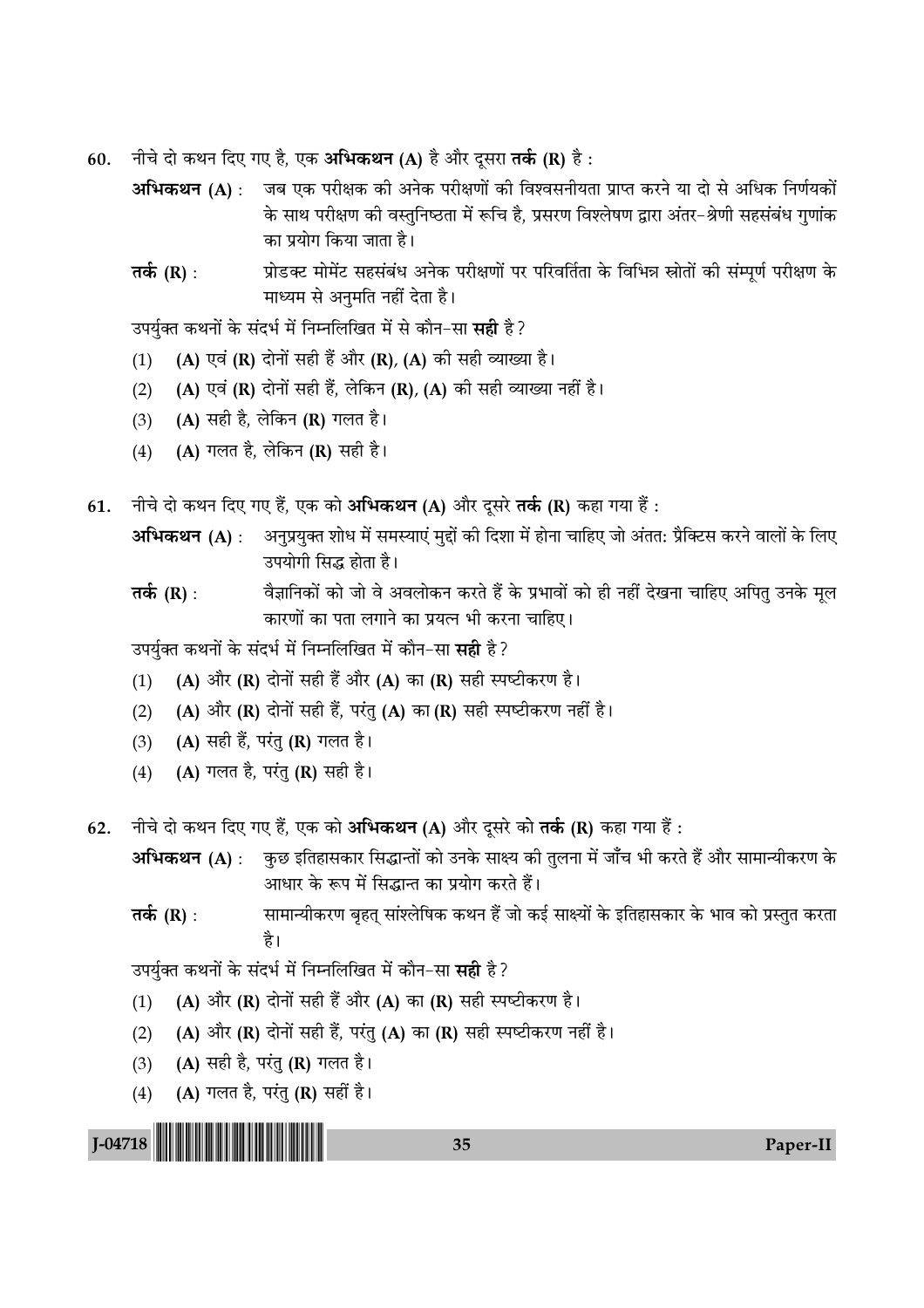60. नीचे दो कथन दिए गए है, एक **अभिकथन (A)** है और दूसरा **तर्क (R)** है :

**अभिकथन (A)** : जब एक परीक्षक की अनेक परीक्षणों की विश्वसनीयता प्राप्त करने या दो से अधिक निर्णयकों के साथ परीक्षण की वस्तुनिष्ठता में रूचि है, प्रसरण विश्लेषण द्वारा अंतर-श्रेणी सहसंबंध गुणांक का प्रयोग किया जाता है।

**तर्क (R)** : प्रोडक्ट मोमेंट सहसंबंध अनेक परीक्षणों पर परिवर्तिता के विभिन्न स्रोतों की सम्पूर्ण परीक्षण के माध्यम से अनुमति नहीं देता है।

उपर्युक्त कथनों के संदर्भ में निम्नलिखित में से कौन-सा **सही** है?

(1) **(A)** एवं **(R)** दोनों सही हैं और **(R)**, **(A)** की सही व्याख्या है।

(2) **(A)** एवं **(R)** दोनों सही हैं, लेकिन **(R)**, **(A)** की सही व्याख्या नहीं है।

(3) **(A)** सही है, लेकिन **(R)** गलत है।

(4) **(A)** गलत है, लेकिन **(R)** सही है।

61. नीचे दो कथन दिए गए हैं, एक को **अभिकथन (A)** और दूसरे **तर्क (R)** कहा गया हैं :

**अभिकथन (A)** : अनुप्रयुक्त शोध में समस्याएं मुद्दों की दिशा में होना चाहिए जो अंततः प्रैक्टिस करने वालों के लिए उपयोगी सिद्ध होता है।

**तर्क (R)** : वैज्ञानिकों को जो वे अवलोकन करते हैं के प्रभावों को ही नहीं देखना चाहिए अपितु उनके मूल कारणों का पता लगाने का प्रयत्न भी करना चाहिए।

उपर्युक्त कथनों के संदर्भ में निम्नलिखित में कौन-सा **सही** है?

(1) **(A)** और **(R)** दोनों सही हैं और **(A)** का **(R)** सही स्पष्टीकरण है।

(2) **(A)** और **(R)** दोनों सही हैं, परंतु **(A)** का **(R)** सही स्पष्टीकरण नहीं है।

(3) **(A)** सही हैं, परंतु **(R)** गलत है।

(4) **(A)** गलत है, परंतु **(R)** सही है।

62. नीचे दो कथन दिए गए हैं, एक को **अभिकथन (A)** और दूसरे को **तर्क (R)** कहा गया हैं :

**अभिकथन (A)** : कुछ इतिहासकार सिद्धान्तों को उनके साक्ष्य की तुलना में जाँच भी करते हैं और सामान्यीकरण के आधार के रूप में सिद्धान्त का प्रयोग करते हैं।

**तर्क (R)** : सामान्यीकरण बृहत् सांश्लेषिक कथन हैं जो कई साक्ष्यों के इतिहासकार के भाव को प्रस्तुत करता है।

उपर्युक्त कथनों के संदर्भ में निम्नलिखित में कौन-सा **सही** है?

(1) **(A)** और **(R)** दोनों सही हैं और **(A)** का **(R)** सही स्पष्टीकरण है।

(2) **(A)** और **(R)** दोनों सही हैं, परंतु **(A)** का **(R)** सही स्पष्टीकरण नहीं है।

(3) **(A)** सही है, परंतु **(R)** गलत है।

(4) **(A)** गलत है, परंतु **(R)** सहीं है।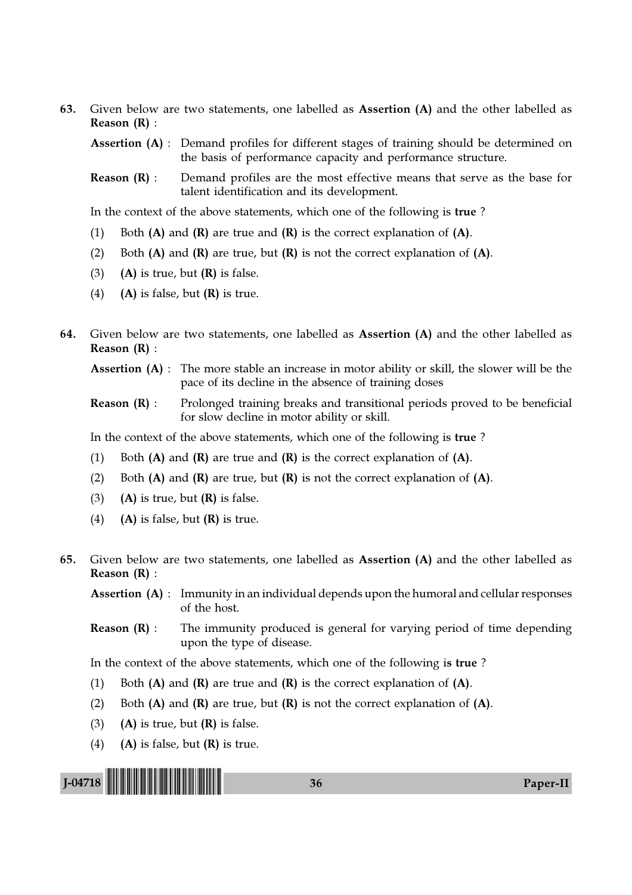63. Given below are two statements, one labelled as **Assertion (A)** and the other labelled as **Reason (R)** :

**Assertion (A)** : Demand profiles for different stages of training should be determined on the basis of performance capacity and performance structure.

**Reason (R)** : Demand profiles are the most effective means that serve as the base for talent identification and its development.

In the context of the above statements, which one of the following is **true** ?

(1) Both **(A)** and **(R)** are true and **(R)** is the correct explanation of **(A)**.

(2) Both **(A)** and **(R)** are true, but **(R)** is not the correct explanation of **(A)**.

(3) **(A)** is true, but **(R)** is false.

(4) **(A)** is false, but **(R)** is true.

64. Given below are two statements, one labelled as **Assertion (A)** and the other labelled as **Reason (R)** :

**Assertion (A)** : The more stable an increase in motor ability or skill, the slower will be the pace of its decline in the absence of training doses

**Reason (R)** : Prolonged training breaks and transitional periods proved to be beneficial for slow decline in motor ability or skill.

In the context of the above statements, which one of the following is **true** ?

(1) Both **(A)** and **(R)** are true and **(R)** is the correct explanation of **(A)**.

(2) Both **(A)** and **(R)** are true, but **(R)** is not the correct explanation of **(A)**.

(3) **(A)** is true, but **(R)** is false.

(4) **(A)** is false, but **(R)** is true.

65. Given below are two statements, one labelled as **Assertion (A)** and the other labelled as **Reason (R)** :

**Assertion (A)** : Immunity in an individual depends upon the humoral and cellular responses of the host.

**Reason (R)** : The immunity produced is general for varying period of time depending upon the type of disease.

In the context of the above statements, which one of the following is **true** ?

(1) Both **(A)** and **(R)** are true and **(R)** is the correct explanation of **(A)**.

(2) Both **(A)** and **(R)** are true, but **(R)** is not the correct explanation of **(A)**.

(3) **(A)** is true, but **(R)** is false.

(4) **(A)** is false, but **(R)** is true.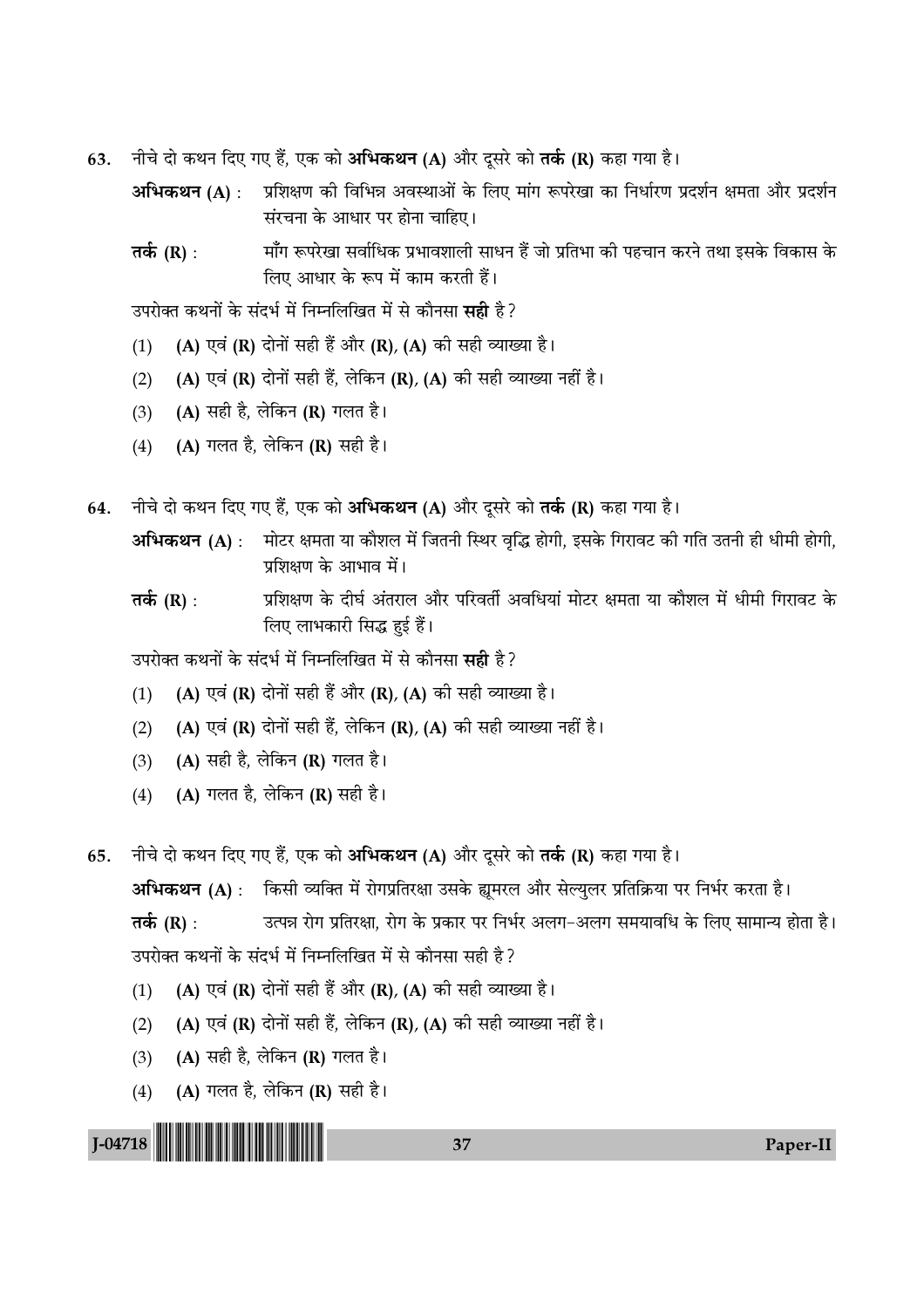63. नीचे दो कथन दिए गए हैं, एक को **अभिकथन (A)** और दूसरे को **तर्क (R)** कहा गया है।

**अभिकथन (A) :** प्रशिक्षण की विभिन्न अवस्थाओं के लिए मांग रूपरेखा का निर्धारण प्रदर्शन क्षमता और प्रदर्शन संरचना के आधार पर होना चाहिए।

**तर्क (R) :** माँग रूपरेखा सर्वाधिक प्रभावशाली साधन हैं जो प्रतिभा की पहचान करने तथा इसके विकास के लिए आधार के रूप में काम करती हैं।

उपरोक्त कथनों के संदर्भ में निम्नलिखित में से कौनसा **सही** है?

(1) **(A)** एवं **(R)** दोनों सही हैं और **(R)**, **(A)** की सही व्याख्या है।

(2) **(A)** एवं **(R)** दोनों सही हैं, लेकिन **(R)**, **(A)** की सही व्याख्या नहीं है।

(3) **(A)** सही है, लेकिन **(R)** गलत है।

(4) **(A)** गलत है, लेकिन **(R)** सही है।

64. नीचे दो कथन दिए गए हैं, एक को **अभिकथन (A)** और दूसरे को **तर्क (R)** कहा गया है।

**अभिकथन (A) :** मोटर क्षमता या कौशल में जितनी स्थिर वृद्धि होगी, इसके गिरावट की गति उतनी ही धीमी होगी, प्रशिक्षण के आभाव में।

**तर्क (R) :** प्रशिक्षण के दीर्घ अंतराल और परिवर्ती अवधियां मोटर क्षमता या कौशल में धीमी गिरावट के लिए लाभकारी सिद्ध हुई हैं।

उपरोक्त कथनों के संदर्भ में निम्नलिखित में से कौनसा **सही** है?

(1) **(A)** एवं **(R)** दोनों सही हैं और **(R)**, **(A)** की सही व्याख्या है।

(2) **(A)** एवं **(R)** दोनों सही हैं, लेकिन **(R)**, **(A)** की सही व्याख्या नहीं है।

(3) **(A)** सही है, लेकिन **(R)** गलत है।

(4) **(A)** गलत है, लेकिन **(R)** सही है।

65. नीचे दो कथन दिए गए हैं, एक को **अभिकथन (A)** और दूसरे को **तर्क (R)** कहा गया है।

**अभिकथन (A) :** किसी व्यक्ति में रोगप्रतिरक्षा उसके ह्यूमरल और सेल्युलर प्रतिक्रिया पर निर्भर करता है।

**तर्क (R) :** उत्पन्न रोग प्रतिरक्षा, रोग के प्रकार पर निर्भर अलग-अलग समयावधि के लिए सामान्य होता है।

उपरोक्त कथनों के संदर्भ में निम्नलिखित में से कौनसा सही है?

(1) **(A)** एवं **(R)** दोनों सही हैं और **(R)**, **(A)** की सही व्याख्या है।

(2) **(A)** एवं **(R)** दोनों सही हैं, लेकिन **(R)**, **(A)** की सही व्याख्या नहीं है।

(3) **(A)** सही है, लेकिन **(R)** गलत है।

(4) **(A)** गलत है, लेकिन **(R)** सही है।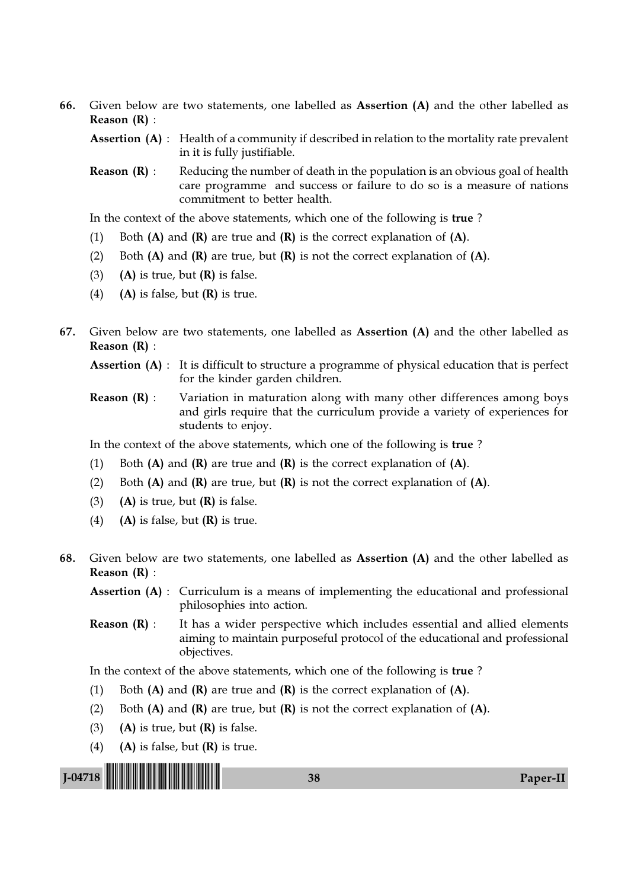66. Given below are two statements, one labelled as **Assertion (A)** and the other labelled as **Reason (R)** :

**Assertion (A)** : Health of a community if described in relation to the mortality rate prevalent in it is fully justifiable.

**Reason (R)** : Reducing the number of death in the population is an obvious goal of health care programme and success or failure to do so is a measure of nations commitment to better health.

In the context of the above statements, which one of the following is **true** ?

(1) Both **(A)** and **(R)** are true and **(R)** is the correct explanation of **(A)**.

(2) Both **(A)** and **(R)** are true, but **(R)** is not the correct explanation of **(A)**.

(3) **(A)** is true, but **(R)** is false.

(4) **(A)** is false, but **(R)** is true.

67. Given below are two statements, one labelled as **Assertion (A)** and the other labelled as **Reason (R)** :

**Assertion (A)** : It is difficult to structure a programme of physical education that is perfect for the kinder garden children.

**Reason (R)** : Variation in maturation along with many other differences among boys and girls require that the curriculum provide a variety of experiences for students to enjoy.

In the context of the above statements, which one of the following is **true** ?

(1) Both **(A)** and **(R)** are true and **(R)** is the correct explanation of **(A)**.

(2) Both **(A)** and **(R)** are true, but **(R)** is not the correct explanation of **(A)**.

(3) **(A)** is true, but **(R)** is false.

(4) **(A)** is false, but **(R)** is true.

68. Given below are two statements, one labelled as **Assertion (A)** and the other labelled as **Reason (R)** :

**Assertion (A)** : Curriculum is a means of implementing the educational and professional philosophies into action.

**Reason (R)** : It has a wider perspective which includes essential and allied elements aiming to maintain purposeful protocol of the educational and professional objectives.

In the context of the above statements, which one of the following is **true** ?

(1) Both **(A)** and **(R)** are true and **(R)** is the correct explanation of **(A)**.

(2) Both **(A)** and **(R)** are true, but **(R)** is not the correct explanation of **(A)**.

(3) **(A)** is true, but **(R)** is false.

(4) **(A)** is false, but **(R)** is true.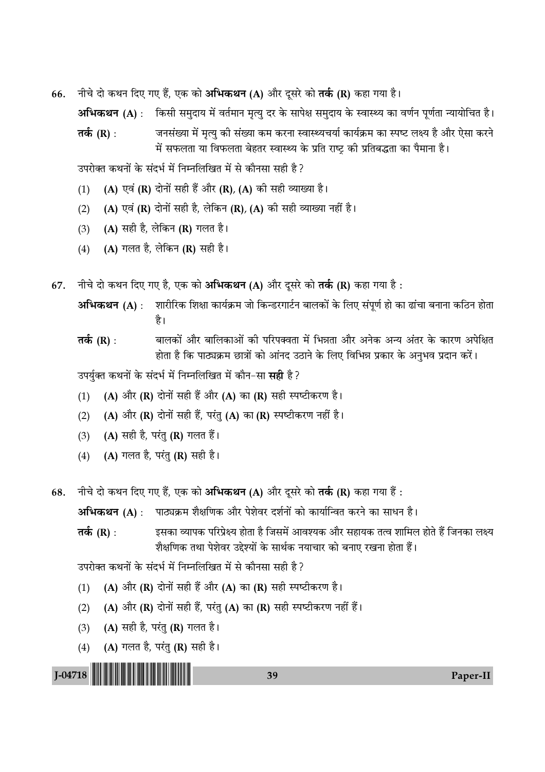66. नीचे दो कथन दिए गए हैं, एक को **अभिकथन (A)** और दूसरे को **तर्क (R)** कहा गया है।

**अभिकथन (A)** : किसी समुदाय में वर्तमान मृत्यु दर के सापेक्ष समुदाय के स्वास्थ्य का वर्णन पूर्णता न्यायोचित है।

**तर्क (R)** : जनसंख्या में मृत्यु की संख्या कम करना स्वास्थ्यचर्या कार्यक्रम का स्पष्ट लक्ष्य है और ऐसा करने में सफलता या विफलता बेहतर स्वास्थ्य के प्रति राष्ट्र की प्रतिबद्धता का पैमाना है।

उपरोक्त कथनों के संदर्भ में निम्नलिखित में से कौनसा सही है?

(1) **(A)** एवं **(R)** दोनों सही हैं और **(R)**, **(A)** की सही व्याख्या है।

(2) **(A)** एवं **(R)** दोनों सही है, लेकिन **(R)**, **(A)** की सही व्याख्या नहीं है।

(3) **(A)** सही है, लेकिन **(R)** गलत है।

(4) **(A)** गलत है, लेकिन **(R)** सही है।

67. नीचे दो कथन दिए गए है, एक को **अभिकथन (A)** और दूसरे को **तर्क (R)** कहा गया है :

**अभिकथन (A)** : शारीरिक शिक्षा कार्यक्रम जो किन्डरगार्टन बालकों के लिए संपूर्ण हो का ढांचा बनाना कठिन होता है।

**तर्क (R)** : बालकों और बालिकाओं की परिपक्वता में भिन्नता और अनेक अन्य अंतर के कारण अपेक्षित होता है कि पाठ्यक्रम छात्रों को आंनद उठाने के लिए विभिन्न प्रकार के अनुभव प्रदान करें।

उपर्युक्त कथनों के संदर्भ में निम्नलिखित में कौन-सा **सही** है?

(1) **(A)** और **(R)** दोनों सही हैं और **(A)** का **(R)** सही स्पष्टीकरण है।

(2) **(A)** और **(R)** दोनों सही हैं, परंतु **(A)** का **(R)** स्पष्टीकरण नहीं है।

(3) **(A)** सही है, परंतु **(R)** गलत हैं।

(4) **(A)** गलत है, परंतु **(R)** सही है।

68. नीचे दो कथन दिए गए हैं, एक को **अभिकथन (A)** और दूसरे को **तर्क (R)** कहा गया हैं :

**अभिकथन (A)** : पाठ्यक्रम शैक्षणिक और पेशेवर दर्शनों को कार्यान्वित करने का साधन है।

**तर्क (R)** : इसका व्यापक परिप्रेक्ष्य होता है जिसमें आवश्यक और सहायक तत्व शामिल होते हैं जिनका लक्ष्य शैक्षणिक तथा पेशेवर उद्देश्यों के सार्थक नयाचार को बनाए रखना होता हैं।

उपरोक्त कथनों के संदर्भ में निम्नलिखित में से कौनसा सही है?

(1) **(A)** और **(R)** दोनों सही हैं और **(A)** का **(R)** सही स्पष्टीकरण है।

(2) **(A)** और **(R)** दोनों सही हैं, परंतु **(A)** का **(R)** सही स्पष्टीकरण नहीं हैं।

(3) **(A)** सही है, परंतु **(R)** गलत है।

(4) **(A)** गलत है, परंतु **(R)** सही है।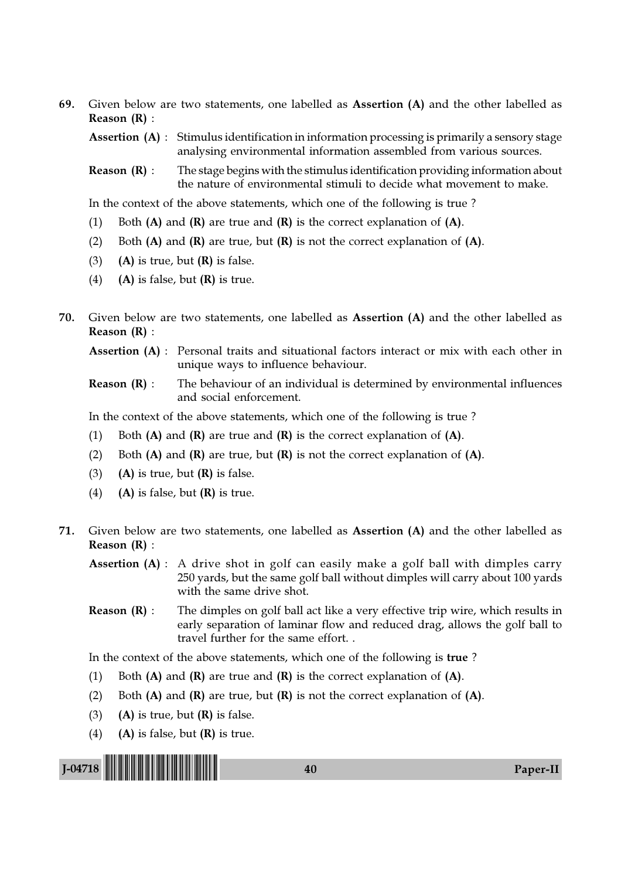69. Given below are two statements, one labelled as **Assertion (A)** and the other labelled as **Reason (R)** :

**Assertion (A)** : Stimulus identification in information processing is primarily a sensory stage analysing environmental information assembled from various sources.

**Reason (R)** : The stage begins with the stimulus identification providing information about the nature of environmental stimuli to decide what movement to make.

In the context of the above statements, which one of the following is true ?

(1) Both **(A)** and **(R)** are true and **(R)** is the correct explanation of **(A)**.

(2) Both **(A)** and **(R)** are true, but **(R)** is not the correct explanation of **(A)**.

(3) **(A)** is true, but **(R)** is false.

(4) **(A)** is false, but **(R)** is true.

70. Given below are two statements, one labelled as **Assertion (A)** and the other labelled as **Reason (R)** :

**Assertion (A)** : Personal traits and situational factors interact or mix with each other in unique ways to influence behaviour.

**Reason (R)** : The behaviour of an individual is determined by environmental influences and social enforcement.

In the context of the above statements, which one of the following is true ?

(1) Both **(A)** and **(R)** are true and **(R)** is the correct explanation of **(A)**.

(2) Both **(A)** and **(R)** are true, but **(R)** is not the correct explanation of **(A)**.

(3) **(A)** is true, but **(R)** is false.

(4) **(A)** is false, but **(R)** is true.

71. Given below are two statements, one labelled as **Assertion (A)** and the other labelled as **Reason (R)** :

**Assertion (A)** : A drive shot in golf can easily make a golf ball with dimples carry 250 yards, but the same golf ball without dimples will carry about 100 yards with the same drive shot.

**Reason (R)** : The dimples on golf ball act like a very effective trip wire, which results in early separation of laminar flow and reduced drag, allows the golf ball to travel further for the same effort. .

In the context of the above statements, which one of the following is **true** ?

(1) Both **(A)** and **(R)** are true and **(R)** is the correct explanation of **(A)**.

(2) Both **(A)** and **(R)** are true, but **(R)** is not the correct explanation of **(A)**.

(3) **(A)** is true, but **(R)** is false.

(4) **(A)** is false, but **(R)** is true.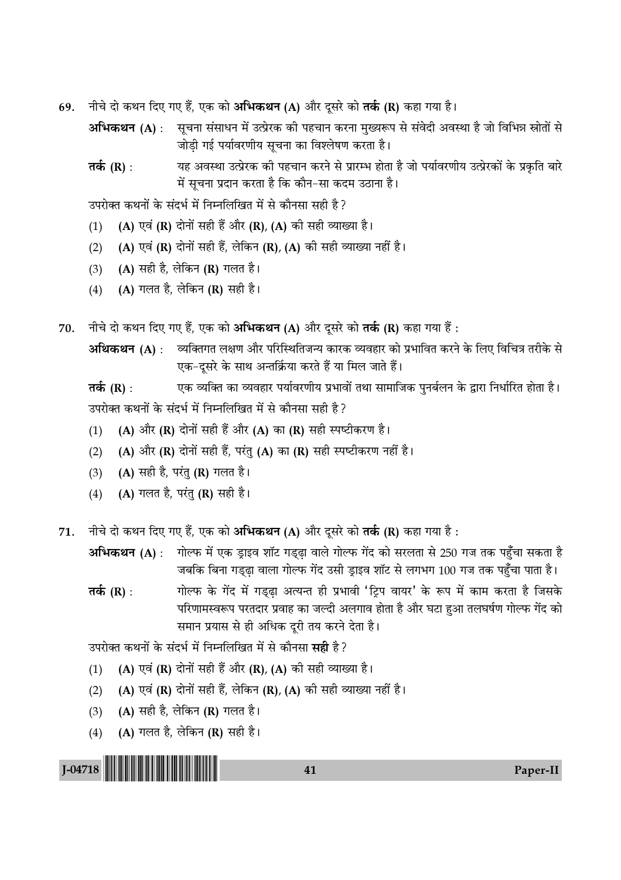69. नीचे दो कथन दिए गए हैं, एक को **अभिकथन (A)** और दूसरे को **तर्क (R)** कहा गया है।

**अभिकथन (A) :** सूचना संसाधन में उत्प्रेरक की पहचान करना मुख्यरूप से संवेदी अवस्था है जो विभिन्न स्रोतों से जोड़ी गई पर्यावरणीय सूचना का विश्लेषण करता है।

**तर्क (R) :** यह अवस्था उत्प्रेरक की पहचान करने से प्रारम्भ होता है जो पर्यावरणीय उत्प्रेरकों के प्रकृति बारे में सूचना प्रदान करता है कि कौन-सा कदम उठाना है।

उपरोक्त कथनों के संदर्भ में निम्नलिखित में से कौनसा सही है?

(1) **(A)** एवं **(R)** दोनों सही हैं और **(R)**, **(A)** की सही व्याख्या है।

(2) **(A)** एवं **(R)** दोनों सही हैं, लेकिन **(R)**, **(A)** की सही व्याख्या नहीं है।

(3) **(A)** सही है, लेकिन **(R)** गलत है।

(4) **(A)** गलत है, लेकिन **(R)** सही है।

70. नीचे दो कथन दिए गए हैं, एक को **अभिकथन (A)** और दूसरे को **तर्क (R)** कहा गया हैं :

**अथिकथन (A) :** व्यक्तिगत लक्षण और परिस्थितिजन्य कारक व्यवहार को प्रभावित करने के लिए विचित्र तरीके से एक-दूसरे के साथ अन्तर्क्रिया करते हैं या मिल जाते हैं।

**तर्क (R) :** एक व्यक्ति का व्यवहार पर्यावरणीय प्रभावों तथा सामाजिक पुनर्बलन के द्वारा निर्धारित होता है।

उपरोक्त कथनों के संदर्भ में निम्नलिखित में से कौनसा सही है?

(1) **(A)** और **(R)** दोनों सही हैं और **(A)** का **(R)** सही स्पष्टीकरण है।

(2) **(A)** और **(R)** दोनों सही हैं, परंतु **(A)** का **(R)** सही स्पष्टीकरण नहीं है।

(3) **(A)** सही है, परंतु **(R)** गलत है।

(4) **(A)** गलत है, परंतु **(R)** सही है।

71. नीचे दो कथन दिए गए हैं, एक को **अभिकथन (A)** और दूसरे को **तर्क (R)** कहा गया है :

**अभिकथन (A) :** गोल्फ में एक ड्राइव शॉट गड्ढ़ा वाले गोल्फ गेंद को सरलता से 250 गज तक पहुँचा सकता है जबकि बिना गड्ढ़ा वाला गोल्फ गेंद उसी ड्राइव शॉट से लगभग 100 गज तक पहुँचा पाता है।

**तर्क (R) :** गोल्फ के गेंद में गड्ढ़ा अत्यन्त ही प्रभावी 'ट्रिप वायर' के रूप में काम करता है जिसके परिणामस्वरूप परतदार प्रवाह का जल्दी अलगाव होता है और घटा हुआ तलघर्षण गोल्फ गेंद को समान प्रयास से ही अधिक दूरी तय करने देता है।

उपरोक्त कथनों के संदर्भ में निम्नलिखित में से कौनसा **सही** है?

(1) **(A)** एवं **(R)** दोनों सही हैं और **(R)**, **(A)** की सही व्याख्या है।

(2) **(A)** एवं **(R)** दोनों सही हैं, लेकिन **(R)**, **(A)** की सही व्याख्या नहीं है।

(3) **(A)** सही है, लेकिन **(R)** गलत है।

(4) **(A)** गलत है, लेकिन **(R)** सही है।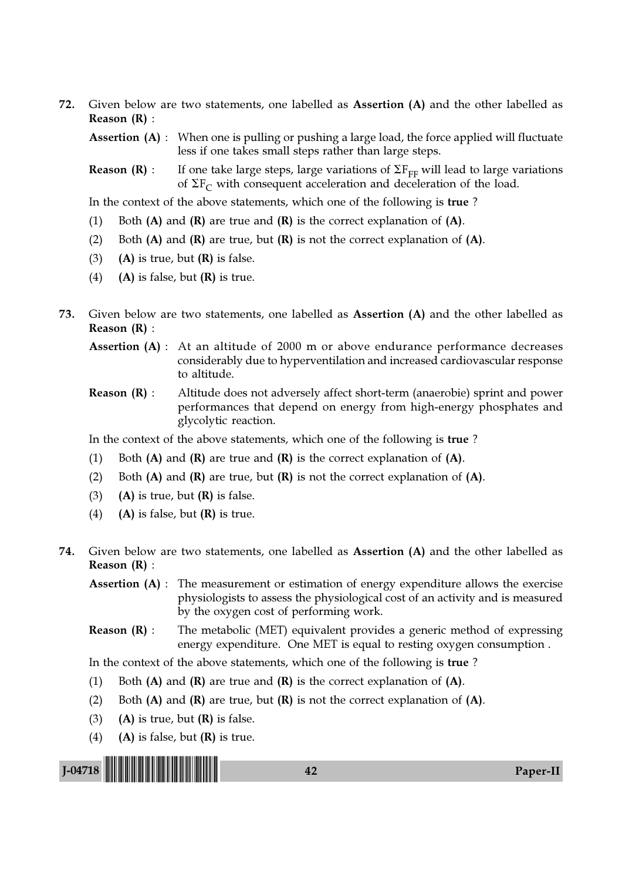72. Given below are two statements, one labelled as **Assertion (A)** and the other labelled as **Reason (R)** :

**Assertion (A)** : When one is pulling or pushing a large load, the force applied will fluctuate less if one takes small steps rather than large steps.

**Reason (R)** : If one take large steps, large variations of $\Sigma F_{FF}$ will lead to large variations of $\Sigma F_C$ with consequent acceleration and deceleration of the load.

In the context of the above statements, which one of the following is **true** ?

(1) Both **(A)** and **(R)** are true and **(R)** is the correct explanation of **(A)**.

(2) Both **(A)** and **(R)** are true, but **(R)** is not the correct explanation of **(A)**.

(3) **(A)** is true, but **(R)** is false.

(4) **(A)** is false, but **(R)** is true.

73. Given below are two statements, one labelled as **Assertion (A)** and the other labelled as **Reason (R)** :

**Assertion (A)** : At an altitude of 2000 m or above endurance performance decreases considerably due to hyperventilation and increased cardiovascular response to altitude.

**Reason (R)** : Altitude does not adversely affect short-term (anaerobie) sprint and power performances that depend on energy from high-energy phosphates and glycolytic reaction.

In the context of the above statements, which one of the following is **true** ?

(1) Both **(A)** and **(R)** are true and **(R)** is the correct explanation of **(A)**.

(2) Both **(A)** and **(R)** are true, but **(R)** is not the correct explanation of **(A)**.

(3) **(A)** is true, but **(R)** is false.

(4) **(A)** is false, but **(R)** is true.

74. Given below are two statements, one labelled as **Assertion (A)** and the other labelled as **Reason (R)** :

**Assertion (A)** : The measurement or estimation of energy expenditure allows the exercise physiologists to assess the physiological cost of an activity and is measured by the oxygen cost of performing work.

**Reason (R)** : The metabolic (MET) equivalent provides a generic method of expressing energy expenditure. One MET is equal to resting oxygen consumption .

In the context of the above statements, which one of the following is **true** ?

(1) Both **(A)** and **(R)** are true and **(R)** is the correct explanation of **(A)**.

(2) Both **(A)** and **(R)** are true, but **(R)** is not the correct explanation of **(A)**.

(3) **(A)** is true, but **(R)** is false.

(4) **(A)** is false, but **(R)** is true.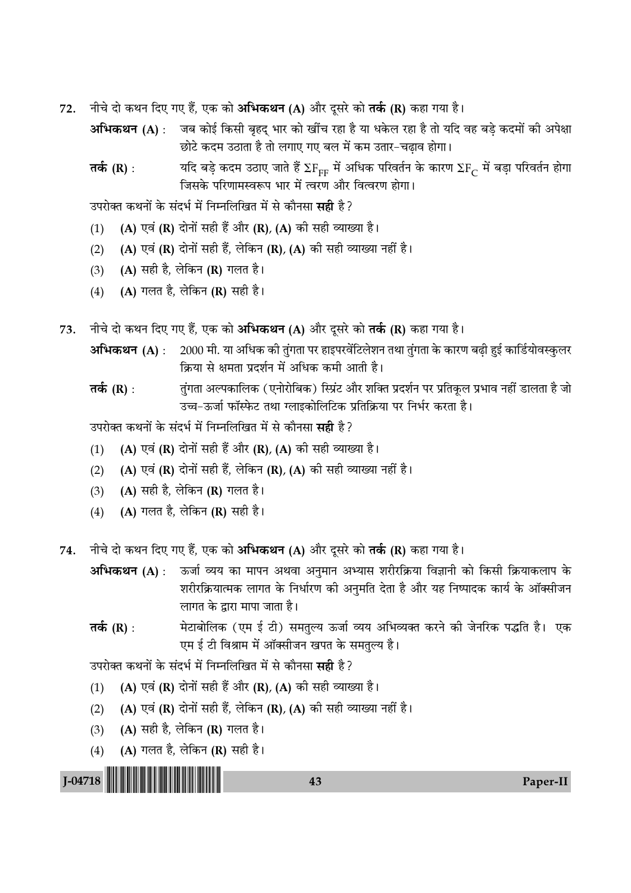72. नीचे दो कथन दिए गए हैं, एक को **अभिकथन (A)** और दूसरे को **तर्क (R)** कहा गया है।

**अभिकथन (A) :** जब कोई किसी बृहद् भार को खींच रहा है या धकेल रहा है तो यदि वह बड़े कदमों की अपेक्षा छोटे कदम उठाता है तो लगाए गए बल में कम उतार-चढ़ाव होगा।

**तर्क (R) :** यदि बड़े कदम उठाए जाते हैं $\Sigma F_{FF}$ में अधिक परिवर्तन के कारण $\Sigma F_C$ में बड़ा परिवर्तन होगा जिसके परिणामस्वरूप भार में त्वरण और वित्वरण होगा।

उपरोक्त कथनों के संदर्भ में निम्नलिखित में से कौनसा **सही** है?

(1) **(A)** एवं **(R)** दोनों सही हैं और **(R)**, **(A)** की सही व्याख्या है।
(2) **(A)** एवं **(R)** दोनों सही हैं, लेकिन **(R)**, **(A)** की सही व्याख्या नहीं है।
(3) **(A)** सही है, लेकिन **(R)** गलत है।
(4) **(A)** गलत है, लेकिन **(R)** सही है।

73. नीचे दो कथन दिए गए हैं, एक को **अभिकथन (A)** और दूसरे को **तर्क (R)** कहा गया है।

**अभिकथन (A) :** 2000 मी. या अधिक की तुंगता पर हाइपरवेंटिलेशन तथा तुंगता के कारण बढ़ी हुई कार्डियोवस्कुलर क्रिया से क्षमता प्रदर्शन में अधिक कमी आती है।

**तर्क (R) :** तुंगता अल्पकालिक (एनोरोबिक) स्प्रिंट और शक्ति प्रदर्शन पर प्रतिकूल प्रभाव नहीं डालता है जो उच्च-ऊर्जा फॉस्फेट तथा ग्लाइकोलिटिक प्रतिक्रिया पर निर्भर करता है।

उपरोक्त कथनों के संदर्भ में निम्नलिखित में से कौनसा **सही** है?

(1) **(A)** एवं **(R)** दोनों सही हैं और **(R)**, **(A)** की सही व्याख्या है।
(2) **(A)** एवं **(R)** दोनों सही हैं, लेकिन **(R)**, **(A)** की सही व्याख्या नहीं है।
(3) **(A)** सही है, लेकिन **(R)** गलत है।
(4) **(A)** गलत है, लेकिन **(R)** सही है।

74. नीचे दो कथन दिए गए हैं, एक को **अभिकथन (A)** और दूसरे को **तर्क (R)** कहा गया है।

**अभिकथन (A) :** ऊर्जा व्यय का मापन अथवा अनुमान अभ्यास शरीरक्रिया विज्ञानी को किसी क्रियाकलाप के शरीरक्रियात्मक लागत के निर्धारण की अनुमति देता है और यह निष्पादक कार्य के ऑक्सीजन लागत के द्वारा मापा जाता है।

**तर्क (R) :** मेटाबोलिक (एम ई टी) समतुल्य ऊर्जा व्यय अभिव्यक्त करने की जेनरिक पद्धति है। एक एम ई टी विश्राम में ऑक्सीजन खपत के समतुल्य है।

उपरोक्त कथनों के संदर्भ में निम्नलिखित में से कौनसा **सही** है?

(1) **(A)** एवं **(R)** दोनों सही हैं और **(R)**, **(A)** की सही व्याख्या है।
(2) **(A)** एवं **(R)** दोनों सही हैं, लेकिन **(R)**, **(A)** की सही व्याख्या नहीं है।
(3) **(A)** सही है, लेकिन **(R)** गलत है।
(4) **(A)** गलत है, लेकिन **(R)** सही है।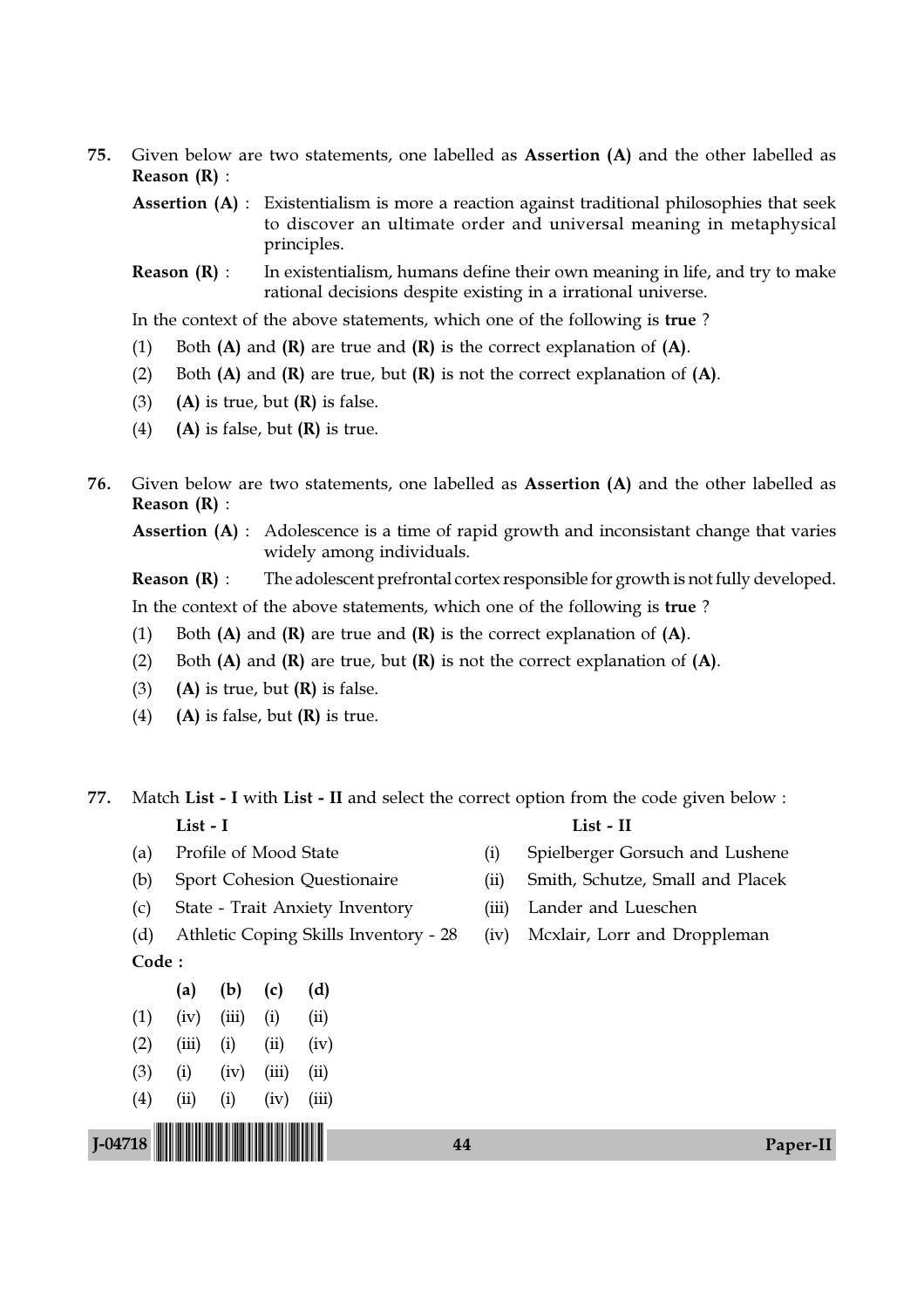75. Given below are two statements, one labelled as **Assertion (A)** and the other labelled as **Reason (R)** :

**Assertion (A)** : Existentialism is more a reaction against traditional philosophies that seek to discover an ultimate order and universal meaning in metaphysical principles.

**Reason (R)** : In existentialism, humans define their own meaning in life, and try to make rational decisions despite existing in a irrational universe.

In the context of the above statements, which one of the following is **true** ?

(1) Both **(A)** and **(R)** are true and **(R)** is the correct explanation of **(A)**.

(2) Both **(A)** and **(R)** are true, but **(R)** is not the correct explanation of **(A)**.

(3) **(A)** is true, but **(R)** is false.

(4) **(A)** is false, but **(R)** is true.

76. Given below are two statements, one labelled as **Assertion (A)** and the other labelled as **Reason (R)** :

**Assertion (A)** : Adolescence is a time of rapid growth and inconsistant change that varies widely among individuals.

**Reason (R)** : The adolescent prefrontal cortex responsible for growth is not fully developed.

In the context of the above statements, which one of the following is **true** ?

(1) Both **(A)** and **(R)** are true and **(R)** is the correct explanation of **(A)**.

(2) Both **(A)** and **(R)** are true, but **(R)** is not the correct explanation of **(A)**.

(3) **(A)** is true, but **(R)** is false.

(4) **(A)** is false, but **(R)** is true.

77. Match **List - I** with **List - II** and select the correct option from the code given below :

| | **List - I** | | **List - II** |
|---|---|---|---|
| (a) | Profile of Mood State | (i) | Spielberger Gorsuch and Lushene |
| (b) | Sport Cohesion Questionaire | (ii) | Smith, Schutze, Small and Placek |
| (c) | State - Trait Anxiety Inventory | (iii) | Lander and Lueschen |
| (d) | Athletic Coping Skills Inventory - 28 | (iv) | Mcxlair, Lorr and Droppleman |

**Code :**

| | (a) | (b) | (c) | (d) |
|---|---|---|---|---|
| (1) | (iv) | (iii) | (i) | (ii) |
| (2) | (iii) | (i) | (ii) | (iv) |
| (3) | (i) | (iv) | (iii) | (ii) |
| (4) | (ii) | (i) | (iv) | (iii) |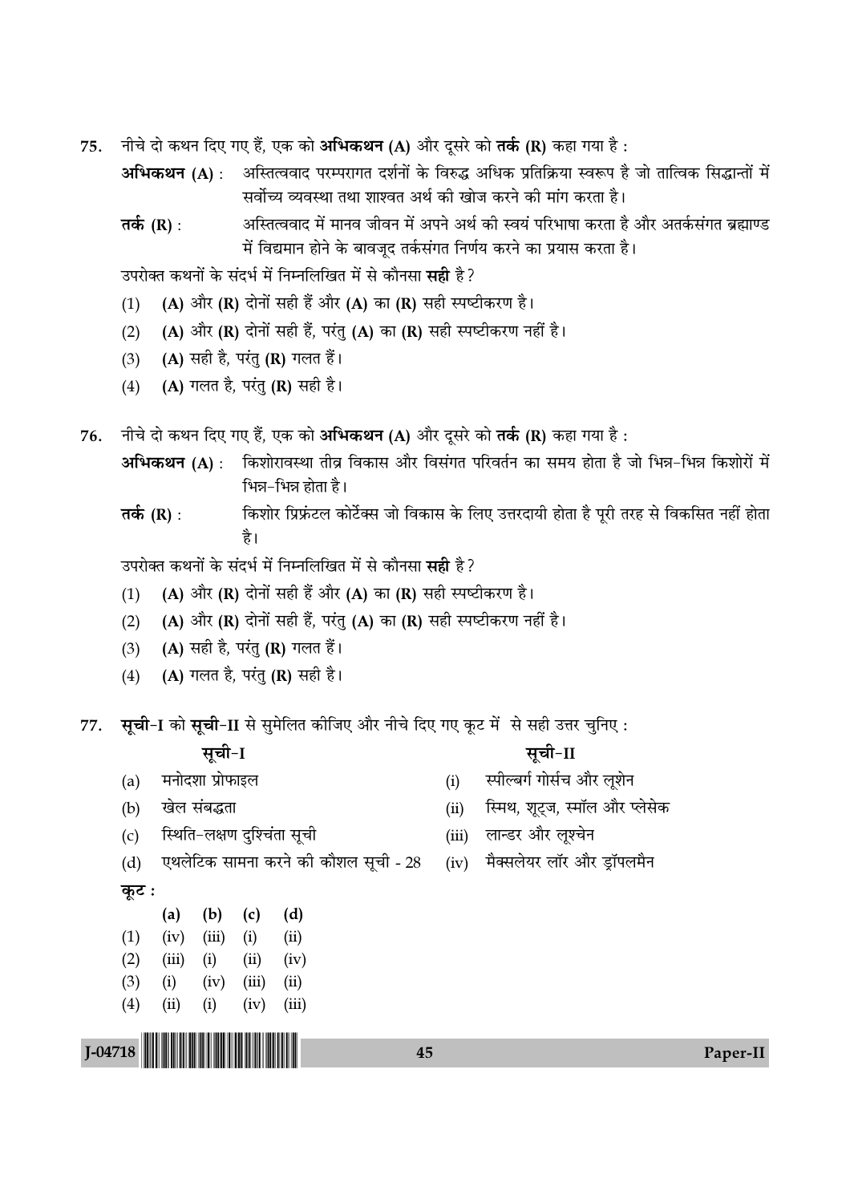75. नीचे दो कथन दिए गए हैं, एक को **अभिकथन (A)** और दूसरे को **तर्क (R)** कहा गया है :

**अभिकथन (A)** : अस्तित्ववाद परम्परागत दर्शनों के विरुद्ध अधिक प्रतिक्रिया स्वरूप है जो तात्विक सिद्धान्तों में सर्वोच्च व्यवस्था तथा शाश्वत अर्थ की खोज करने की मांग करता है।

**तर्क (R)** : अस्तित्ववाद में मानव जीवन में अपने अर्थ की स्वयं परिभाषा करता है और अतर्कसंगत ब्रह्माण्ड में विद्यमान होने के बावजूद तर्कसंगत निर्णय करने का प्रयास करता है।

उपरोक्त कथनों के संदर्भ में निम्नलिखित में से कौनसा **सही** है?

(1) **(A)** और **(R)** दोनों सही हैं और **(A)** का **(R)** सही स्पष्टीकरण है।
(2) **(A)** और **(R)** दोनों सही हैं, परंतु **(A)** का **(R)** सही स्पष्टीकरण नहीं है।
(3) **(A)** सही है, परंतु **(R)** गलत हैं।
(4) **(A)** गलत है, परंतु **(R)** सही है।

76. नीचे दो कथन दिए गए हैं, एक को **अभिकथन (A)** और दूसरे को **तर्क (R)** कहा गया है :

**अभिकथन (A)** : किशोरावस्था तीव्र विकास और विसंगत परिवर्तन का समय होता है जो भिन्न-भिन्न किशोरों में भिन्न-भिन्न होता है।

**तर्क (R)** : किशोर प्रिफ्रंटल कोर्टेक्स जो विकास के लिए उत्तरदायी होता है पूरी तरह से विकसित नहीं होता है।

उपरोक्त कथनों के संदर्भ में निम्नलिखित में से कौनसा **सही** है?

(1) **(A)** और **(R)** दोनों सही हैं और **(A)** का **(R)** सही स्पष्टीकरण है।
(2) **(A)** और **(R)** दोनों सही हैं, परंतु **(A)** का **(R)** सही स्पष्टीकरण नहीं है।
(3) **(A)** सही है, परंतु **(R)** गलत हैं।
(4) **(A)** गलत है, परंतु **(R)** सही है।

77. **सूची-I** को **सूची-II** से सुमेलित कीजिए और नीचे दिए गए कूट में से सही उत्तर चुनिए :

| | सूची-I | | सूची-II |
|---|---|---|---|
| (a) | मनोदशा प्रोफाइल | (i) | स्पील्बर्ग गोर्सच और लूशेन |
| (b) | खेल संबद्धता | (ii) | स्मिथ, शूट्ज, स्मॉल और प्लेसेक |
| (c) | स्थिति-लक्षण दुश्चिंता सूची | (iii) | लान्डर और लूश्चेन |
| (d) | एथलेटिक सामना करने की कौशल सूची - 28 | (iv) | मैक्सलेयर लॉर और डॉपलमैन |

**कूट :**

| | (a) | (b) | (c) | (d) |
|---|---|---|---|---|
| (1) | (iv) | (iii) | (i) | (ii) |
| (2) | (iii) | (i) | (ii) | (iv) |
| (3) | (i) | (iv) | (iii) | (ii) |
| (4) | (ii) | (i) | (iv) | (iii) |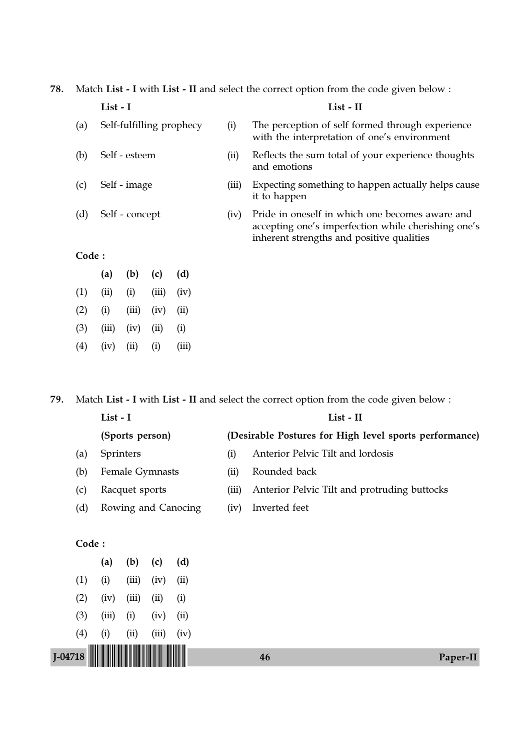78. Match **List - I** with **List - II** and select the correct option from the code given below :

| | **List - I** | | **List - II** |
|---|---|---|---|
| (a) | Self-fulfilling prophecy | (i) | The perception of self formed through experience with the interpretation of one's environment |
| (b) | Self - esteem | (ii) | Reflects the sum total of your experience thoughts and emotions |
| (c) | Self - image | (iii) | Expecting something to happen actually helps cause it to happen |
| (d) | Self - concept | (iv) | Pride in oneself in which one becomes aware and accepting one's imperfection while cherishing one's inherent strengths and positive qualities |

**Code :**

| | **(a)** | **(b)** | **(c)** | **(d)** |
|---|---|---|---|---|
| (1) | (ii) | (i) | (iii) | (iv) |
| (2) | (i) | (iii) | (iv) | (ii) |
| (3) | (iii) | (iv) | (ii) | (i) |
| (4) | (iv) | (ii) | (i) | (iii) |

79. Match **List - I** with **List - II** and select the correct option from the code given below :

| | **List - I** **(Sports person)** | | **List - II** **(Desirable Postures for High level sports performance)** |
|---|---|---|---|
| (a) | Sprinters | (i) | Anterior Pelvic Tilt and lordosis |
| (b) | Female Gymnasts | (ii) | Rounded back |
| (c) | Racquet sports | (iii) | Anterior Pelvic Tilt and protruding buttocks |
| (d) | Rowing and Canocing | (iv) | Inverted feet |

**Code :**

| | **(a)** | **(b)** | **(c)** | **(d)** |
|---|---|---|---|---|
| (1) | (i) | (iii) | (iv) | (ii) |
| (2) | (iv) | (iii) | (ii) | (i) |
| (3) | (iii) | (i) | (iv) | (ii) |
| (4) | (i) | (ii) | (iii) | (iv) |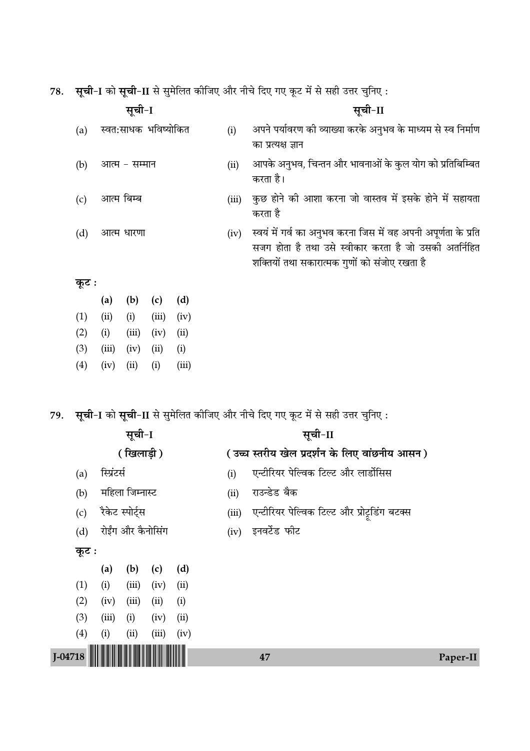78. **सूची-I** को **सूची-II** से सुमेलित कीजिए और नीचे दिए गए कूट में से सही उत्तर चुनिए :

| | **सूची-I** | | **सूची-II** |
|---|---|---|---|
| (a) | स्वत:साधक भविष्योकित | (i) | अपने पर्यावरण की व्याख्या करके अनुभव के माध्यम से स्व निर्माण का प्रत्यक्ष ज्ञान |
| (b) | आत्म - सम्मान | (ii) | आपके अनुभव, चिन्तन और भावनाओं के कुल योग को प्रतिबिम्बित करता है। |
| (c) | आत्म बिम्ब | (iii) | कुछ होने की आशा करना जो वास्तव में इसके होने में सहायता करता है |
| (d) | आत्म धारणा | (iv) | स्वयं में गर्व का अनुभव करना जिस में वह अपनी अपूर्णता के प्रति सजग होता है तथा उसे स्वीकार करता है जो उसकी अतर्निहित शक्तियों तथा सकारात्मक गुणों को संजोए रखता है |

**कूट :**

| | **(a)** | **(b)** | **(c)** | **(d)** |
|---|---|---|---|---|
| (1) | (ii) | (i) | (iii) | (iv) |
| (2) | (i) | (iii) | (iv) | (ii) |
| (3) | (iii) | (iv) | (ii) | (i) |
| (4) | (iv) | (ii) | (i) | (iii) |

79. **सूची-I** को **सूची-II** से सुमेलित कीजिए और नीचे दिए गए कूट में से सही उत्तर चुनिए :

| | **सूची-I (खिलाड़ी)** | | **सूची-II (उच्च स्तरीय खेल प्रदर्शन के लिए वांछनीय आसन)** |
|---|---|---|---|
| (a) | स्प्रिंटर्स | (i) | एन्टीरियर पेल्विक टिल्ट और लार्डोसिस |
| (b) | महिला जिम्नास्ट | (ii) | राउन्डेड बैक |
| (c) | रैकेट स्पोर्ट्स | (iii) | एन्टीरियर पेल्विक टिल्ट और प्रोट्रूडिंग बटक्स |
| (d) | रोईंग और कैनोसिंग | (iv) | इनवर्टेड फीट |

**कूट :**

| | **(a)** | **(b)** | **(c)** | **(d)** |
|---|---|---|---|---|
| (1) | (i) | (iii) | (iv) | (ii) |
| (2) | (iv) | (iii) | (ii) | (i) |
| (3) | (iii) | (i) | (iv) | (ii) |
| (4) | (i) | (ii) | (iii) | (iv) |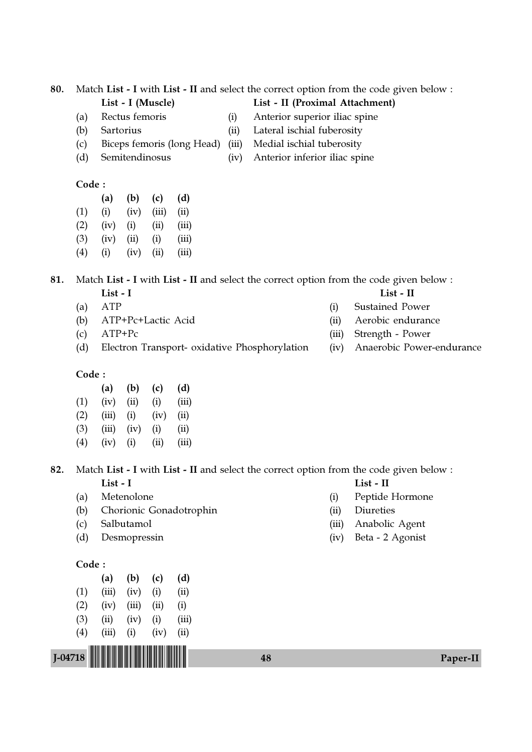80. Match **List - I** with **List - II** and select the correct option from the code given below :

| | List - I (Muscle) | | List - II (Proximal Attachment) |
|---|---|---|---|
| (a) | Rectus femoris | (i) | Anterior superior iliac spine |
| (b) | Sartorius | (ii) | Lateral ischial fuberosity |
| (c) | Biceps femoris (long Head) | (iii) | Medial ischial tuberosity |
| (d) | Semitendinosus | (iv) | Anterior inferior iliac spine |

**Code :**

| | (a) | (b) | (c) | (d) |
|---|---|---|---|---|
| (1) | (i) | (iv) | (iii) | (ii) |
| (2) | (iv) | (i) | (ii) | (iii) |
| (3) | (iv) | (ii) | (i) | (iii) |
| (4) | (i) | (iv) | (ii) | (iii) |

81. Match **List - I** with **List - II** and select the correct option from the code given below :

| | List - I | | List - II |
|---|---|---|---|
| (a) | ATP | (i) | Sustained Power |
| (b) | ATP+Pc+Lactic Acid | (ii) | Aerobic endurance |
| (c) | ATP+Pc | (iii) | Strength - Power |
| (d) | Electron Transport- oxidative Phosphorylation | (iv) | Anaerobic Power-endurance |

**Code :**

| | (a) | (b) | (c) | (d) |
|---|---|---|---|---|
| (1) | (iv) | (ii) | (i) | (iii) |
| (2) | (iii) | (i) | (iv) | (ii) |
| (3) | (iii) | (iv) | (i) | (ii) |
| (4) | (iv) | (i) | (ii) | (iii) |

82. Match **List - I** with **List - II** and select the correct option from the code given below :

| | List - I | | List - II |
|---|---|---|---|
| (a) | Metenolone | (i) | Peptide Hormone |
| (b) | Chorionic Gonadotrophin | (ii) | Diureties |
| (c) | Salbutamol | (iii) | Anabolic Agent |
| (d) | Desmopressin | (iv) | Beta - 2 Agonist |

**Code :**

| | (a) | (b) | (c) | (d) |
|---|---|---|---|---|
| (1) | (iii) | (iv) | (i) | (ii) |
| (2) | (iv) | (iii) | (ii) | (i) |
| (3) | (ii) | (iv) | (i) | (iii) |
| (4) | (iii) | (i) | (iv) | (ii) |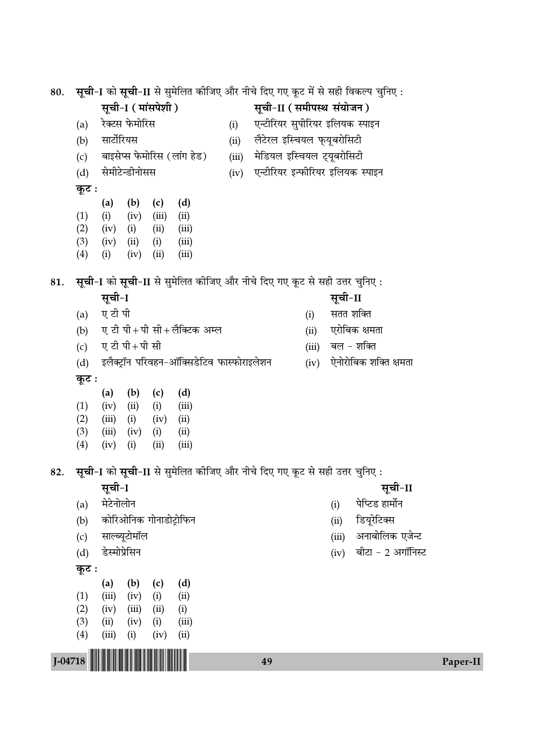80. **सूची**-I को **सूची**-II से सुमेलित कीजिए और नीचे दिए गए कूट में से सही विकल्प चुनिए :

| | सूची-I ( मांसपेशी ) | | सूची-II ( समीपस्थ संयोजन ) |
|---|---|---|---|
| (a) | रेक्टस फेमोरिस | (i) | एन्टीरियर सुपीरियर इलियक स्पाइन |
| (b) | सार्टोरियस | (ii) | लैटेरल इस्चियल फ्युबरोसिटी |
| (c) | बाइसेप्स फेमोरिस (लांग हेड) | (iii) | मेडियल इस्चियल ट्यूबरोसिटी |
| (d) | सेमीटेन्डीनोसस | (iv) | एन्टीरियर इन्फीरियर इलियक स्पाइन |

**कूट :**

| | (a) | (b) | (c) | (d) |
|---|---|---|---|---|
| (1) | (i) | (iv) | (iii) | (ii) |
| (2) | (iv) | (i) | (ii) | (iii) |
| (3) | (iv) | (ii) | (i) | (iii) |
| (4) | (i) | (iv) | (ii) | (iii) |

81. **सूची**-I को **सूची**-II से सुमेलित कीजिए और नीचे दिए गए कूट से सही उत्तर चुनिए :

| | सूची-I | | सूची-II |
|---|---|---|---|
| (a) | ए टी पी | (i) | सतत शक्ति |
| (b) | ए टी पी + पी सी + लैक्टिक अम्ल | (ii) | एरोबिक क्षमता |
| (c) | ए टी पी + पी सी | (iii) | बल - शक्ति |
| (d) | इलैक्ट्रॉन परिवहन-ऑक्सिडेटिव फास्फोराइलेशन | (iv) | ऐनोरोबिक शक्ति क्षमता |

**कूट :**

| | (a) | (b) | (c) | (d) |
|---|---|---|---|---|
| (1) | (iv) | (ii) | (i) | (iii) |
| (2) | (iii) | (i) | (iv) | (ii) |
| (3) | (iii) | (iv) | (i) | (ii) |
| (4) | (iv) | (i) | (ii) | (iii) |

82. **सूची**-I को **सूची**-II से सुमेलित कीजिए और नीचे दिए गए कूट से सही उत्तर चुनिए :

| | सूची-I | | सूची-II |
|---|---|---|---|
| (a) | मेटेनोलोन | (i) | पेप्टिड हार्मोन |
| (b) | कोरिओनिक गोनाडोट्रोफिन | (ii) | डियूरेटिक्स |
| (c) | साल्ब्यूटोमॉल | (iii) | अनाबोलिक एजेन्ट |
| (d) | डेस्मोप्रेसिन | (iv) | बीटा - 2 अगॉनिस्ट |

**कूट :**

| | (a) | (b) | (c) | (d) |
|---|---|---|---|---|
| (1) | (iii) | (iv) | (i) | (ii) |
| (2) | (iv) | (iii) | (ii) | (i) |
| (3) | (ii) | (iv) | (i) | (iii) |
| (4) | (iii) | (i) | (iv) | (ii) |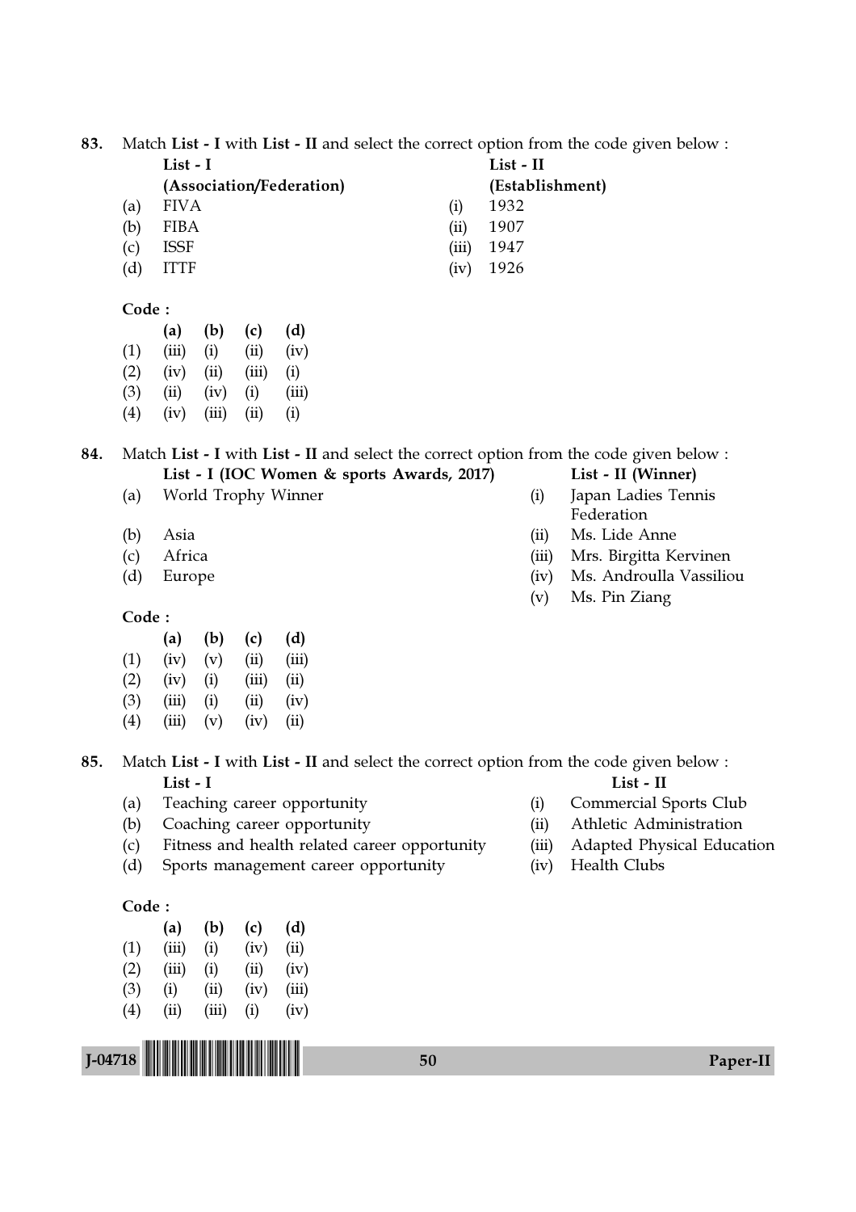83. Match **List - I** with **List - II** and select the correct option from the code given below :

| | List - I (Association/Federation) | | List - II (Establishment) |
|---|---|---|---|
| (a) | FIVA | (i) | 1932 |
| (b) | FIBA | (ii) | 1907 |
| (c) | ISSF | (iii) | 1947 |
| (d) | ITTF | (iv) | 1926 |

**Code :**

| | (a) | (b) | (c) | (d) |
|---|---|---|---|---|
| (1) | (iii) | (i) | (ii) | (iv) |
| (2) | (iv) | (ii) | (iii) | (i) |
| (3) | (ii) | (iv) | (i) | (iii) |
| (4) | (iv) | (iii) | (ii) | (i) |

84. Match **List - I** with **List - II** and select the correct option from the code given below :

| | List - I (IOC Women & sports Awards, 2017) | | List - II (Winner) |
|---|---|---|---|
| (a) | World Trophy Winner | (i) | Japan Ladies Tennis Federation |
| (b) | Asia | (ii) | Ms. Lide Anne |
| (c) | Africa | (iii) | Mrs. Birgitta Kervinen |
| (d) | Europe | (iv) | Ms. Androulla Vassiliou |
| | | (v) | Ms. Pin Ziang |

**Code :**

| | (a) | (b) | (c) | (d) |
|---|---|---|---|---|
| (1) | (iv) | (v) | (ii) | (iii) |
| (2) | (iv) | (i) | (iii) | (ii) |
| (3) | (iii) | (i) | (ii) | (iv) |
| (4) | (iii) | (v) | (iv) | (ii) |

85. Match **List - I** with **List - II** and select the correct option from the code given below :

| | List - I | | List - II |
|---|---|---|---|
| (a) | Teaching career opportunity | (i) | Commercial Sports Club |
| (b) | Coaching career opportunity | (ii) | Athletic Administration |
| (c) | Fitness and health related career opportunity | (iii) | Adapted Physical Education |
| (d) | Sports management career opportunity | (iv) | Health Clubs |

**Code :**

| | (a) | (b) | (c) | (d) |
|---|---|---|---|---|
| (1) | (iii) | (i) | (iv) | (ii) |
| (2) | (iii) | (i) | (ii) | (iv) |
| (3) | (i) | (ii) | (iv) | (iii) |
| (4) | (ii) | (iii) | (i) | (iv) |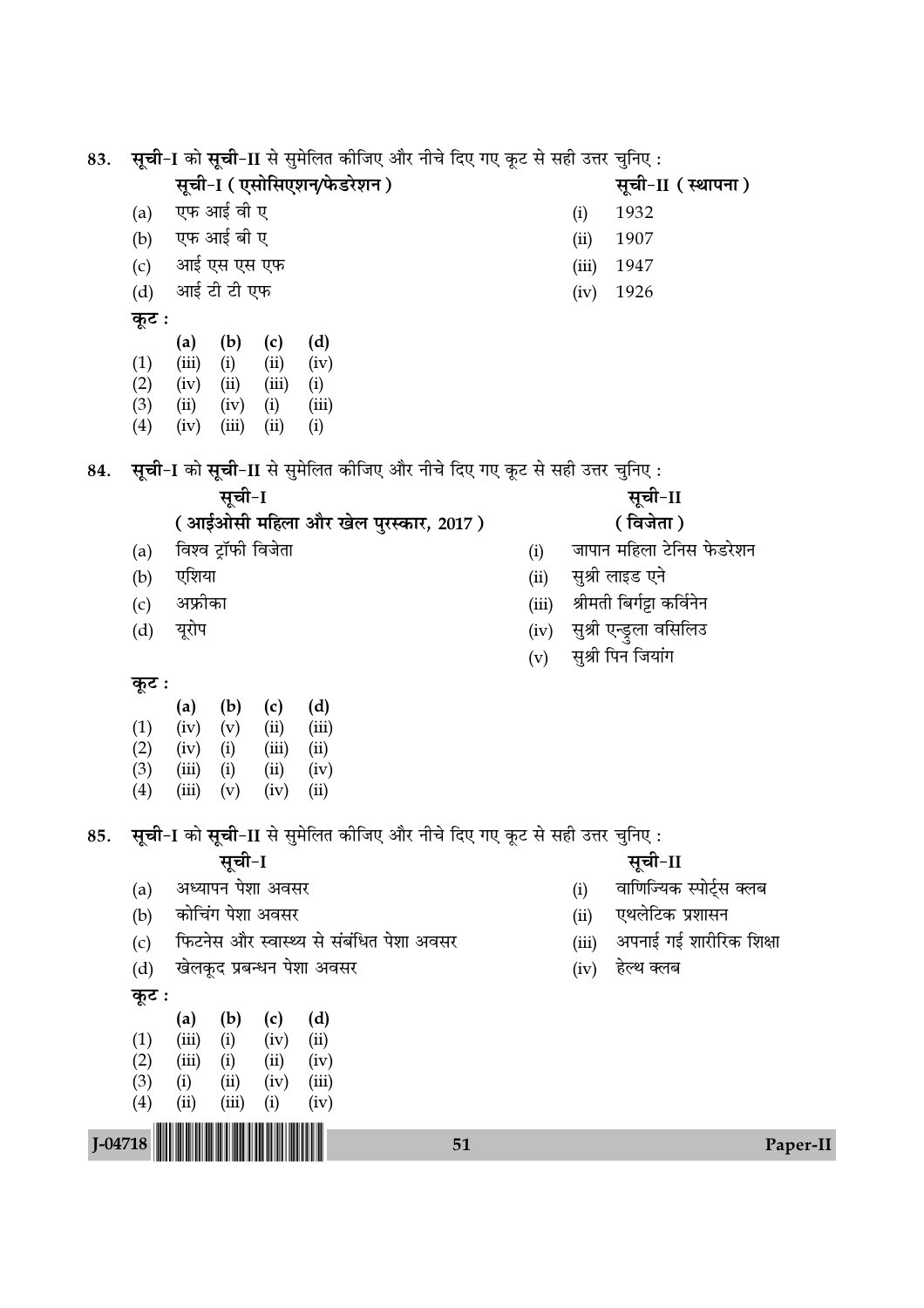83. **सूची-I** को **सूची-II** से सुमेलित कीजिए और नीचे दिए गए कूट से सही उत्तर चुनिए :

| | सूची-I (एसोसिएशन/फेडरेशन) | | सूची-II (स्थापना) |
|---|---|---|---|
| (a) | एफ आई वी ए | (i) | 1932 |
| (b) | एफ आई बी ए | (ii) | 1907 |
| (c) | आई एस एस एफ | (iii) | 1947 |
| (d) | आई टी टी एफ | (iv) | 1926 |

**कूट :**

| | (a) | (b) | (c) | (d) |
|---|---|---|---|---|
| (1) | (iii) | (i) | (ii) | (iv) |
| (2) | (iv) | (ii) | (iii) | (i) |
| (3) | (ii) | (iv) | (i) | (iii) |
| (4) | (iv) | (iii) | (ii) | (i) |

84. **सूची-I** को **सूची-II** से सुमेलित कीजिए और नीचे दिए गए कूट से सही उत्तर चुनिए :

| | सूची-I (आईओसी महिला और खेल पुरस्कार, 2017) | | सूची-II (विजेता) |
|---|---|---|---|
| (a) | विश्व ट्रॉफी विजेता | (i) | जापान महिला टेनिस फेडरेशन |
| (b) | एशिया | (ii) | सुश्री लाइड एने |
| (c) | अफ्रीका | (iii) | श्रीमती बिर्गट्टा कर्विनेन |
| (d) | यूरोप | (iv) | सुश्री एन्डुला वसिलिउ |
| | | (v) | सुश्री पिन जियांग |

**कूट :**

| | (a) | (b) | (c) | (d) |
|---|---|---|---|---|
| (1) | (iv) | (v) | (ii) | (iii) |
| (2) | (iv) | (i) | (iii) | (ii) |
| (3) | (iii) | (i) | (ii) | (iv) |
| (4) | (iii) | (v) | (iv) | (ii) |

85. **सूची-I** को **सूची-II** से सुमेलित कीजिए और नीचे दिए गए कूट से सही उत्तर चुनिए :

| | सूची-I | | सूची-II |
|---|---|---|---|
| (a) | अध्यापन पेशा अवसर | (i) | वाणिज्यिक स्पोर्ट्स क्लब |
| (b) | कोचिंग पेशा अवसर | (ii) | एथलेटिक प्रशासन |
| (c) | फिटनेस और स्वास्थ्य से संबंधित पेशा अवसर | (iii) | अपनाई गई शारीरिक शिक्षा |
| (d) | खेलकूद प्रबन्धन पेशा अवसर | (iv) | हेल्थ क्लब |

**कूट :**

| | (a) | (b) | (c) | (d) |
|---|---|---|---|---|
| (1) | (iii) | (i) | (iv) | (ii) |
| (2) | (iii) | (i) | (ii) | (iv) |
| (3) | (i) | (ii) | (iv) | (iii) |
| (4) | (ii) | (iii) | (i) | (iv) |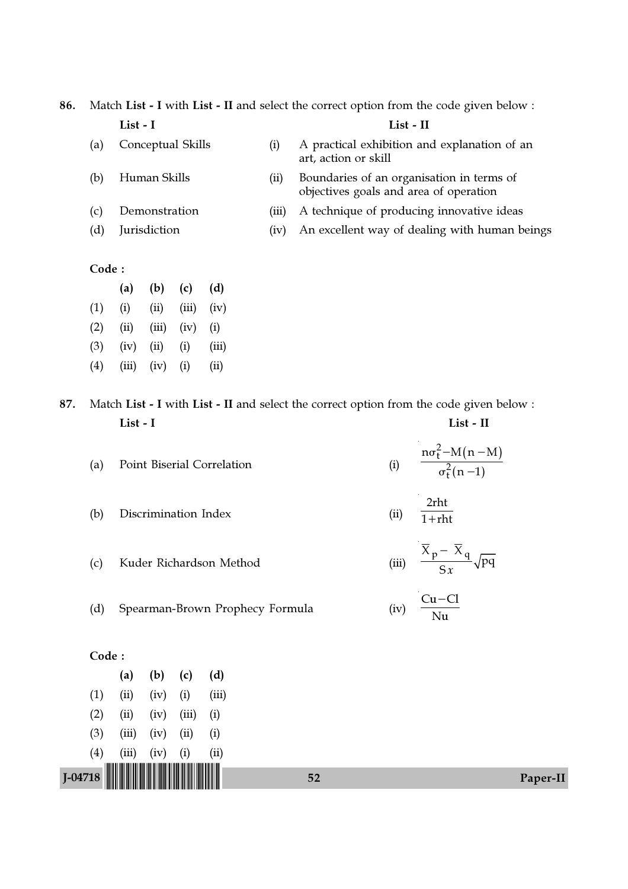86. Match **List - I** with **List - II** and select the correct option from the code given below :

| | List - I | | List - II |
|---|---|---|---|
| (a) | Conceptual Skills | (i) | A practical exhibition and explanation of an art, action or skill |
| (b) | Human Skills | (ii) | Boundaries of an organisation in terms of objectives goals and area of operation |
| (c) | Demonstration | (iii) | A technique of producing innovative ideas |
| (d) | Jurisdiction | (iv) | An excellent way of dealing with human beings |

**Code :**

| | (a) | (b) | (c) | (d) |
|---|---|---|---|---|
| (1) | (i) | (ii) | (iii) | (iv) |
| (2) | (ii) | (iii) | (iv) | (i) |
| (3) | (iv) | (ii) | (i) | (iii) |
| (4) | (iii) | (iv) | (i) | (ii) |

87. Match **List - I** with **List - II** and select the correct option from the code given below :

| | List - I | | List - II |
|---|---|---|---|
| (a) | Point Biserial Correlation | (i) | $\frac{n\sigma_t^2 - M(n-M)}{\sigma_t^2(n-1)}$ |
| (b) | Discrimination Index | (ii) | $\frac{2rht}{1+rht}$ |
| (c) | Kuder Richardson Method | (iii) | $\frac{\overline{X}_p - \overline{X}_q}{Sx}\sqrt{pq}$ |
| (d) | Spearman-Brown Prophecy Formula | (iv) | $\frac{Cu - Cl}{Nu}$ |

**Code :**

| | (a) | (b) | (c) | (d) |
|---|---|---|---|---|
| (1) | (ii) | (iv) | (i) | (iii) |
| (2) | (ii) | (iv) | (iii) | (i) |
| (3) | (iii) | (iv) | (ii) | (i) |
| (4) | (iii) | (iv) | (i) | (ii) |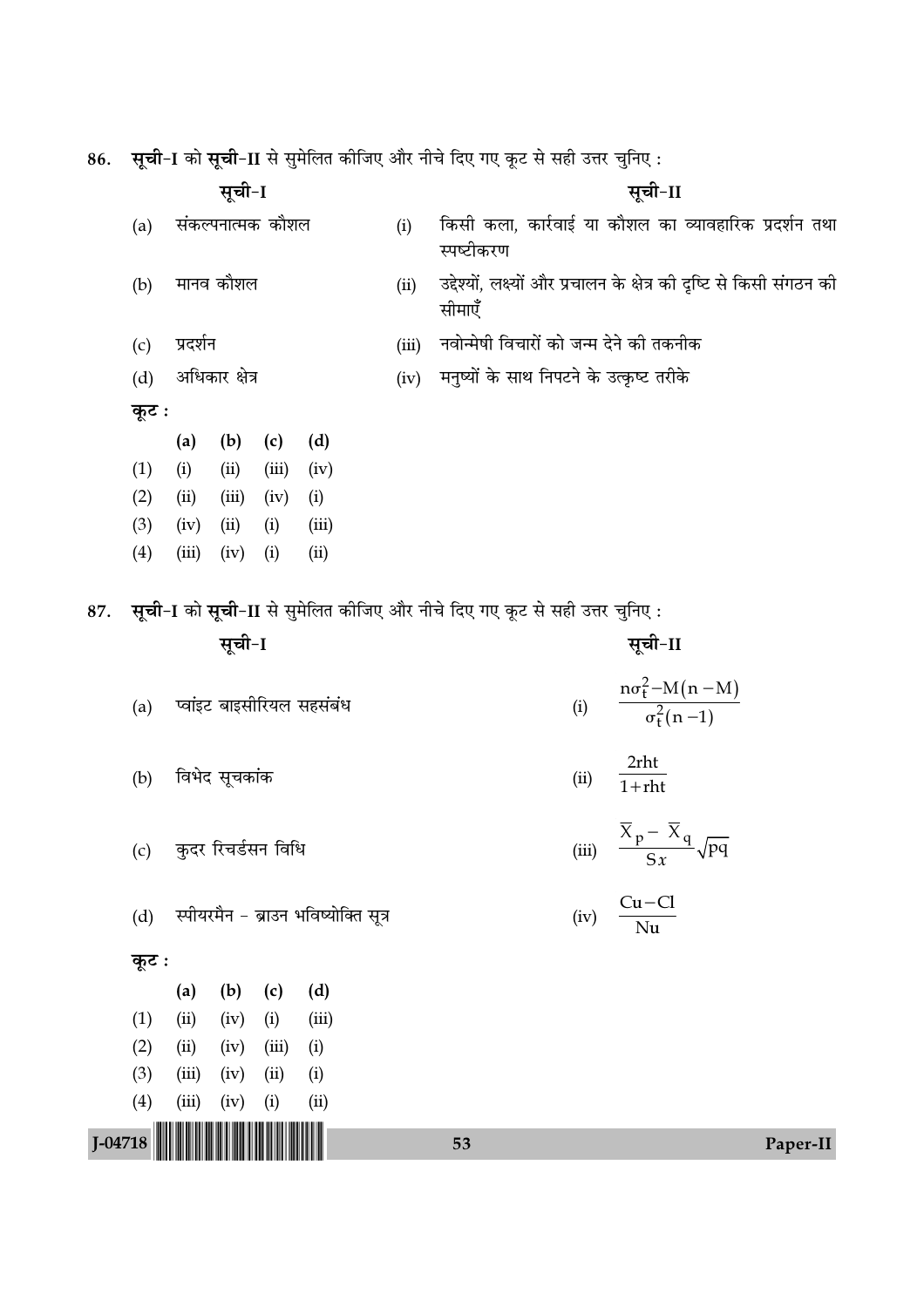86. **सूची-I** को **सूची-II** से सुमेलित कीजिए और नीचे दिए गए कूट से सही उत्तर चुनिए :

| | **सूची-I** | | **सूची-II** |
|---|---|---|---|
| (a) | संकल्पनात्मक कौशल | (i) | किसी कला, कार्रवाई या कौशल का व्यावहारिक प्रदर्शन तथा स्पष्टीकरण |
| (b) | मानव कौशल | (ii) | उद्देश्यों, लक्ष्यों और प्रचालन के क्षेत्र की दृष्टि से किसी संगठन की सीमाएँ |
| (c) | प्रदर्शन | (iii) | नवोन्मेषी विचारों को जन्म देने की तकनीक |
| (d) | अधिकार क्षेत्र | (iv) | मनुष्यों के साथ निपटने के उत्कृष्ट तरीके |

**कूट :**

| | (a) | (b) | (c) | (d) |
|---|---|---|---|---|
| (1) | (i) | (ii) | (iii) | (iv) |
| (2) | (ii) | (iii) | (iv) | (i) |
| (3) | (iv) | (ii) | (i) | (iii) |
| (4) | (iii) | (iv) | (i) | (ii) |

87. **सूची-I** को **सूची-II** से सुमेलित कीजिए और नीचे दिए गए कूट से सही उत्तर चुनिए :

| | **सूची-I** | | **सूची-II** |
|---|---|---|---|
| (a) | प्वांइट बाइसीरियल सहसंबंध | (i) | $\frac{n\sigma_t^2 - M(n-M)}{\sigma_t^2(n-1)}$ |
| (b) | विभेद सूचकांक | (ii) | $\frac{2rht}{1+rht}$ |
| (c) | कुदर रिचर्डसन विधि | (iii) | $\frac{\overline{X}_p - \overline{X}_q}{Sx}\sqrt{pq}$ |
| (d) | स्पीयरमैन - ब्राउन भविष्योक्ति सूत्र | (iv) | $\frac{Cu - Cl}{Nu}$ |

**कूट :**

| | (a) | (b) | (c) | (d) |
|---|---|---|---|---|
| (1) | (ii) | (iv) | (i) | (iii) |
| (2) | (ii) | (iv) | (iii) | (i) |
| (3) | (iii) | (iv) | (ii) | (i) |
| (4) | (iii) | (iv) | (i) | (ii) |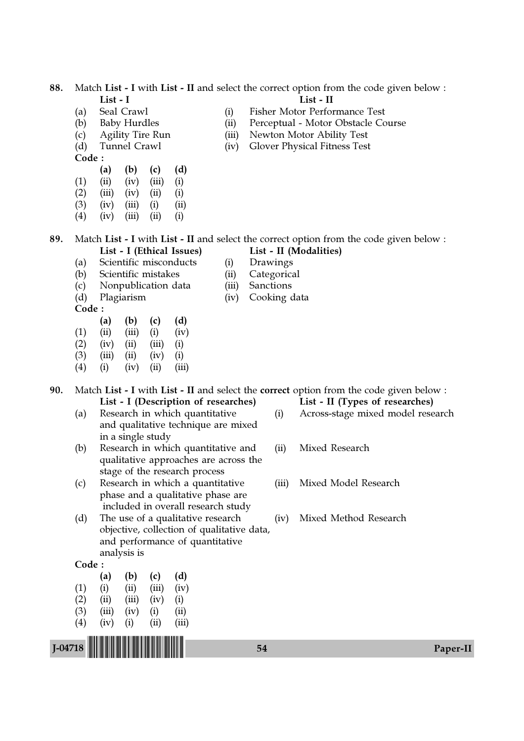88. Match **List - I** with **List - II** and select the correct option from the code given below :

| | List - I | | List - II |
|---|---|---|---|
| (a) | Seal Crawl | (i) | Fisher Motor Performance Test |
| (b) | Baby Hurdles | (ii) | Perceptual - Motor Obstacle Course |
| (c) | Agility Tire Run | (iii) | Newton Motor Ability Test |
| (d) | Tunnel Crawl | (iv) | Glover Physical Fitness Test |

**Code :**

| | (a) | (b) | (c) | (d) |
|---|---|---|---|---|
| (1) | (ii) | (iv) | (iii) | (i) |
| (2) | (iii) | (iv) | (ii) | (i) |
| (3) | (iv) | (iii) | (i) | (ii) |
| (4) | (iv) | (iii) | (ii) | (i) |

89. Match **List - I** with **List - II** and select the correct option from the code given below :

| | List - I (Ethical Issues) | | List - II (Modalities) |
|---|---|---|---|
| (a) | Scientific misconducts | (i) | Drawings |
| (b) | Scientific mistakes | (ii) | Categorical |
| (c) | Nonpublication data | (iii) | Sanctions |
| (d) | Plagiarism | (iv) | Cooking data |

**Code :**

| | (a) | (b) | (c) | (d) |
|---|---|---|---|---|
| (1) | (ii) | (iii) | (i) | (iv) |
| (2) | (iv) | (ii) | (iii) | (i) |
| (3) | (iii) | (ii) | (iv) | (i) |
| (4) | (i) | (iv) | (ii) | (iii) |

90. Match **List - I** with **List - II** and select the **correct** option from the code given below :

| | List - I (Description of researches) | | List - II (Types of researches) |
|---|---|---|---|
| (a) | Research in which quantitative and qualitative technique are mixed in a single study | (i) | Across-stage mixed model research |
| (b) | Research in which quantitative and qualitative approaches are across the stage of the research process | (ii) | Mixed Research |
| (c) | Research in which a quantitative phase and a qualitative phase are included in overall research study | (iii) | Mixed Model Research |
| (d) | The use of a qualitative research objective, collection of qualitative data, and performance of quantitative analysis is | (iv) | Mixed Method Research |

**Code :**

| | (a) | (b) | (c) | (d) |
|---|---|---|---|---|
| (1) | (i) | (ii) | (iii) | (iv) |
| (2) | (ii) | (iii) | (iv) | (i) |
| (3) | (iii) | (iv) | (i) | (ii) |
| (4) | (iv) | (i) | (ii) | (iii) |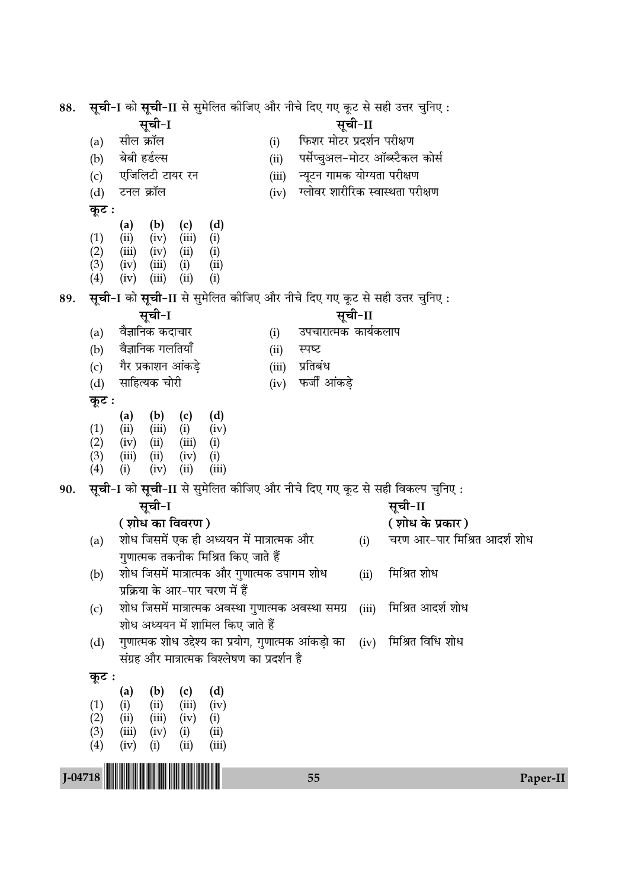88. **सूची-I** को **सूची-II** से सुमेलित कीजिए और नीचे दिए गए कूट से सही उत्तर चुनिए :

| | सूची-I | | सूची-II |
|---|---|---|---|
| (a) | सील क्रॉल | (i) | फिशर मोटर प्रदर्शन परीक्षण |
| (b) | बेबी हर्डल्स | (ii) | पर्सेप्चुअल-मोटर ऑब्स्टैकल कोर्स |
| (c) | एजिलिटी टायर रन | (iii) | न्यूटन गामक योग्यता परीक्षण |
| (d) | टनल क्रॉल | (iv) | ग्लोवर शारीरिक स्वास्थता परीक्षण |

**कूट :**

| | (a) | (b) | (c) | (d) |
|---|---|---|---|---|
| (1) | (ii) | (iv) | (iii) | (i) |
| (2) | (iii) | (iv) | (ii) | (i) |
| (3) | (iv) | (iii) | (i) | (ii) |
| (4) | (iv) | (iii) | (ii) | (i) |

89. **सूची-I** को **सूची-II** से सुमेलित कीजिए और नीचे दिए गए कूट से सही उत्तर चुनिए :

| | सूची-I | | सूची-II |
|---|---|---|---|
| (a) | वैज्ञानिक कदाचार | (i) | उपचारात्मक कार्यकलाप |
| (b) | वैज्ञानिक गलतियाँ | (ii) | स्पष्ट |
| (c) | गैर प्रकाशन आंकड़े | (iii) | प्रतिबंध |
| (d) | साहित्यक चोरी | (iv) | फर्जी आंकड़े |

**कूट :**

| | (a) | (b) | (c) | (d) |
|---|---|---|---|---|
| (1) | (ii) | (iii) | (i) | (iv) |
| (2) | (iv) | (ii) | (iii) | (i) |
| (3) | (iii) | (ii) | (iv) | (i) |
| (4) | (i) | (iv) | (ii) | (iii) |

90. **सूची-I** को **सूची-II** से सुमेलित कीजिए और नीचे दिए गए कूट से सही विकल्प चुनिए :

| | सूची-I **(शोध का विवरण)** | | सूची-II **(शोध के प्रकार)** |
|---|---|---|---|
| (a) | शोध जिसमें एक ही अध्ययन में मात्रात्मक और गुणात्मक तकनीक मिश्रित किए जाते हैं | (i) | चरण आर-पार मिश्रित आदर्श शोध |
| (b) | शोध जिसमें मात्रात्मक और गुणात्मक उपागम शोध प्रक्रिया के आर-पार चरण में हैं | (ii) | मिश्रित शोध |
| (c) | शोध जिसमें मात्रात्मक अवस्था गुणात्मक अवस्था समग्र शोध अध्ययन में शामिल किए जाते हैं | (iii) | मिश्रित आदर्श शोध |
| (d) | गुणात्मक शोध उद्देश्य का प्रयोग, गुणात्मक आंकड़ो का संग्रह और मात्रात्मक विश्लेषण का प्रदर्शन है | (iv) | मिश्रित विधि शोध |

**कूट :**

| | (a) | (b) | (c) | (d) |
|---|---|---|---|---|
| (1) | (i) | (ii) | (iii) | (iv) |
| (2) | (ii) | (iii) | (iv) | (i) |
| (3) | (iii) | (iv) | (i) | (ii) |
| (4) | (iv) | (i) | (ii) | (iii) |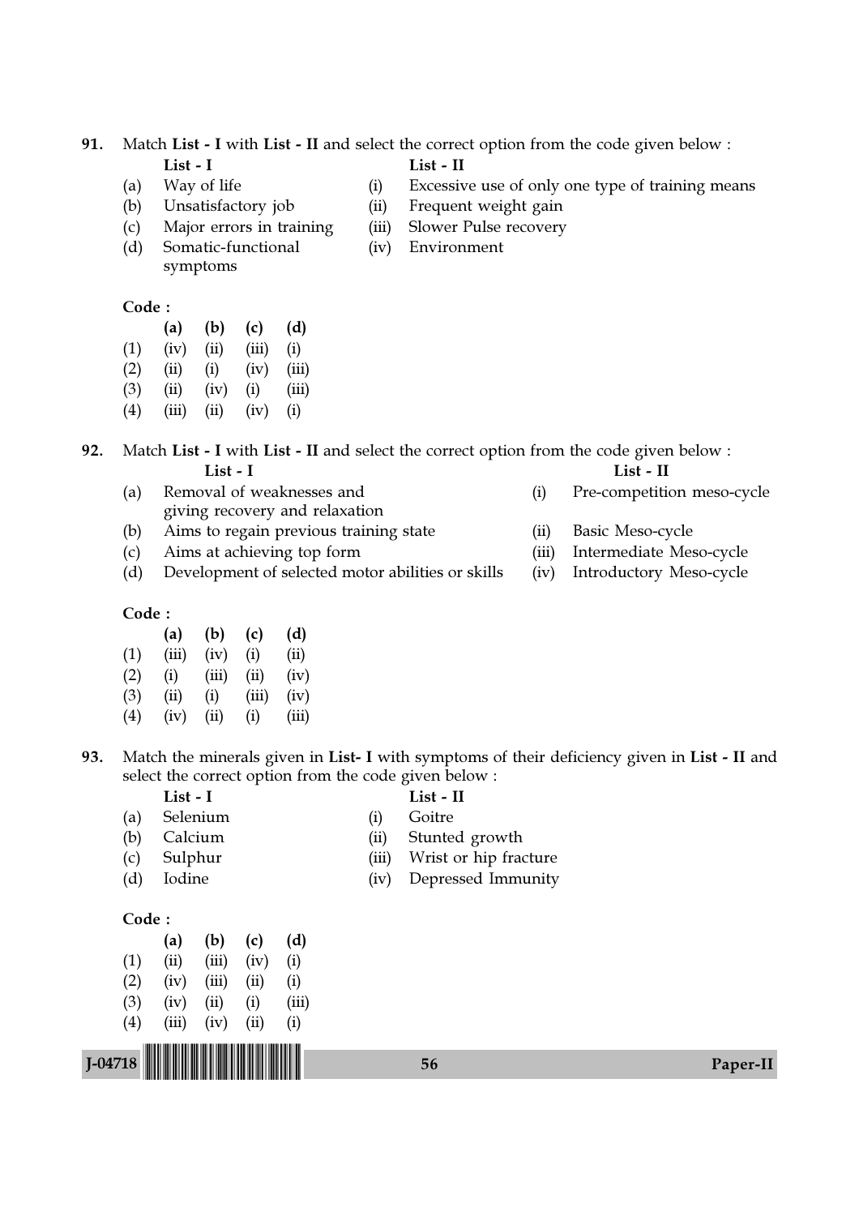91. Match **List - I** with **List - II** and select the correct option from the code given below :

| | List - I | | List - II |
|---|---|---|---|
| (a) | Way of life | (i) | Excessive use of only one type of training means |
| (b) | Unsatisfactory job | (ii) | Frequent weight gain |
| (c) | Major errors in training | (iii) | Slower Pulse recovery |
| (d) | Somatic-functional symptoms | (iv) | Environment |

**Code :**

| | (a) | (b) | (c) | (d) |
|---|---|---|---|---|
| (1) | (iv) | (ii) | (iii) | (i) |
| (2) | (ii) | (i) | (iv) | (iii) |
| (3) | (ii) | (iv) | (i) | (iii) |
| (4) | (iii) | (ii) | (iv) | (i) |

92. Match **List - I** with **List - II** and select the correct option from the code given below :

| | List - I | | List - II |
|---|---|---|---|
| (a) | Removal of weaknesses and giving recovery and relaxation | (i) | Pre-competition meso-cycle |
| (b) | Aims to regain previous training state | (ii) | Basic Meso-cycle |
| (c) | Aims at achieving top form | (iii) | Intermediate Meso-cycle |
| (d) | Development of selected motor abilities or skills | (iv) | Introductory Meso-cycle |

**Code :**

| | (a) | (b) | (c) | (d) |
|---|---|---|---|---|
| (1) | (iii) | (iv) | (i) | (ii) |
| (2) | (i) | (iii) | (ii) | (iv) |
| (3) | (ii) | (i) | (iii) | (iv) |
| (4) | (iv) | (ii) | (i) | (iii) |

93. Match the minerals given in **List- I** with symptoms of their deficiency given in **List - II** and select the correct option from the code given below :

| | List - I | | List - II |
|---|---|---|---|
| (a) | Selenium | (i) | Goitre |
| (b) | Calcium | (ii) | Stunted growth |
| (c) | Sulphur | (iii) | Wrist or hip fracture |
| (d) | Iodine | (iv) | Depressed Immunity |

**Code :**

| | (a) | (b) | (c) | (d) |
|---|---|---|---|---|
| (1) | (ii) | (iii) | (iv) | (i) |
| (2) | (iv) | (iii) | (ii) | (i) |
| (3) | (iv) | (ii) | (i) | (iii) |
| (4) | (iii) | (iv) | (ii) | (i) |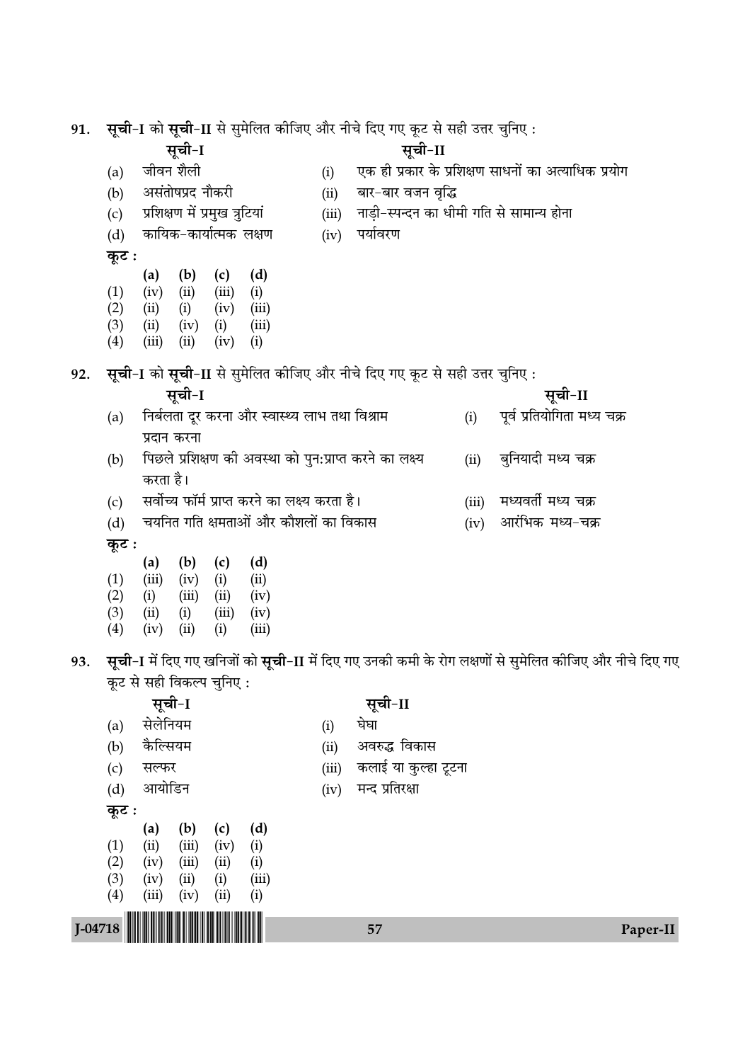91. **सूची**-I को **सूची**-II से सुमेलित कीजिए और नीचे दिए गए कूट से सही उत्तर चुनिए :

| | सूची-I | | सूची-II |
|---|---|---|---|
| (a) | जीवन शैली | (i) | एक ही प्रकार के प्रशिक्षण साधनों का अत्याधिक प्रयोग |
| (b) | असंतोषप्रद नौकरी | (ii) | बार-बार वजन वृद्धि |
| (c) | प्रशिक्षण में प्रमुख त्रुटियां | (iii) | नाड़ी-स्पन्दन का धीमी गति से सामान्य होना |
| (d) | कायिक-कार्यात्मक लक्षण | (iv) | पर्यावरण |

**कूट :**

| | (a) | (b) | (c) | (d) |
|---|---|---|---|---|
| (1) | (iv) | (ii) | (iii) | (i) |
| (2) | (ii) | (i) | (iv) | (iii) |
| (3) | (ii) | (iv) | (i) | (iii) |
| (4) | (iii) | (ii) | (iv) | (i) |

92. **सूची**-I को **सूची**-II से सुमेलित कीजिए और नीचे दिए गए कूट से सही उत्तर चुनिए :

| | सूची-I | | सूची-II |
|---|---|---|---|
| (a) | निर्बलता दूर करना और स्वास्थ्य लाभ तथा विश्राम प्रदान करना | (i) | पूर्व प्रतियोगिता मध्य चक्र |
| (b) | पिछले प्रशिक्षण की अवस्था को पुन:प्राप्त करने का लक्ष्य करता है। | (ii) | बुनियादी मध्य चक्र |
| (c) | सर्वोच्च फॉर्म प्राप्त करने का लक्ष्य करता है। | (iii) | मध्यवर्ती मध्य चक्र |
| (d) | चयनित गति क्षमताओं और कौशलों का विकास | (iv) | आरंभिक मध्य-चक्र |

**कूट :**

| | (a) | (b) | (c) | (d) |
|---|---|---|---|---|
| (1) | (iii) | (iv) | (i) | (ii) |
| (2) | (i) | (iii) | (ii) | (iv) |
| (3) | (ii) | (i) | (iii) | (iv) |
| (4) | (iv) | (ii) | (i) | (iii) |

93. **सूची**-I में दिए गए खनिजों को **सूची**-II में दिए गए उनकी कमी के रोग लक्षणों से सुमेलित कीजिए और नीचे दिए गए कूट से सही विकल्प चुनिए :

| | सूची-I | | सूची-II |
|---|---|---|---|
| (a) | सेलेनियम | (i) | घेघा |
| (b) | कैल्सियम | (ii) | अवरुद्ध विकास |
| (c) | सल्फर | (iii) | कलाई या कुल्हा टूटना |
| (d) | आयोडिन | (iv) | मन्द प्रतिरक्षा |

**कूट :**

| | (a) | (b) | (c) | (d) |
|---|---|---|---|---|
| (1) | (ii) | (iii) | (iv) | (i) |
| (2) | (iv) | (iii) | (ii) | (i) |
| (3) | (iv) | (ii) | (i) | (iii) |
| (4) | (iii) | (iv) | (ii) | (i) |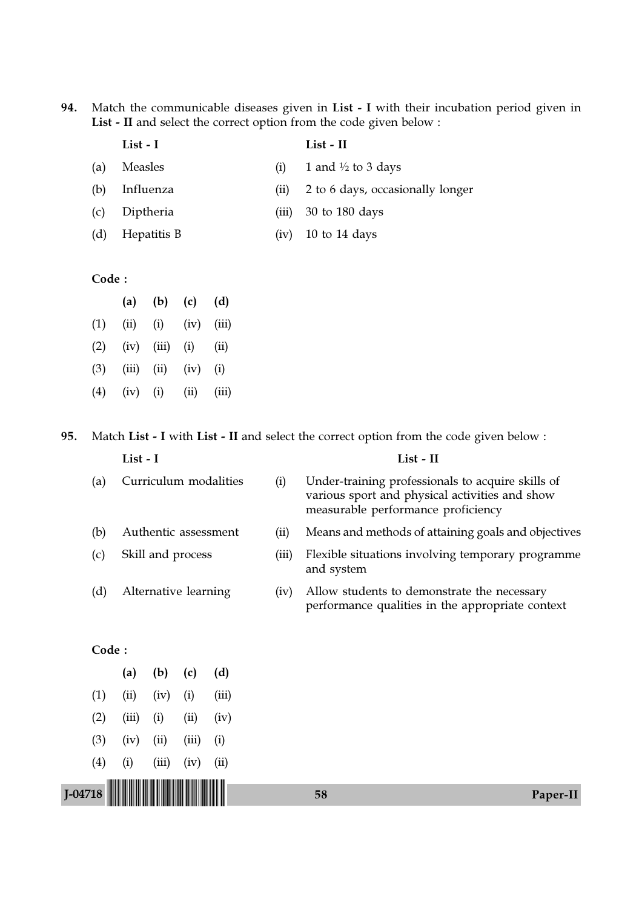94. Match the communicable diseases given in **List - I** with their incubation period given in **List - II** and select the correct option from the code given below :

| | **List - I** | | **List - II** |
|---|---|---|---|
| (a) | Measles | (i) | 1 and ½ to 3 days |
| (b) | Influenza | (ii) | 2 to 6 days, occasionally longer |
| (c) | Diptheria | (iii) | 30 to 180 days |
| (d) | Hepatitis B | (iv) | 10 to 14 days |

**Code :**

| | **(a)** | **(b)** | **(c)** | **(d)** |
|---|---|---|---|---|
| (1) | (ii) | (i) | (iv) | (iii) |
| (2) | (iv) | (iii) | (i) | (ii) |
| (3) | (iii) | (ii) | (iv) | (i) |
| (4) | (iv) | (i) | (ii) | (iii) |

95. Match **List - I** with **List - II** and select the correct option from the code given below :

| | **List - I** | | **List - II** |
|---|---|---|---|
| (a) | Curriculum modalities | (i) | Under-training professionals to acquire skills of various sport and physical activities and show measurable performance proficiency |
| (b) | Authentic assessment | (ii) | Means and methods of attaining goals and objectives |
| (c) | Skill and process | (iii) | Flexible situations involving temporary programme and system |
| (d) | Alternative learning | (iv) | Allow students to demonstrate the necessary performance qualities in the appropriate context |

**Code :**

| | **(a)** | **(b)** | **(c)** | **(d)** |
|---|---|---|---|---|
| (1) | (ii) | (iv) | (i) | (iii) |
| (2) | (iii) | (i) | (ii) | (iv) |
| (3) | (iv) | (ii) | (iii) | (i) |
| (4) | (i) | (iii) | (iv) | (ii) |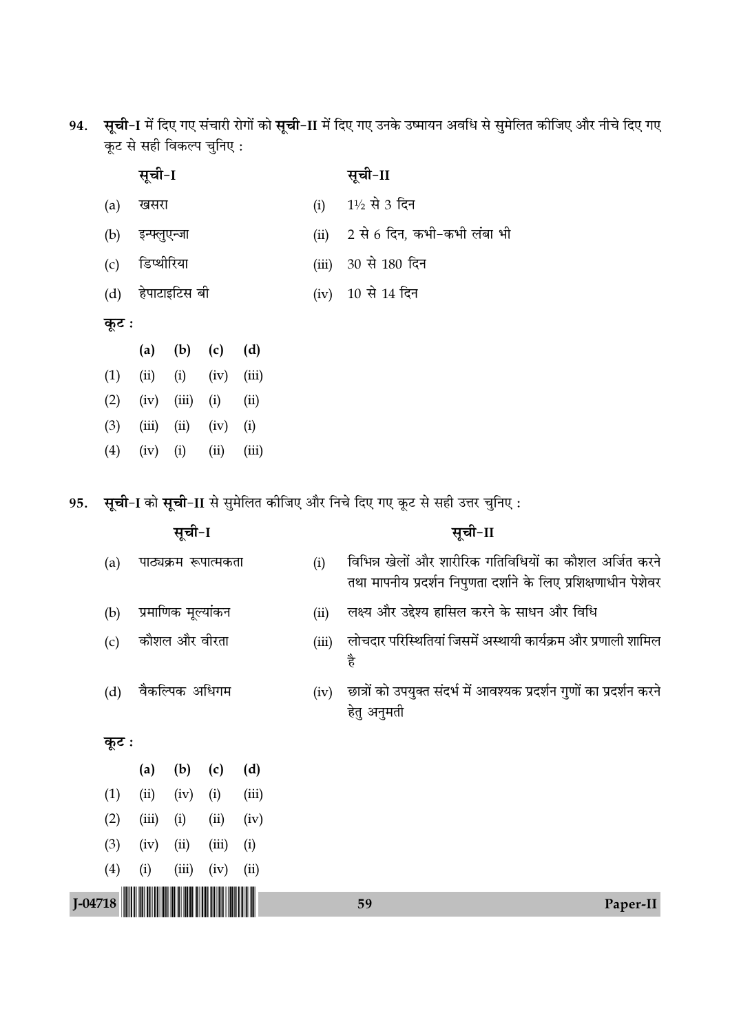94. **सूची-I** में दिए गए संचारी रोगों को **सूची-II** में दिए गए उनके उष्मायन अवधि से सुमेलित कीजिए और नीचे दिए गए कूट से सही विकल्प चुनिए :

| | **सूची-I** | | **सूची-II** |
|---|---|---|---|
| (a) | खसरा | (i) | 1½ से 3 दिन |
| (b) | इन्फ्लुएन्जा | (ii) | 2 से 6 दिन, कभी-कभी लंबा भी |
| (c) | डिफ्थीरिया | (iii) | 30 से 180 दिन |
| (d) | हेपाटाइटिस बी | (iv) | 10 से 14 दिन |

**कूट :**

| | (a) | (b) | (c) | (d) |
|---|---|---|---|---|
| (1) | (ii) | (i) | (iv) | (iii) |
| (2) | (iv) | (iii) | (i) | (ii) |
| (3) | (iii) | (ii) | (iv) | (i) |
| (4) | (iv) | (i) | (ii) | (iii) |

95. **सूची-I** को **सूची-II** से सुमेलित कीजिए और निचे दिए गए कूट से सही उत्तर चुनिए :

| | **सूची-I** | | **सूची-II** |
|---|---|---|---|
| (a) | पाठ्यक्रम रूपात्मकता | (i) | विभिन्न खेलों और शारीरिक गतिविधियों का कौशल अर्जित करने तथा मापनीय प्रदर्शन निपुणता दर्शाने के लिए प्रशिक्षणाधीन पेशेवर |
| (b) | प्रमाणिक मूल्यांकन | (ii) | लक्ष्य और उद्देश्य हासिल करने के साधन और विधि |
| (c) | कौशल और वीरता | (iii) | लोचदार परिस्थितियां जिसमें अस्थायी कार्यक्रम और प्रणाली शामिल है |
| (d) | वैकल्पिक अधिगम | (iv) | छात्रों को उपयुक्त संदर्भ में आवश्यक प्रदर्शन गुणों का प्रदर्शन करने हेतु अनुमती |

**कूट :**

| | (a) | (b) | (c) | (d) |
|---|---|---|---|---|
| (1) | (ii) | (iv) | (i) | (iii) |
| (2) | (iii) | (i) | (ii) | (iv) |
| (3) | (iv) | (ii) | (iii) | (i) |
| (4) | (i) | (iii) | (iv) | (ii) |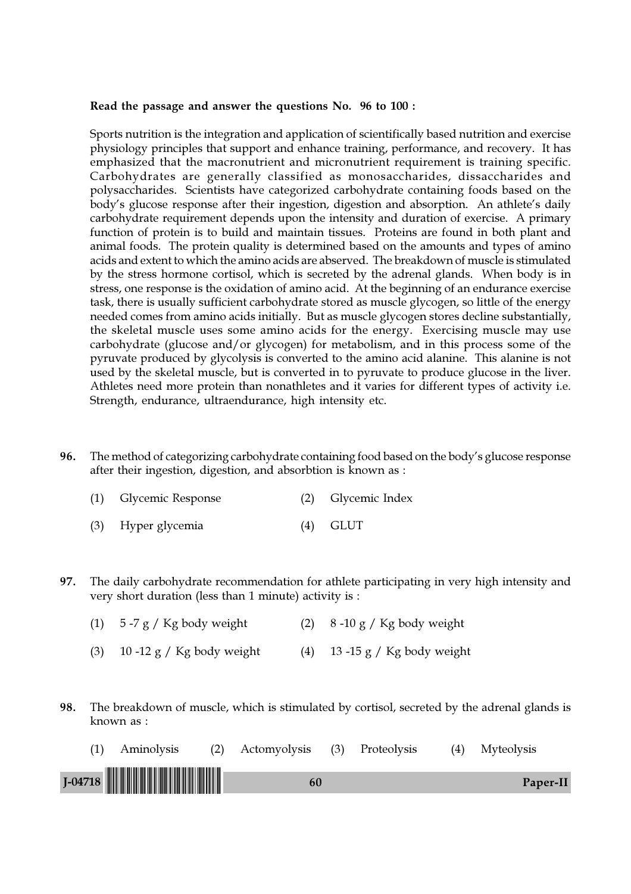**Read the passage and answer the questions No. 96 to 100 :**

Sports nutrition is the integration and application of scientifically based nutrition and exercise physiology principles that support and enhance training, performance, and recovery. It has emphasized that the macronutrient and micronutrient requirement is training specific. Carbohydrates are generally classified as monosaccharides, dissaccharides and polysaccharides. Scientists have categorized carbohydrate containing foods based on the body's glucose response after their ingestion, digestion and absorption. An athlete's daily carbohydrate requirement depends upon the intensity and duration of exercise. A primary function of protein is to build and maintain tissues. Proteins are found in both plant and animal foods. The protein quality is determined based on the amounts and types of amino acids and extent to which the amino acids are observed. The breakdown of muscle is stimulated by the stress hormone cortisol, which is secreted by the adrenal glands. When body is in stress, one response is the oxidation of amino acid. At the beginning of an endurance exercise task, there is usually sufficient carbohydrate stored as muscle glycogen, so little of the energy needed comes from amino acids initially. But as muscle glycogen stores decline substantially, the skeletal muscle uses some amino acids for the energy. Exercising muscle may use carbohydrate (glucose and/or glycogen) for metabolism, and in this process some of the pyruvate produced by glycolysis is converted to the amino acid alanine. This alanine is not used by the skeletal muscle, but is converted in to pyruvate to produce glucose in the liver. Athletes need more protein than nonathletes and it varies for different types of activity i.e. Strength, endurance, ultraendurance, high intensity etc.

**96.** The method of categorizing carbohydrate containing food based on the body's glucose response after their ingestion, digestion, and absorbtion is known as :

(1) Glycemic Response (2) Glycemic Index

(3) Hyper glycemia (4) GLUT

**97.** The daily carbohydrate recommendation for athlete participating in very high intensity and very short duration (less than 1 minute) activity is :

(1) 5 -7 g / Kg body weight (2) 8 -10 g / Kg body weight

(3) 10 -12 g / Kg body weight (4) 13 -15 g / Kg body weight

**98.** The breakdown of muscle, which is stimulated by cortisol, secreted by the adrenal glands is known as :

(1) Aminolysis (2) Actomyolysis (3) Proteolysis (4) Myteolysis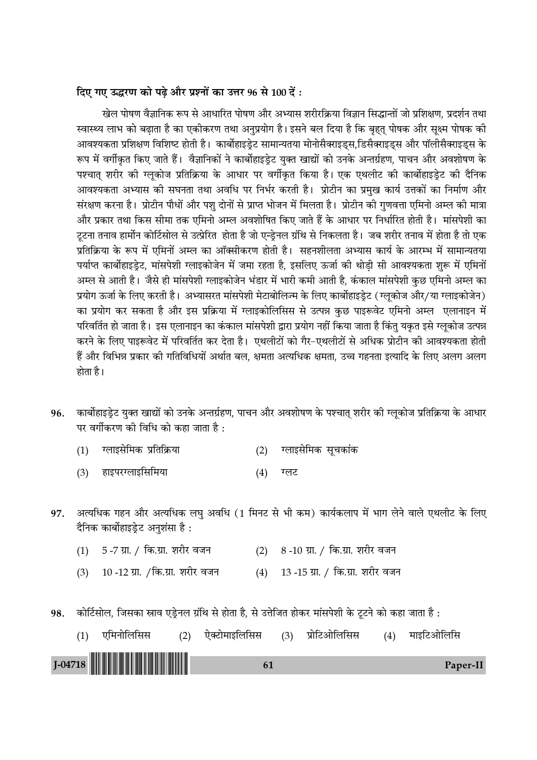**दिए गए उद्धरण को पढ़े और प्रश्नों का उत्तर 96 से 100 दें :**

खेल पोषण वैज्ञानिक रूप से आधारित पोषण और अभ्यास शरीरक्रिया विज्ञान सिद्धान्तों जो प्रशिक्षण, प्रदर्शन तथा स्वास्थ्य लाभ को बढ़ाता है का एकीकरण तथा अनुप्रयोग है। इसने बल दिया है कि बृहत् पोषक और सूक्ष्म पोषक की आवश्यकता प्रशिक्षण विशिष्ट होती है। कार्बोहाइड्रेट सामान्यतया मोनोसैक्राइड्स,डिसैक्राइड्स और पॉलीसैक्राइड्स के रूप में वर्गीकृत किए जाते हैं। वैज्ञानिकों ने कार्बोहाइड्रेट युक्त खाद्यों को उनके अन्तर्ग्रहण, पाचन और अवशोषण के पश्चात् शरीर की ग्लूकोज प्रतिक्रिया के आधार पर वर्गीकृत किया है। एक एथलीट की कार्बोहाइड्रेट की दैनिक आवश्यकता अभ्यास की सघनता तथा अवधि पर निर्भर करती है। प्रोटीन का प्रमुख कार्य उत्तकों का निर्माण और संरक्षण करना है। प्रोटीन पौधों और पशु दोनों से प्राप्त भोजन में मिलता है। प्रोटीन की गुणवत्ता एमिनो अम्ल की मात्रा और प्रकार तथा किस सीमा तक एमिनो अम्ल अवशोषित किए जाते हैं के आधार पर निर्धारित होती है। मांसपेशी का टूटना तनाव हार्मोन कोर्टिसोल से उत्प्रेरित होता है जो एन्ड्रेनल ग्रंथि से निकलता है। जब शरीर तनाव में होता है तो एक प्रतिक्रिया के रूप में एमिनों अम्ल का ऑक्सीकरण होती है। सहनशीलता अभ्यास कार्य के आरम्भ में सामान्यतया पर्याप्त कार्बोहाइड्रेट, मांसपेशी ग्लाइकोजेन में जमा रहता है, इसलिए ऊर्जा की थोड़ी सी आवश्यकता शुरू में एमिनों अम्ल से आती है। जैसे ही मांसपेशी ग्लाइकोजेन भंडार में भारी कमी आती है, कंकाल मांसपेशी कुछ एमिनो अम्ल का प्रयोग ऊर्जा के लिए करती है। अभ्यासरत मांसपेशी मेटाबोलिज्म के लिए कार्बोहाइड्रेट (ग्लूकोज और/या ग्लाइकोजेन) का प्रयोग कर सकता है और इस प्रक्रिया में ग्लाइकोलिसिस से उत्पन्न कुछ पाइरूवेट एमिनो अम्ल एलानाइन में परिवर्तित हो जाता है। इस एलानाइन का कंकाल मांसपेशी द्वारा प्रयोग नहीं किया जाता है किंतु यकृत इसे ग्लूकोज उत्पन्न करने के लिए पाइरूवेट में परिवर्तित कर देता है। एथलीटों को गैर-एथलीटों से अधिक प्रोटीन की आवश्यकता होती हैं और विभिन्न प्रकार की गतिविधियों अर्थात बल, क्षमता अत्यधिक क्षमता, उच्च गहनता इत्यादि के लिए अलग अलग होता है।

**96.** कार्बोहाइड्रेट युक्त खाद्यों को उनके अन्तर्ग्रहण, पाचन और अवशोषण के पश्चात् शरीर की ग्लूकोज प्रतिक्रिया के आधार पर वर्गीकरण की विधि को कहा जाता है :

(1) ग्लाइसेमिक प्रतिक्रिया  (2) ग्लाइसेमिक सूचकांक

(3) हाइपरग्लाइसिमिया  (4) ग्लट

**97.** अत्यधिक गहन और अत्यधिक लघु अवधि (1 मिनट से भी कम) कार्यकलाप में भाग लेने वाले एथलीट के लिए दैनिक कार्बोहाइड्रेट अनुशंसा है :

(1) 5 -7 ग्रा. / कि.ग्रा. शरीर वजन  (2) 8 -10 ग्रा. / कि.ग्रा. शरीर वजन

(3) 10 -12 ग्रा. /कि.ग्रा. शरीर वजन  (4) 13 -15 ग्रा. / कि.ग्रा. शरीर वजन

**98.** कोर्टिसोल, जिसका स्राव एड्रेनल ग्रंथि से होता है, से उत्तेजित होकर मांसपेशी के टूटने को कहा जाता है :

(1) एमिनोलिसिस  (2) ऐक्टोमाइलिसिस  (3) प्रोटिओलिसिस  (4) माइटिओलिसि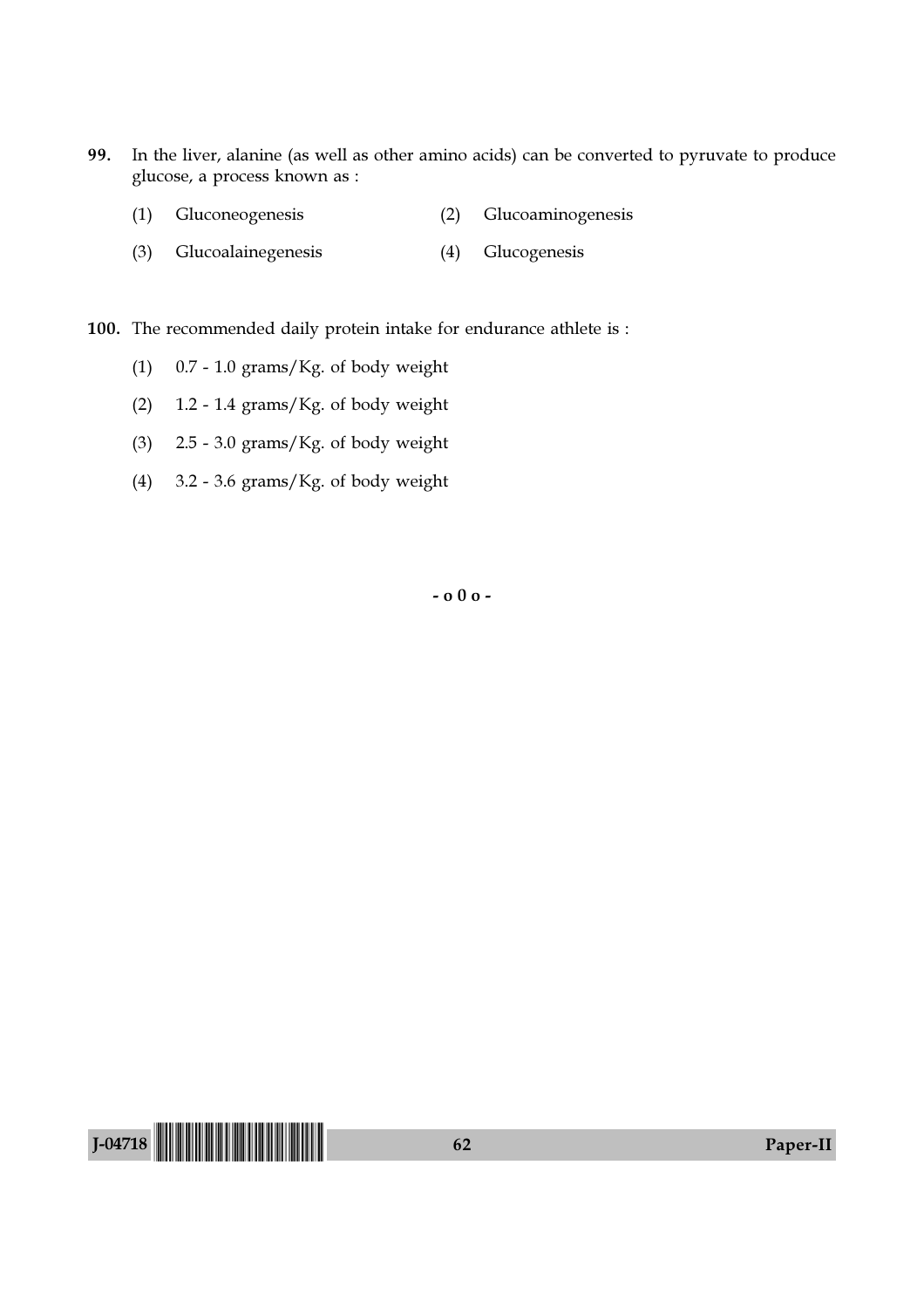99. In the liver, alanine (as well as other amino acids) can be converted to pyruvate to produce glucose, a process known as :

    (1) Gluconeogenesis
    (2) Glucoaminogenesis
    (3) Glucoalainegenesis
    (4) Glucogenesis

100. The recommended daily protein intake for endurance athlete is :

    (1) 0.7 - 1.0 grams/Kg. of body weight
    (2) 1.2 - 1.4 grams/Kg. of body weight
    (3) 2.5 - 3.0 grams/Kg. of body weight
    (4) 3.2 - 3.6 grams/Kg. of body weight

- o 0 o -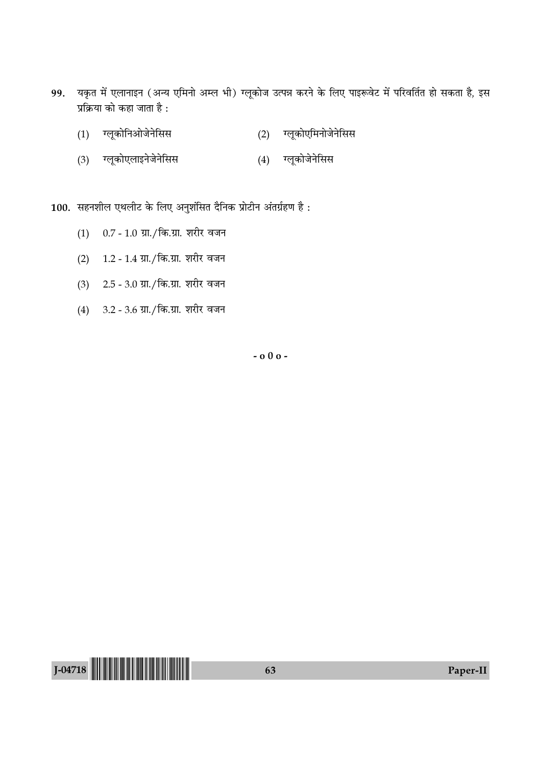99. यकृत में एलानाइन (अन्य एमिनो अम्ल भी) ग्लूकोज उत्पन्न करने के लिए पाइरूवेट में परिवर्तित हो सकता है, इस प्रक्रिया को कहा जाता है :

(1) ग्लूकोनिओजेनेसिस
(2) ग्लूकोएमिनोजेनेसिस
(3) ग्लूकोएलाइनेजेनेसिस
(4) ग्लूकोजेनेसिस

100. सहनशील एथलीट के लिए अनुशंसित दैनिक प्रोटीन अंतर्ग्रहण है :

(1) 0.7 - 1.0 ग्रा./कि.ग्रा. शरीर वजन
(2) 1.2 - 1.4 ग्रा./कि.ग्रा. शरीर वजन
(3) 2.5 - 3.0 ग्रा./कि.ग्रा. शरीर वजन
(4) 3.2 - 3.6 ग्रा./कि.ग्रा. शरीर वजन

- o 0 o -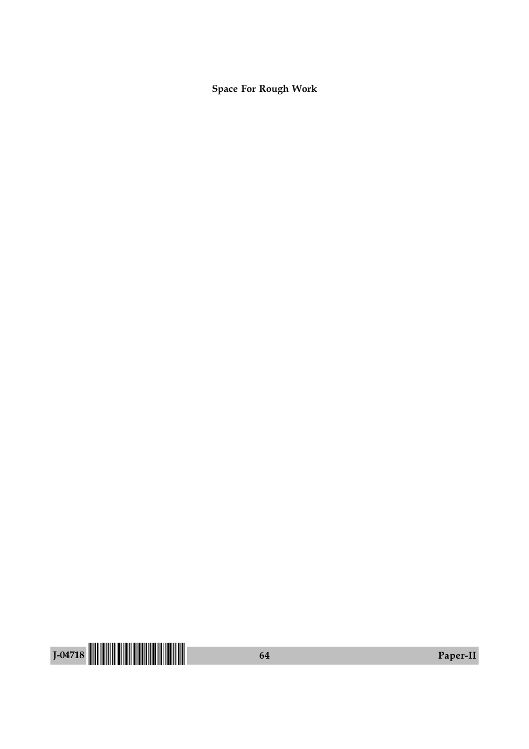**Space For Rough Work**